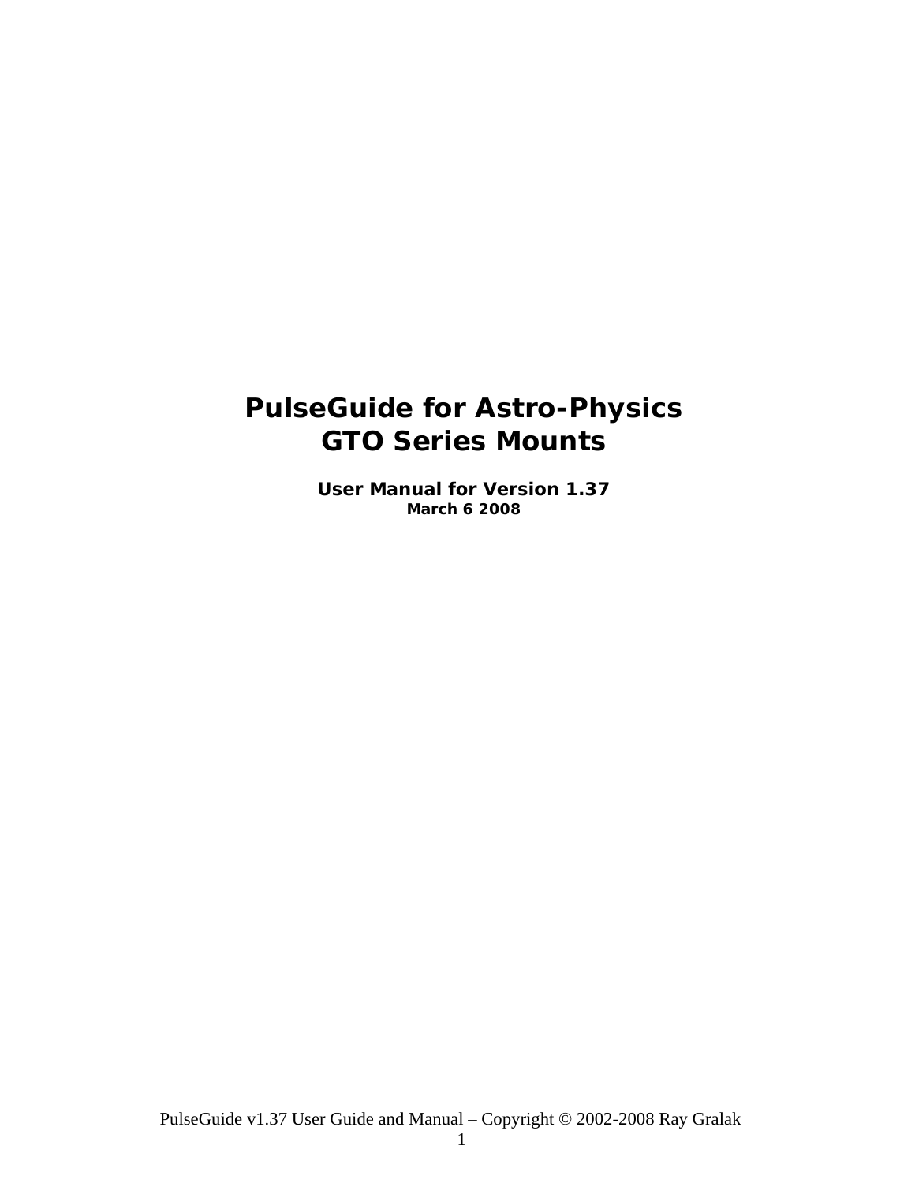# PulseGuide for Astro-Physics GTO Series Mounts

**User Manual for Version 1.37**

**March 6 2008**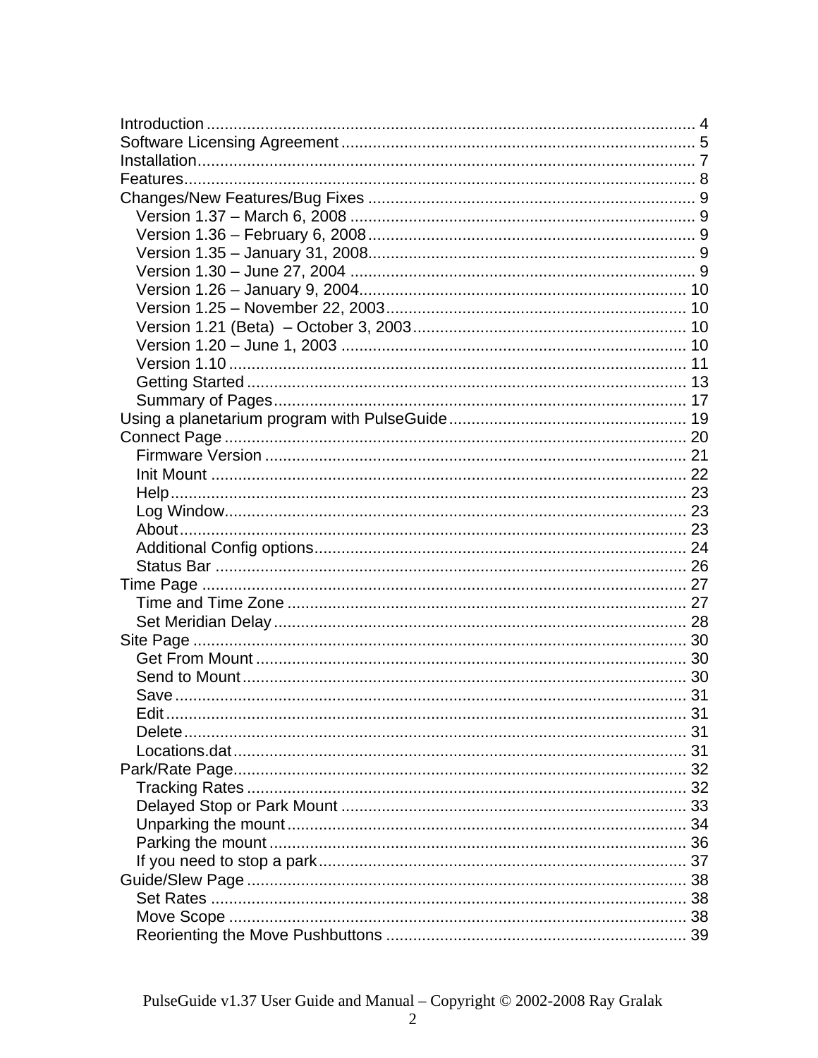Introduction ............................................................................................................ 4
Software Licensing Agreement .............................................................................. 5
Installation.............................................................................................................. 7
Features.................................................................................................................. 8
Changes/New Features/Bug Fixes ........................................................................ 9
  Version 1.37 – March 6, 2008 ............................................................................ 9
  Version 1.36 – February 6, 2008......................................................................... 9
  Version 1.35 – January 31, 2008......................................................................... 9
  Version 1.30 – June 27, 2004 ............................................................................. 9
  Version 1.26 – January 9, 2004......................................................................... 10
  Version 1.25 – November 22, 2003................................................................... 10
  Version 1.21 (Beta) – October 3, 2003.............................................................. 10
  Version 1.20 – June 1, 2003 .............................................................................. 10
  Version 1.10 ...................................................................................................... 11
  Getting Started .................................................................................................. 13
  Summary of Pages............................................................................................ 17
Using a planetarium program with PulseGuide..................................................... 19
Connect Page ....................................................................................................... 20
  Firmware Version .............................................................................................. 21
  Init Mount .......................................................................................................... 22
  Help................................................................................................................... 23
  Log Window....................................................................................................... 23
  About................................................................................................................. 23
  Additional Config options................................................................................... 24
  Status Bar ......................................................................................................... 26
Time Page ............................................................................................................ 27
  Time and Time Zone ......................................................................................... 27
  Set Meridian Delay ............................................................................................ 28
Site Page .............................................................................................................. 30
  Get From Mount ................................................................................................ 30
  Send to Mount ................................................................................................... 30
  Save .................................................................................................................. 31
  Edit .................................................................................................................... 31
  Delete ................................................................................................................ 31
  Locations.dat ..................................................................................................... 31
Park/Rate Page..................................................................................................... 32
  Tracking Rates .................................................................................................. 32
  Delayed Stop or Park Mount ............................................................................. 33
  Unparking the mount ......................................................................................... 34
  Parking the mount ............................................................................................. 36
  If you need to stop a park.................................................................................. 37
Guide/Slew Page .................................................................................................. 38
  Set Rates .......................................................................................................... 38
  Move Scope ...................................................................................................... 38
  Reorienting the Move Pushbuttons ................................................................... 39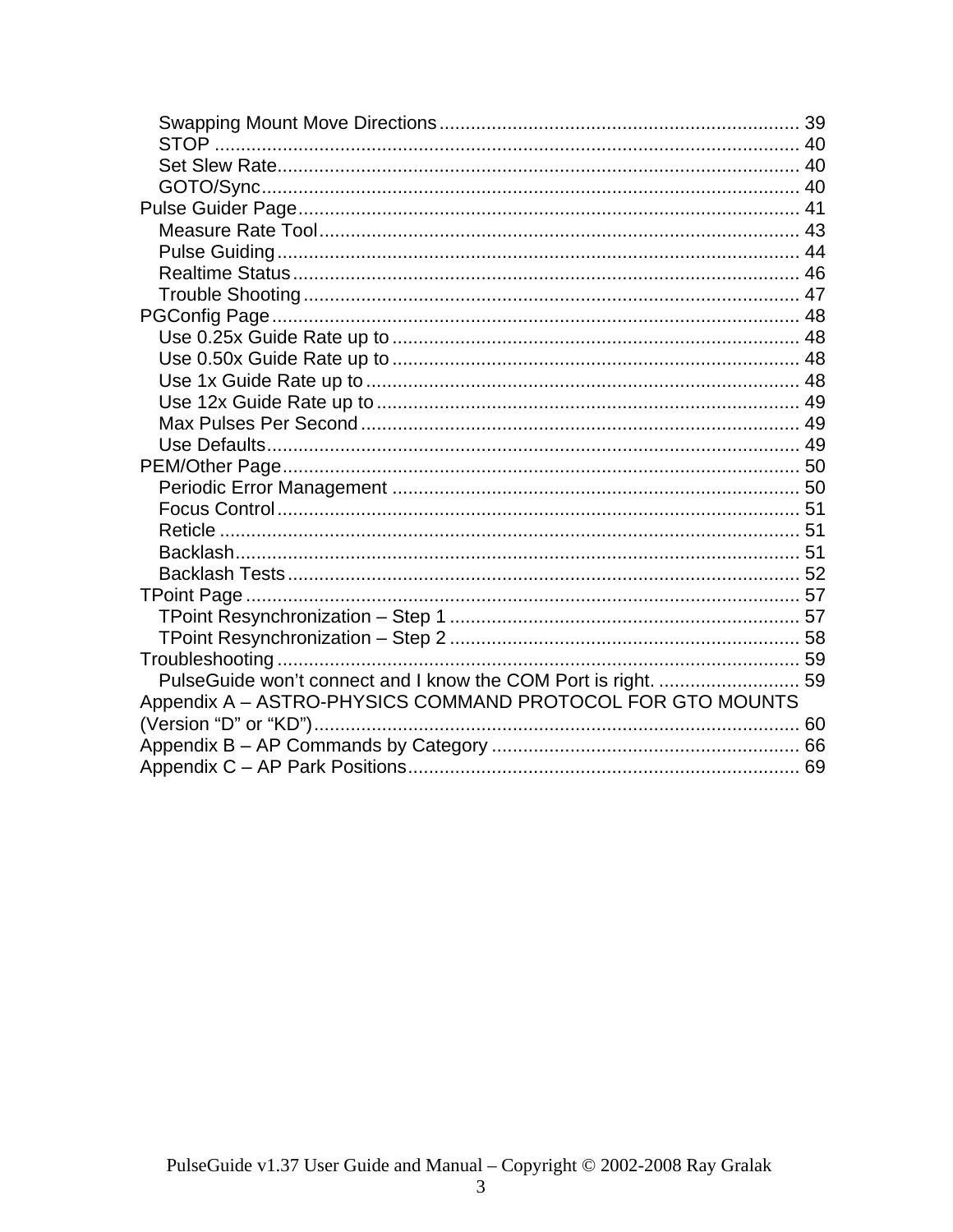- Swapping Mount Move Directions .................................................................... 39
- STOP ............................................................................................................... 40
- Set Slew Rate................................................................................................... 40
- GOTO/Sync...................................................................................................... 40

Pulse Guider Page............................................................................................... 41

- Measure Rate Tool........................................................................................... 43
- Pulse Guiding................................................................................................... 44
- Realtime Status................................................................................................ 46
- Trouble Shooting.............................................................................................. 47

PGConfig Page.................................................................................................... 48

- Use 0.25x Guide Rate up to ............................................................................ 48
- Use 0.50x Guide Rate up to ............................................................................ 48
- Use 1x Guide Rate up to ................................................................................. 48
- Use 12x Guide Rate up to ............................................................................... 49
- Max Pulses Per Second .................................................................................. 49
- Use Defaults..................................................................................................... 49

PEM/Other Page.................................................................................................. 50

- Periodic Error Management ............................................................................ 50
- Focus Control................................................................................................... 51
- Reticle .............................................................................................................. 51
- Backlash........................................................................................................... 51
- Backlash Tests................................................................................................. 52

TPoint Page......................................................................................................... 57

- TPoint Resynchronization – Step 1 ................................................................. 57
- TPoint Resynchronization – Step 2 ................................................................. 58

Troubleshooting................................................................................................... 59

- PulseGuide won’t connect and I know the COM Port is right. .......................... 59

Appendix A – ASTRO-PHYSICS COMMAND PROTOCOL FOR GTO MOUNTS (Version “D” or “KD”)........................................................................................... 60

Appendix B – AP Commands by Category .......................................................... 66

Appendix C – AP Park Positions.......................................................................... 69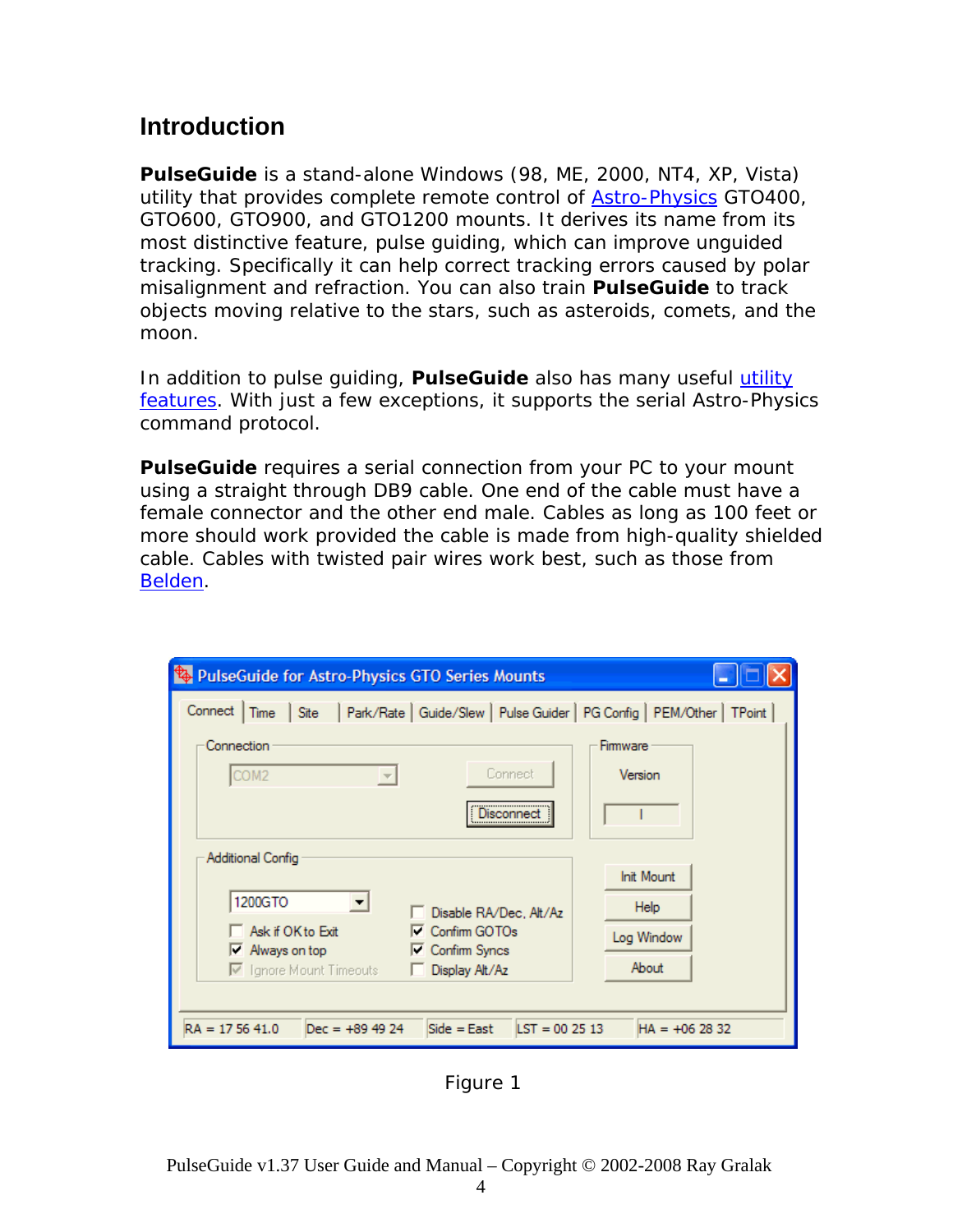## Introduction

**PulseGuide** is a stand-alone Windows (98, ME, 2000, NT4, XP, Vista) utility that provides complete remote control of Astro-Physics GTO400, GTO600, GTO900, and GTO1200 mounts. It derives its name from its most distinctive feature, pulse guiding, which can improve unguided tracking. Specifically it can help correct tracking errors caused by polar misalignment and refraction. You can also train **PulseGuide** to track objects moving relative to the stars, such as asteroids, comets, and the moon.

In addition to pulse guiding, **PulseGuide** also has many useful utility features. With just a few exceptions, it supports the serial Astro-Physics command protocol.

**PulseGuide** requires a serial connection from your PC to your mount using a straight through DB9 cable. One end of the cable must have a female connector and the other end male. Cables as long as 100 feet or more should work provided the cable is made from high-quality shielded cable. Cables with twisted pair wires work best, such as those from Belden.

Figure 1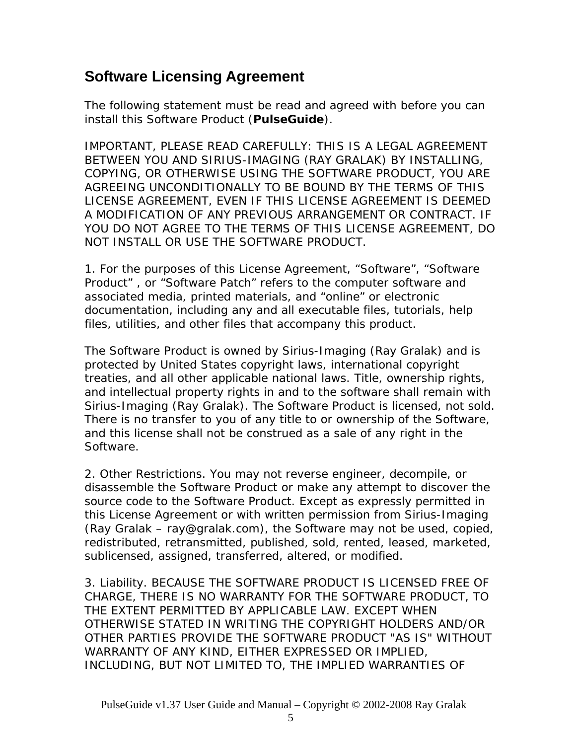## Software Licensing Agreement

The following statement must be read and agreed with before you can install this Software Product (**PulseGuide**).

IMPORTANT, PLEASE READ CAREFULLY: THIS IS A LEGAL AGREEMENT BETWEEN YOU AND SIRIUS-IMAGING (RAY GRALAK) BY INSTALLING, COPYING, OR OTHERWISE USING THE SOFTWARE PRODUCT, YOU ARE AGREEING UNCONDITIONALLY TO BE BOUND BY THE TERMS OF THIS LICENSE AGREEMENT, EVEN IF THIS LICENSE AGREEMENT IS DEEMED A MODIFICATION OF ANY PREVIOUS ARRANGEMENT OR CONTRACT. IF YOU DO NOT AGREE TO THE TERMS OF THIS LICENSE AGREEMENT, DO NOT INSTALL OR USE THE SOFTWARE PRODUCT.

1. For the purposes of this License Agreement, “Software”, “Software Product” , or “Software Patch” refers to the computer software and associated media, printed materials, and “online” or electronic documentation, including any and all executable files, tutorials, help files, utilities, and other files that accompany this product.

The Software Product is owned by Sirius-Imaging (Ray Gralak) and is protected by United States copyright laws, international copyright treaties, and all other applicable national laws. Title, ownership rights, and intellectual property rights in and to the software shall remain with Sirius-Imaging (Ray Gralak). The Software Product is licensed, not sold. There is no transfer to you of any title to or ownership of the Software, and this license shall not be construed as a sale of any right in the Software.

2. Other Restrictions. You may not reverse engineer, decompile, or disassemble the Software Product or make any attempt to discover the source code to the Software Product. Except as expressly permitted in this License Agreement or with written permission from Sirius-Imaging (Ray Gralak – ray@gralak.com), the Software may not be used, copied, redistributed, retransmitted, published, sold, rented, leased, marketed, sublicensed, assigned, transferred, altered, or modified.

3. Liability. BECAUSE THE SOFTWARE PRODUCT IS LICENSED FREE OF CHARGE, THERE IS NO WARRANTY FOR THE SOFTWARE PRODUCT, TO THE EXTENT PERMITTED BY APPLICABLE LAW. EXCEPT WHEN OTHERWISE STATED IN WRITING THE COPYRIGHT HOLDERS AND/OR OTHER PARTIES PROVIDE THE SOFTWARE PRODUCT "AS IS" WITHOUT WARRANTY OF ANY KIND, EITHER EXPRESSED OR IMPLIED, INCLUDING, BUT NOT LIMITED TO, THE IMPLIED WARRANTIES OF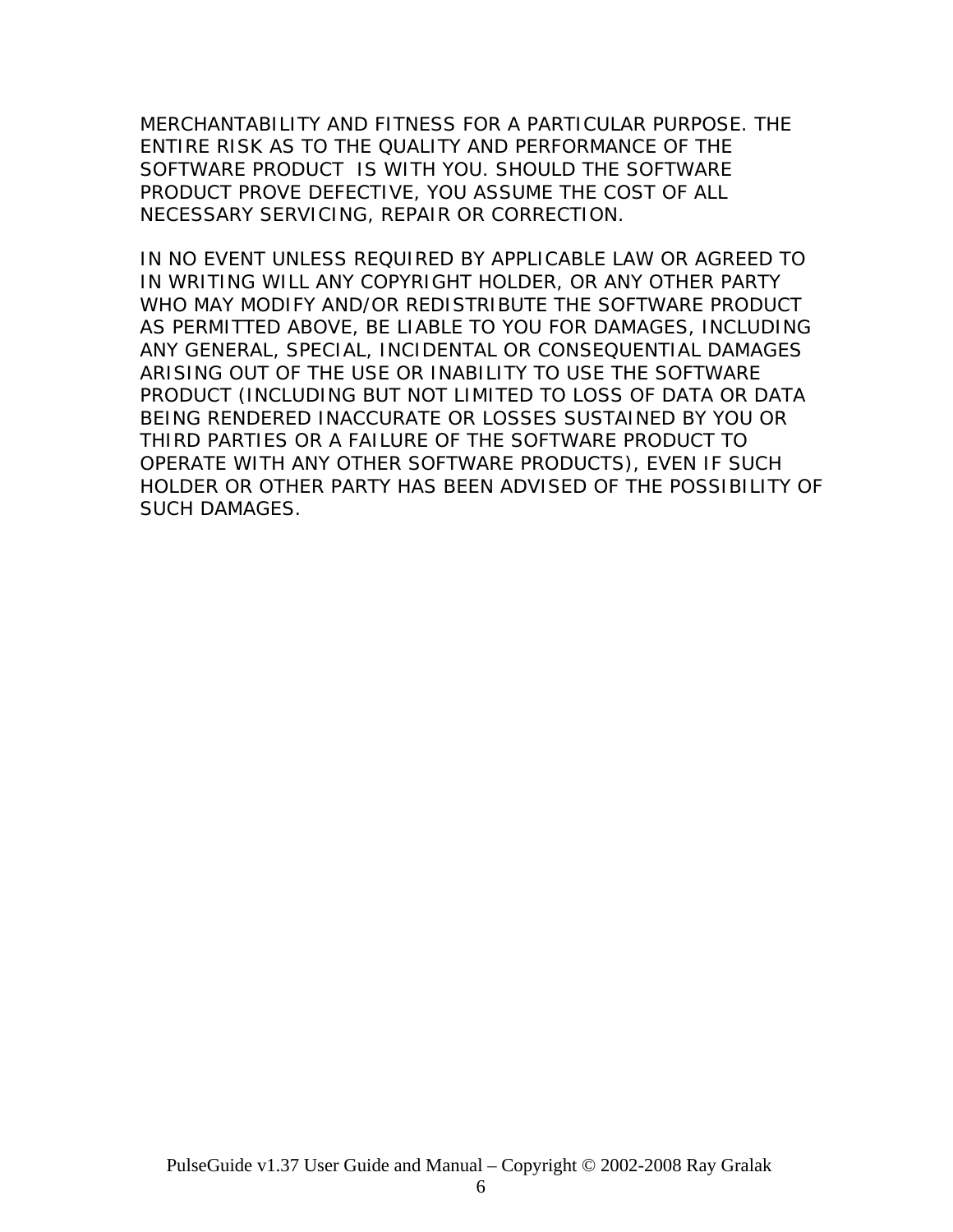MERCHANTABILITY AND FITNESS FOR A PARTICULAR PURPOSE. THE ENTIRE RISK AS TO THE QUALITY AND PERFORMANCE OF THE SOFTWARE PRODUCT IS WITH YOU. SHOULD THE SOFTWARE PRODUCT PROVE DEFECTIVE, YOU ASSUME THE COST OF ALL NECESSARY SERVICING, REPAIR OR CORRECTION.

IN NO EVENT UNLESS REQUIRED BY APPLICABLE LAW OR AGREED TO IN WRITING WILL ANY COPYRIGHT HOLDER, OR ANY OTHER PARTY WHO MAY MODIFY AND/OR REDISTRIBUTE THE SOFTWARE PRODUCT AS PERMITTED ABOVE, BE LIABLE TO YOU FOR DAMAGES, INCLUDING ANY GENERAL, SPECIAL, INCIDENTAL OR CONSEQUENTIAL DAMAGES ARISING OUT OF THE USE OR INABILITY TO USE THE SOFTWARE PRODUCT (INCLUDING BUT NOT LIMITED TO LOSS OF DATA OR DATA BEING RENDERED INACCURATE OR LOSSES SUSTAINED BY YOU OR THIRD PARTIES OR A FAILURE OF THE SOFTWARE PRODUCT TO OPERATE WITH ANY OTHER SOFTWARE PRODUCTS), EVEN IF SUCH HOLDER OR OTHER PARTY HAS BEEN ADVISED OF THE POSSIBILITY OF SUCH DAMAGES.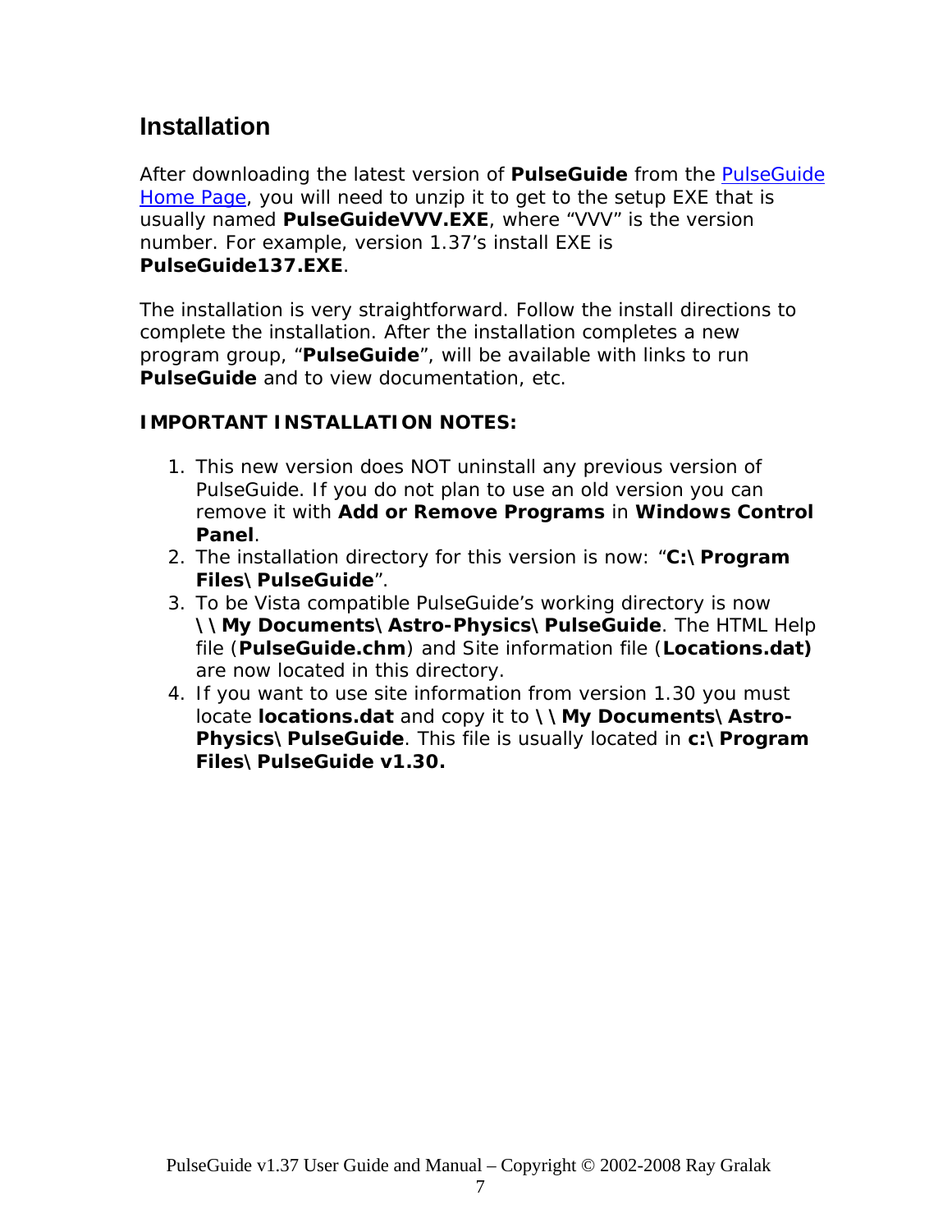## Installation

After downloading the latest version of **PulseGuide** from the PulseGuide Home Page, you will need to unzip it to get to the setup EXE that is usually named **PulseGuideVVV.EXE**, where "VVV" is the version number. For example, version 1.37's install EXE is **PulseGuide137.EXE**.

The installation is very straightforward. Follow the install directions to complete the installation. After the installation completes a new program group, "**PulseGuide**", will be available with links to run **PulseGuide** and to view documentation, etc.

**IMPORTANT INSTALLATION NOTES:**

1. This new version does NOT uninstall any previous version of PulseGuide. If you do not plan to use an old version you can remove it with **Add or Remove Programs** in **Windows Control Panel**.
2. The installation directory for this version is now: "**C:\Program Files\PulseGuide**".
3. To be Vista compatible PulseGuide's working directory is now **\\My Documents\Astro-Physics\PulseGuide**. The HTML Help file (**PulseGuide.chm**) and Site information file (**Locations.dat)** are now located in this directory.
4. If you want to use site information from version 1.30 you must locate **locations.dat** and copy it to **\\My Documents\Astro-Physics\PulseGuide**. This file is usually located in **c:\Program Files\PulseGuide v1.30.**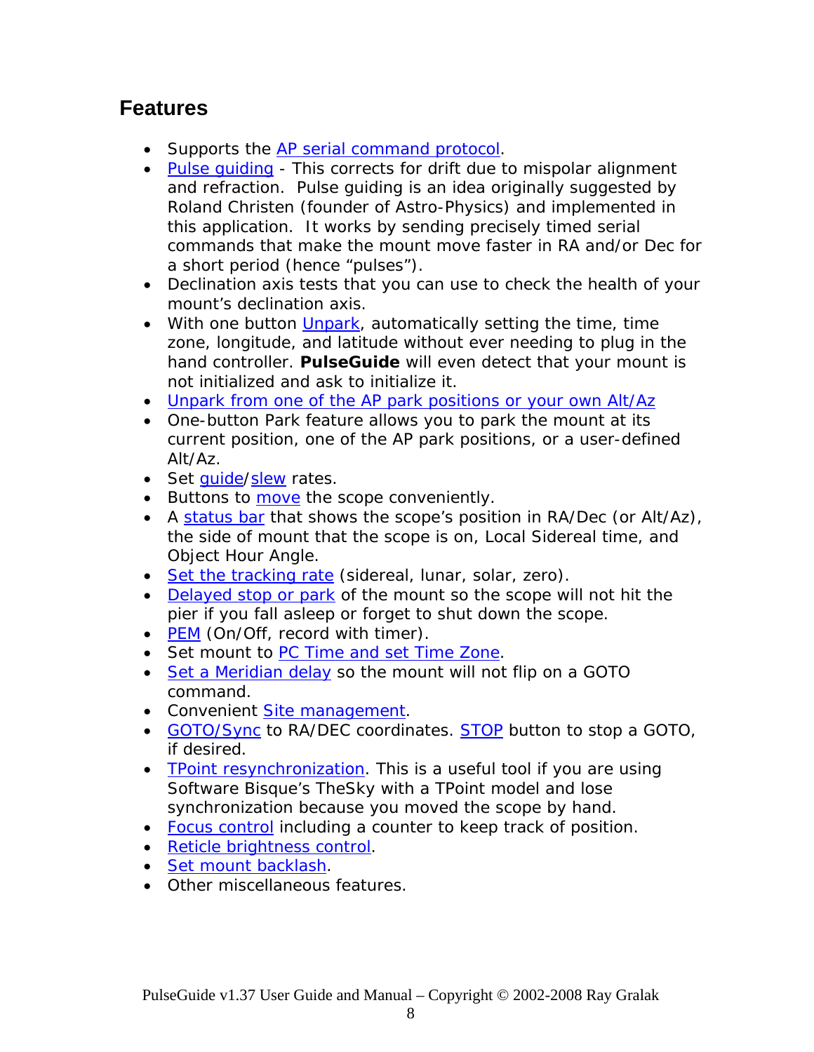## Features

- Supports the AP serial command protocol.
- Pulse guiding - This corrects for drift due to mispolar alignment and refraction. Pulse guiding is an idea originally suggested by Roland Christen (founder of Astro-Physics) and implemented in this application. It works by sending precisely timed serial commands that make the mount move faster in RA and/or Dec for a short period (hence "pulses").
- Declination axis tests that you can use to check the health of your mount's declination axis.
- With one button Unpark, automatically setting the time, time zone, longitude, and latitude without ever needing to plug in the hand controller. **PulseGuide** will even detect that your mount is not initialized and ask to initialize it.
- Unpark from one of the AP park positions or your own Alt/Az
- One-button Park feature allows you to park the mount at its current position, one of the AP park positions, or a user-defined Alt/Az.
- Set guide/slew rates.
- Buttons to move the scope conveniently.
- A status bar that shows the scope's position in RA/Dec (or Alt/Az), the side of mount that the scope is on, Local Sidereal time, and Object Hour Angle.
- Set the tracking rate (sidereal, lunar, solar, zero).
- Delayed stop or park of the mount so the scope will not hit the pier if you fall asleep or forget to shut down the scope.
- PEM (On/Off, record with timer).
- Set mount to PC Time and set Time Zone.
- Set a Meridian delay so the mount will not flip on a GOTO command.
- Convenient Site management.
- GOTO/Sync to RA/DEC coordinates. STOP button to stop a GOTO, if desired.
- TPoint resynchronization. This is a useful tool if you are using Software Bisque's TheSky with a TPoint model and lose synchronization because you moved the scope by hand.
- Focus control including a counter to keep track of position.
- Reticle brightness control.
- Set mount backlash.
- Other miscellaneous features.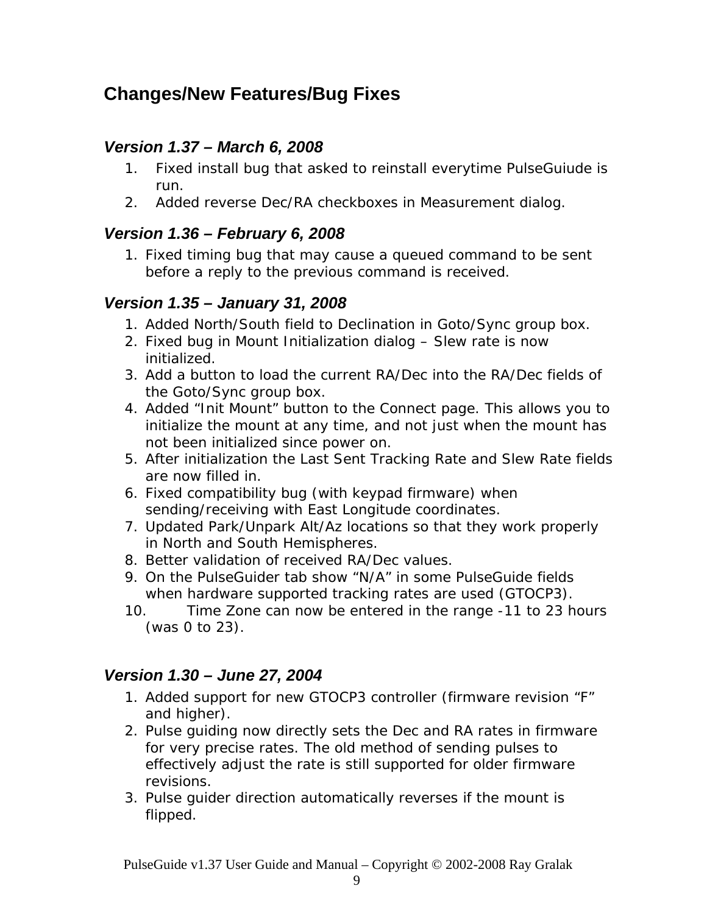## Changes/New Features/Bug Fixes

### *Version 1.37 – March 6, 2008*

1. Fixed install bug that asked to reinstall everytime PulseGuiude is run.
2. Added reverse Dec/RA checkboxes in Measurement dialog.

### *Version 1.36 – February 6, 2008*

1. Fixed timing bug that may cause a queued command to be sent before a reply to the previous command is received.

### *Version 1.35 – January 31, 2008*

1. Added North/South field to Declination in Goto/Sync group box.
2. Fixed bug in Mount Initialization dialog – Slew rate is now initialized.
3. Add a button to load the current RA/Dec into the RA/Dec fields of the Goto/Sync group box.
4. Added "Init Mount" button to the Connect page. This allows you to initialize the mount at any time, and not just when the mount has not been initialized since power on.
5. After initialization the Last Sent Tracking Rate and Slew Rate fields are now filled in.
6. Fixed compatibility bug (with keypad firmware) when sending/receiving with East Longitude coordinates.
7. Updated Park/Unpark Alt/Az locations so that they work properly in North and South Hemispheres.
8. Better validation of received RA/Dec values.
9. On the PulseGuider tab show "N/A" in some PulseGuide fields when hardware supported tracking rates are used (GTOCP3).
10. Time Zone can now be entered in the range -11 to 23 hours (was 0 to 23).

### *Version 1.30 – June 27, 2004*

1. Added support for new GTOCP3 controller (firmware revision "F" and higher).
2. Pulse guiding now directly sets the Dec and RA rates in firmware for very precise rates. The old method of sending pulses to effectively adjust the rate is still supported for older firmware revisions.
3. Pulse guider direction automatically reverses if the mount is flipped.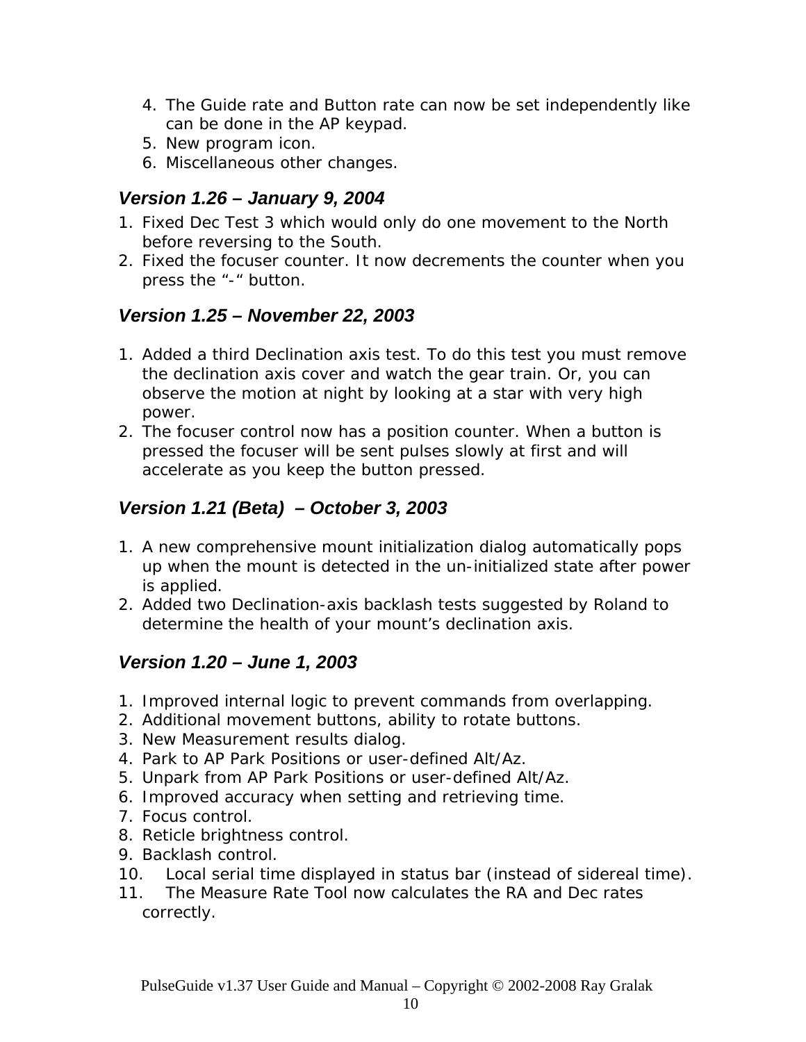4. The Guide rate and Button rate can now be set independently like can be done in the AP keypad.
5. New program icon.
6. Miscellaneous other changes.

### *Version 1.26 – January 9, 2004*

1. Fixed Dec Test 3 which would only do one movement to the North before reversing to the South.
2. Fixed the focuser counter. It now decrements the counter when you press the "-" button.

### *Version 1.25 – November 22, 2003*

1. Added a third Declination axis test. To do this test you must remove the declination axis cover and watch the gear train. Or, you can observe the motion at night by looking at a star with very high power.
2. The focuser control now has a position counter. When a button is pressed the focuser will be sent pulses slowly at first and will accelerate as you keep the button pressed.

### *Version 1.21 (Beta) – October 3, 2003*

1. A new comprehensive mount initialization dialog automatically pops up when the mount is detected in the un-initialized state after power is applied.
2. Added two Declination-axis backlash tests suggested by Roland to determine the health of your mount's declination axis.

### *Version 1.20 – June 1, 2003*

1. Improved internal logic to prevent commands from overlapping.
2. Additional movement buttons, ability to rotate buttons.
3. New Measurement results dialog.
4. Park to AP Park Positions or user-defined Alt/Az.
5. Unpark from AP Park Positions or user-defined Alt/Az.
6. Improved accuracy when setting and retrieving time.
7. Focus control.
8. Reticle brightness control.
9. Backlash control.
10. Local serial time displayed in status bar (instead of sidereal time).
11. The Measure Rate Tool now calculates the RA and Dec rates correctly.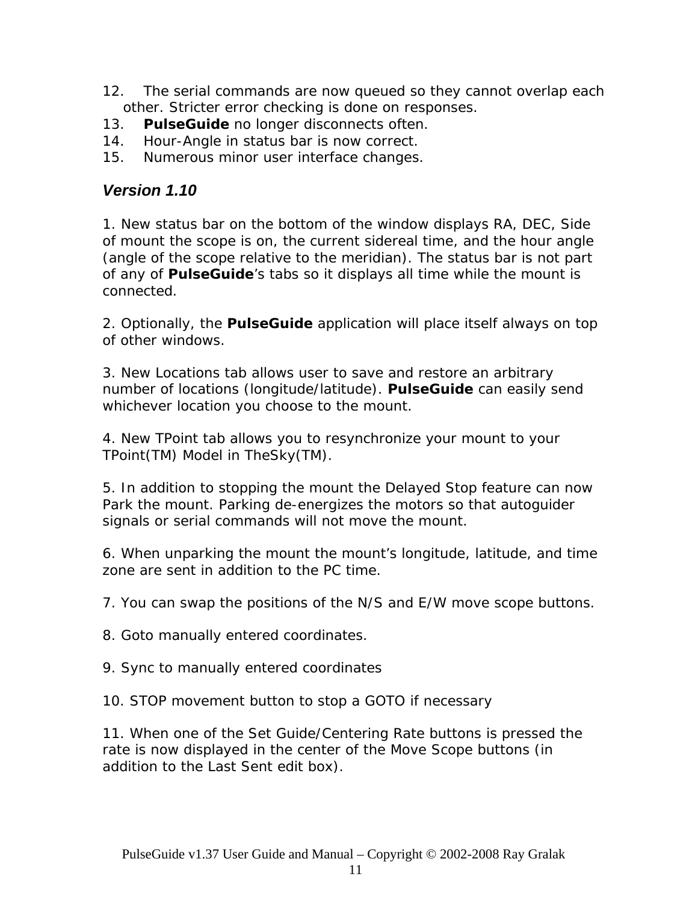12. The serial commands are now queued so they cannot overlap each other. Stricter error checking is done on responses.
13. **PulseGuide** no longer disconnects often.
14. Hour-Angle in status bar is now correct.
15. Numerous minor user interface changes.

### *Version 1.10*

1. New status bar on the bottom of the window displays RA, DEC, Side of mount the scope is on, the current sidereal time, and the hour angle (angle of the scope relative to the meridian). The status bar is not part of any of **PulseGuide**'s tabs so it displays all time while the mount is connected.

2. Optionally, the **PulseGuide** application will place itself always on top of other windows.

3. New Locations tab allows user to save and restore an arbitrary number of locations (longitude/latitude). **PulseGuide** can easily send whichever location you choose to the mount.

4. New TPoint tab allows you to resynchronize your mount to your TPoint(TM) Model in TheSky(TM).

5. In addition to stopping the mount the Delayed Stop feature can now Park the mount. Parking de-energizes the motors so that autoguider signals or serial commands will not move the mount.

6. When unparking the mount the mount's longitude, latitude, and time zone are sent in addition to the PC time.

7. You can swap the positions of the N/S and E/W move scope buttons.

8. Goto manually entered coordinates.

9. Sync to manually entered coordinates

10. STOP movement button to stop a GOTO if necessary

11. When one of the Set Guide/Centering Rate buttons is pressed the rate is now displayed in the center of the Move Scope buttons (in addition to the Last Sent edit box).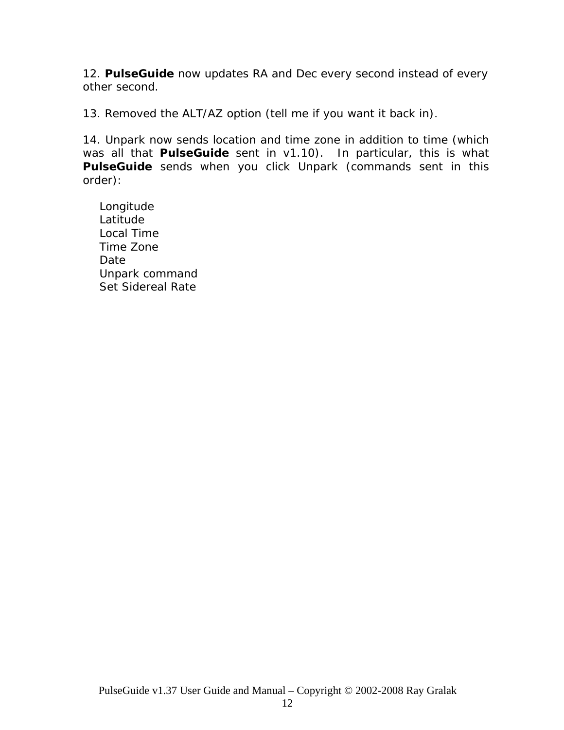12. **PulseGuide** now updates RA and Dec every second instead of every other second.

13. Removed the ALT/AZ option (tell me if you want it back in).

14. Unpark now sends location and time zone in addition to time (which was all that **PulseGuide** sent in v1.10). In particular, this is what **PulseGuide** sends when you click Unpark (commands sent in this order):

Longitude
Latitude
Local Time
Time Zone
Date
Unpark command
Set Sidereal Rate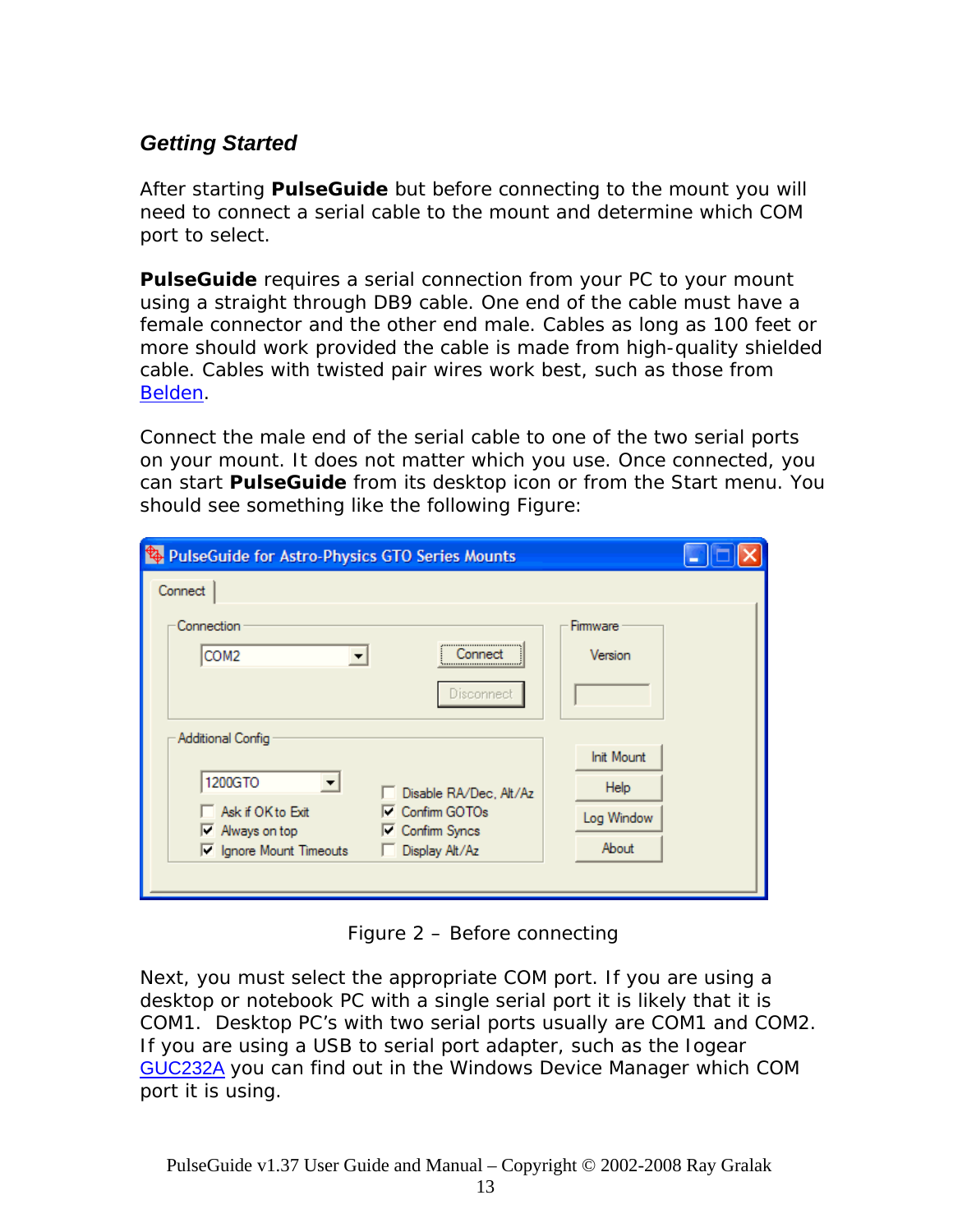### *Getting Started*

After starting **PulseGuide** but before connecting to the mount you will need to connect a serial cable to the mount and determine which COM port to select.

**PulseGuide** requires a serial connection from your PC to your mount using a straight through DB9 cable. One end of the cable must have a female connector and the other end male. Cables as long as 100 feet or more should work provided the cable is made from high-quality shielded cable. Cables with twisted pair wires work best, such as those from Belden.

Connect the male end of the serial cable to one of the two serial ports on your mount. It does not matter which you use. Once connected, you can start **PulseGuide** from its desktop icon or from the Start menu. You should see something like the following Figure:

Figure 2 – Before connecting

Next, you must select the appropriate COM port. If you are using a desktop or notebook PC with a single serial port it is likely that it is COM1. Desktop PC's with two serial ports usually are COM1 and COM2. If you are using a USB to serial port adapter, such as the Iogear GUC232A you can find out in the Windows Device Manager which COM port it is using.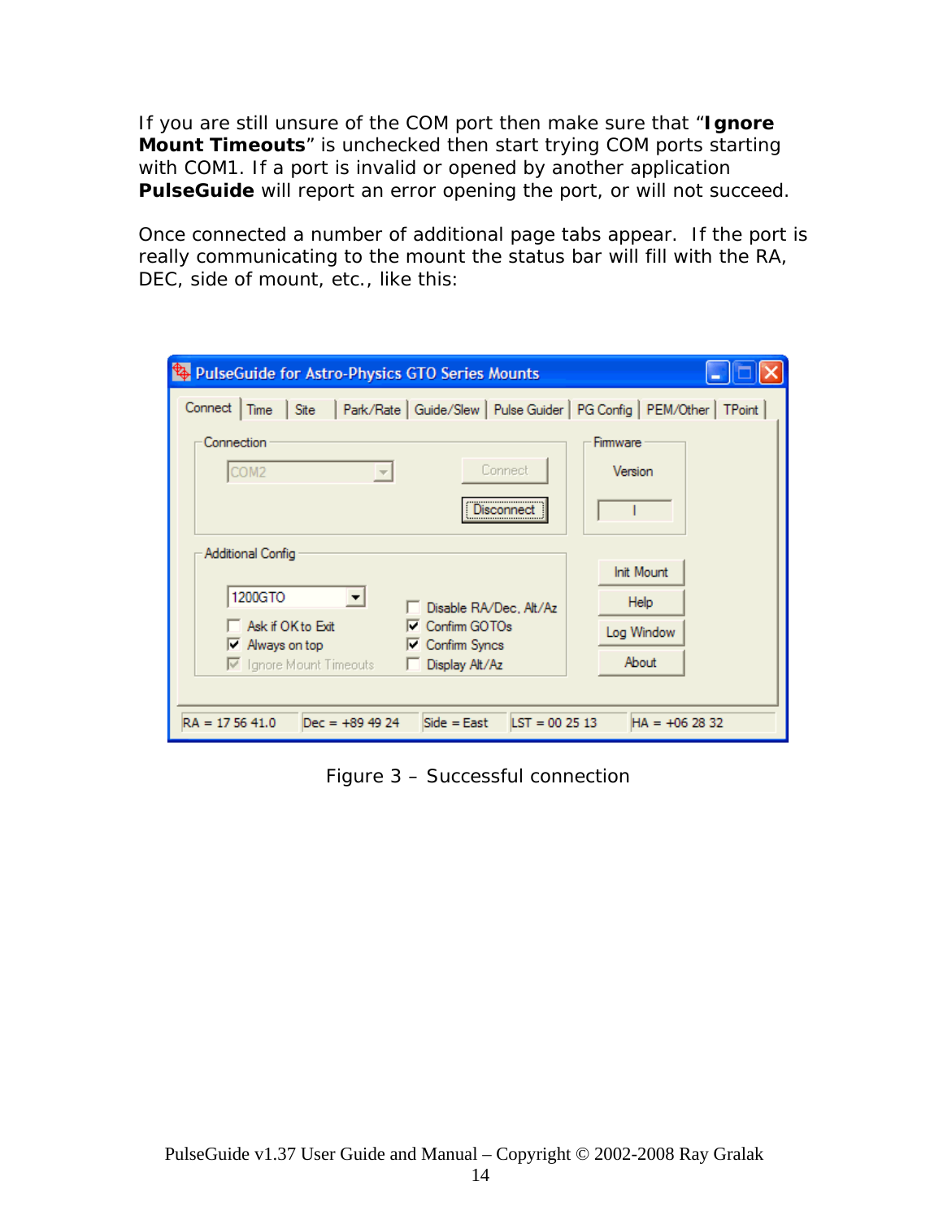If you are still unsure of the COM port then make sure that "**Ignore Mount Timeouts**" is unchecked then start trying COM ports starting with COM1. If a port is invalid or opened by another application **PulseGuide** will report an error opening the port, or will not succeed.

Once connected a number of additional page tabs appear. If the port is really communicating to the mount the status bar will fill with the RA, DEC, side of mount, etc., like this:

Figure 3 – Successful connection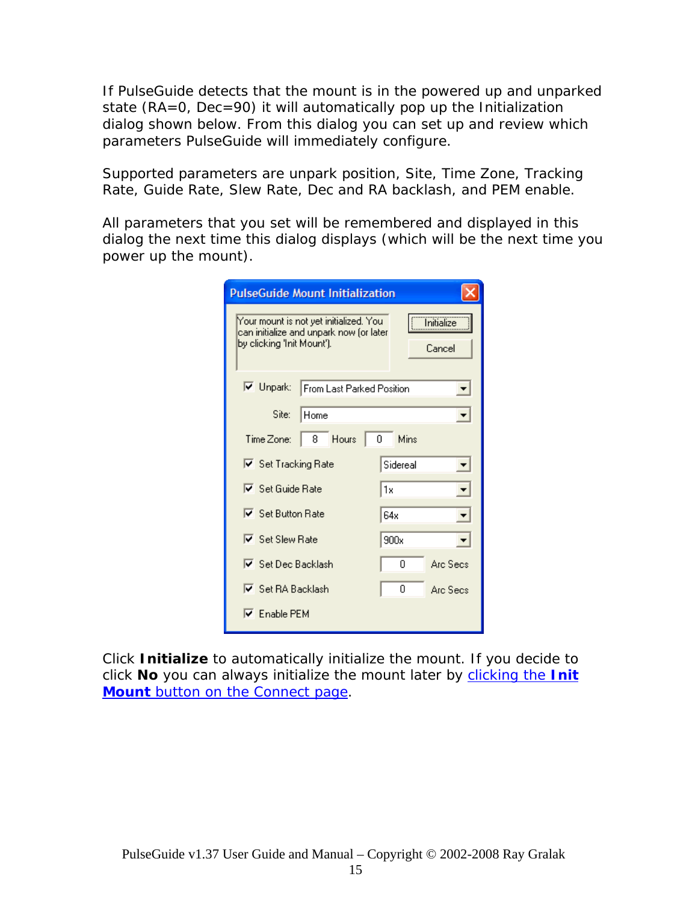If PulseGuide detects that the mount is in the powered up and unparked state (RA=0, Dec=90) it will automatically pop up the Initialization dialog shown below. From this dialog you can set up and review which parameters PulseGuide will immediately configure.

Supported parameters are unpark position, Site, Time Zone, Tracking Rate, Guide Rate, Slew Rate, Dec and RA backlash, and PEM enable.

All parameters that you set will be remembered and displayed in this dialog the next time this dialog displays (which will be the next time you power up the mount).

Click **Initialize** to automatically initialize the mount. If you decide to click **No** you can always initialize the mount later by [clicking the **Init Mount** button on the Connect page](#).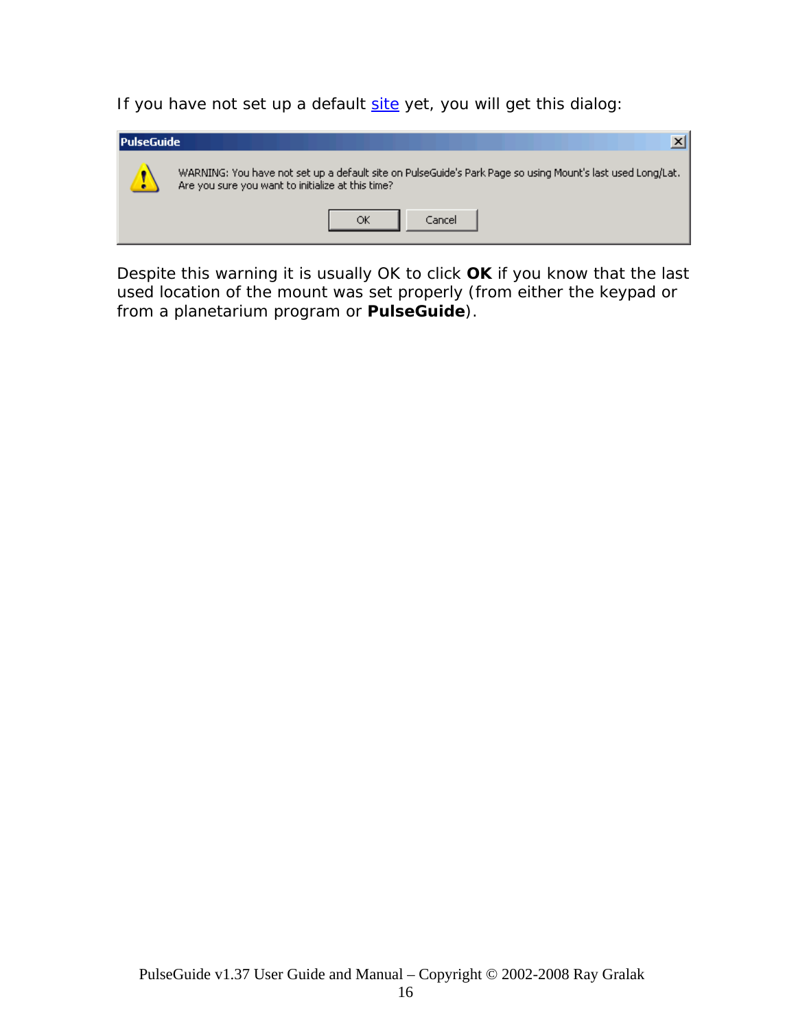If you have not set up a default site yet, you will get this dialog:

PulseGuide

WARNING: You have not set up a default site on PulseGuide's Park Page so using Mount's last used Long/Lat.
Are you sure you want to initialize at this time?

OK Cancel

Despite this warning it is usually OK to click **OK** if you know that the last used location of the mount was set properly (from either the keypad or from a planetarium program or **PulseGuide**).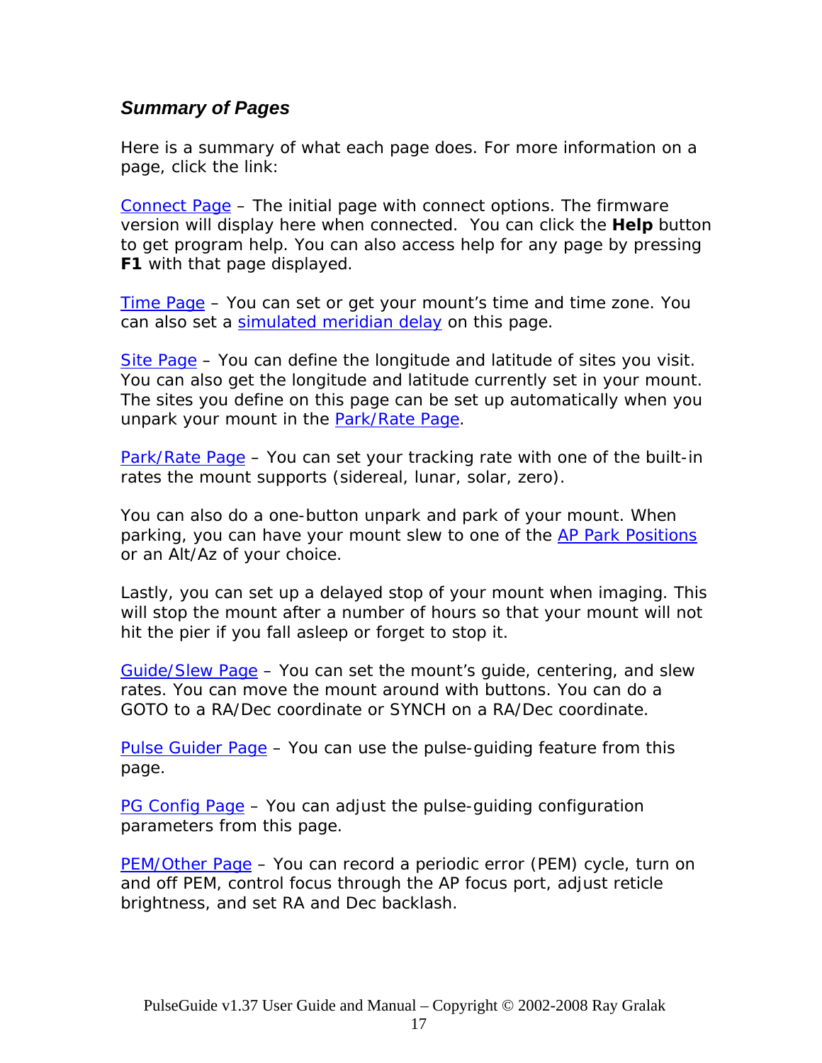### *Summary of Pages*

Here is a summary of what each page does. For more information on a page, click the link:

Connect Page – The initial page with connect options. The firmware version will display here when connected. You can click the **Help** button to get program help. You can also access help for any page by pressing **F1** with that page displayed.

Time Page – You can set or get your mount's time and time zone. You can also set a simulated meridian delay on this page.

Site Page – You can define the longitude and latitude of sites you visit. You can also get the longitude and latitude currently set in your mount. The sites you define on this page can be set up automatically when you unpark your mount in the Park/Rate Page.

Park/Rate Page – You can set your tracking rate with one of the built-in rates the mount supports (sidereal, lunar, solar, zero).

You can also do a one-button unpark and park of your mount. When parking, you can have your mount slew to one of the AP Park Positions or an Alt/Az of your choice.

Lastly, you can set up a delayed stop of your mount when imaging. This will stop the mount after a number of hours so that your mount will not hit the pier if you fall asleep or forget to stop it.

Guide/Slew Page – You can set the mount's guide, centering, and slew rates. You can move the mount around with buttons. You can do a GOTO to a RA/Dec coordinate or SYNCH on a RA/Dec coordinate.

Pulse Guider Page – You can use the pulse-guiding feature from this page.

PG Config Page – You can adjust the pulse-guiding configuration parameters from this page.

PEM/Other Page – You can record a periodic error (PEM) cycle, turn on and off PEM, control focus through the AP focus port, adjust reticle brightness, and set RA and Dec backlash.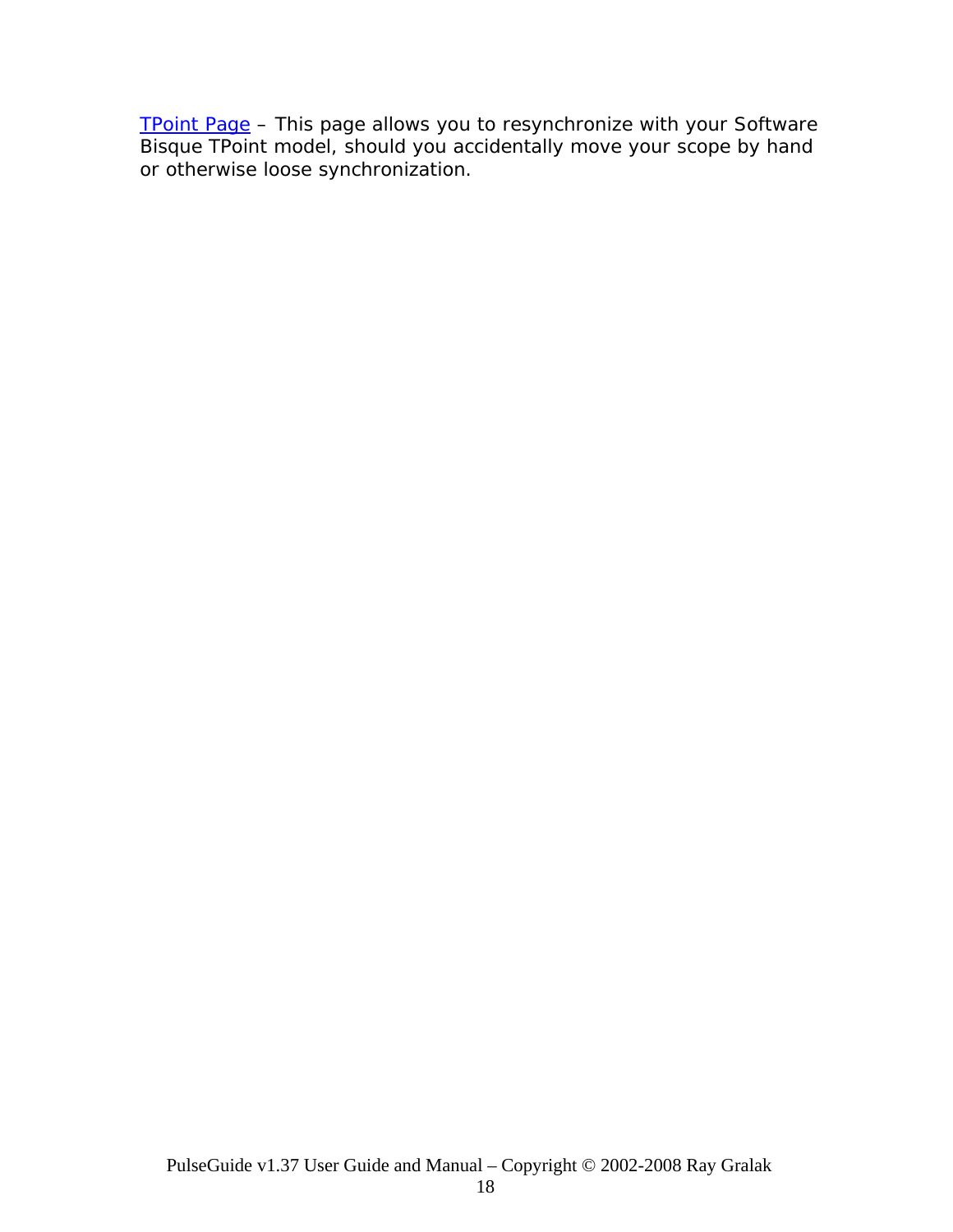TPoint Page – This page allows you to resynchronize with your Software Bisque TPoint model, should you accidentally move your scope by hand or otherwise loose synchronization.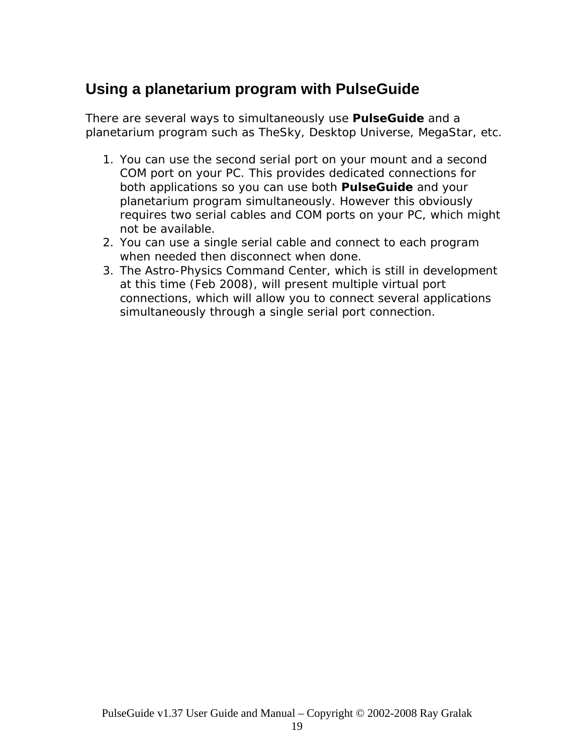## Using a planetarium program with PulseGuide

There are several ways to simultaneously use **PulseGuide** and a planetarium program such as TheSky, Desktop Universe, MegaStar, etc.

1. You can use the second serial port on your mount and a second COM port on your PC. This provides dedicated connections for both applications so you can use both **PulseGuide** and your planetarium program simultaneously. However this obviously requires two serial cables and COM ports on your PC, which might not be available.
2. You can use a single serial cable and connect to each program when needed then disconnect when done.
3. The Astro-Physics Command Center, which is still in development at this time (Feb 2008), will present multiple virtual port connections, which will allow you to connect several applications simultaneously through a single serial port connection.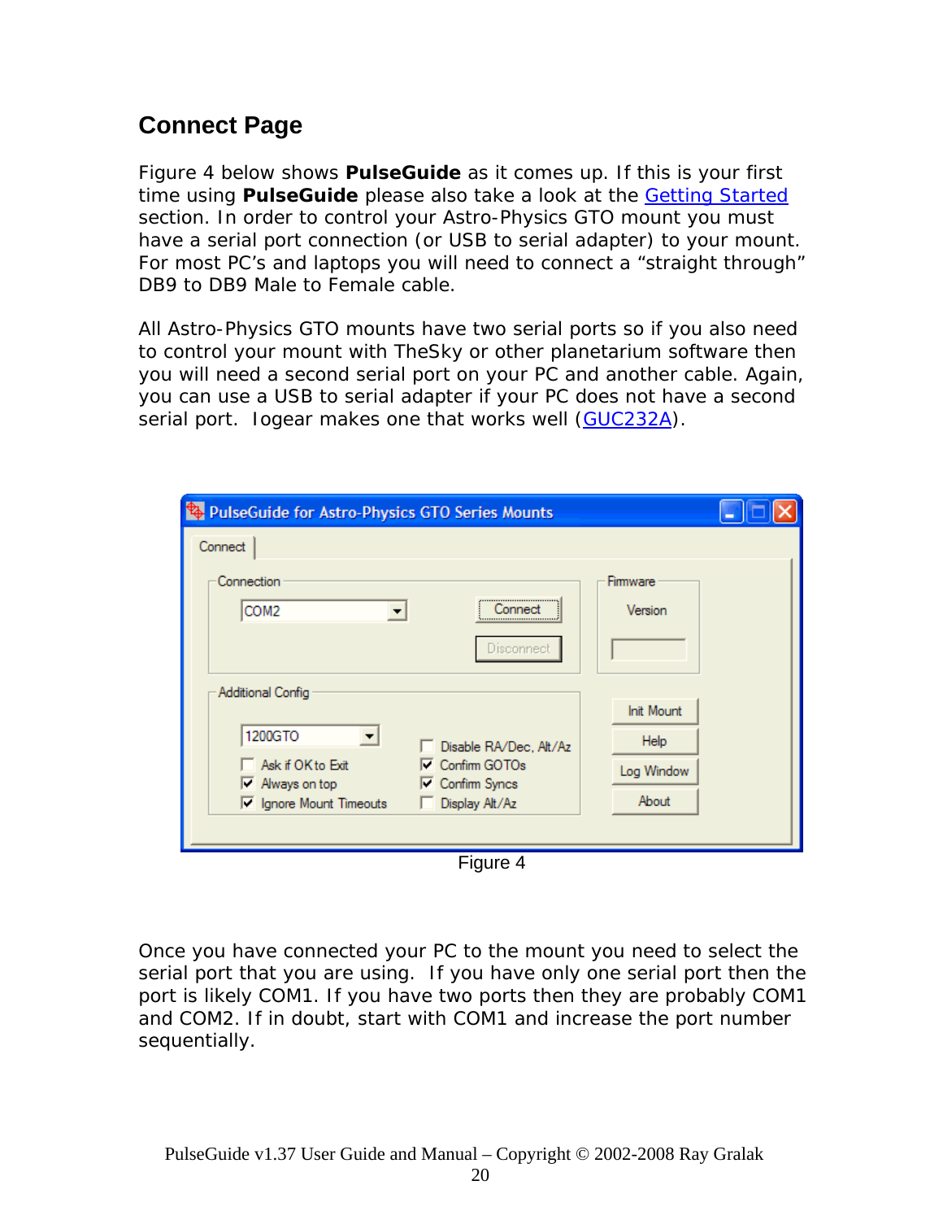## Connect Page

Figure 4 below shows **PulseGuide** as it comes up. If this is your first time using **PulseGuide** please also take a look at the Getting Started section. In order to control your Astro-Physics GTO mount you must have a serial port connection (or USB to serial adapter) to your mount. For most PC's and laptops you will need to connect a "straight through" DB9 to DB9 Male to Female cable.

All Astro-Physics GTO mounts have two serial ports so if you also need to control your mount with TheSky or other planetarium software then you will need a second serial port on your PC and another cable. Again, you can use a USB to serial adapter if your PC does not have a second serial port. Iogear makes one that works well (GUC232A).

Figure 4

Once you have connected your PC to the mount you need to select the serial port that you are using. If you have only one serial port then the port is likely COM1. If you have two ports then they are probably COM1 and COM2. If in doubt, start with COM1 and increase the port number sequentially.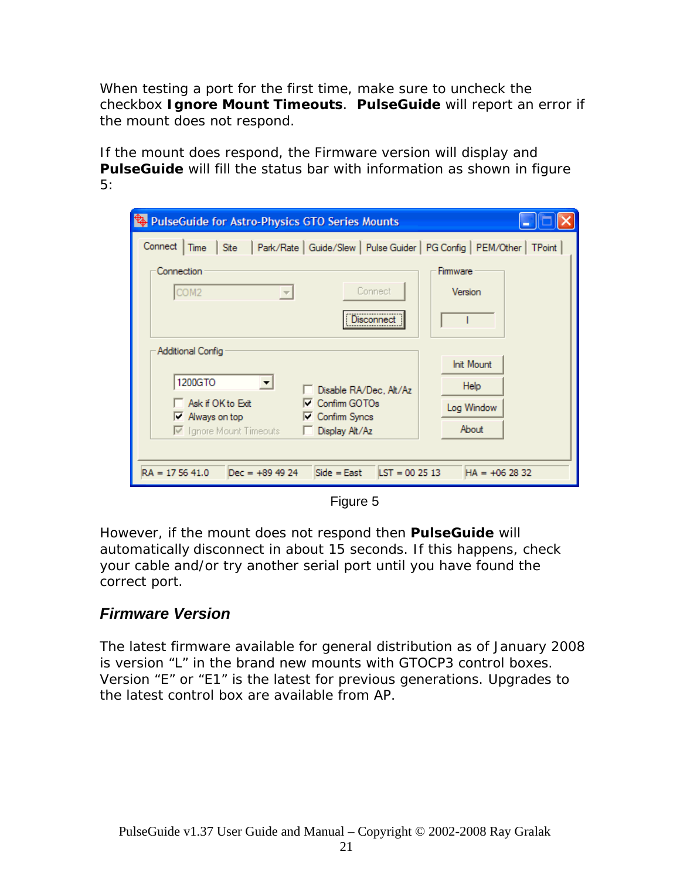When testing a port for the first time, make sure to uncheck the checkbox **Ignore Mount Timeouts**. **PulseGuide** will report an error if the mount does not respond.

If the mount does respond, the Firmware version will display and **PulseGuide** will fill the status bar with information as shown in figure 5:

Figure 5

However, if the mount does not respond then **PulseGuide** will automatically disconnect in about 15 seconds. If this happens, check your cable and/or try another serial port until you have found the correct port.

### *Firmware Version*

The latest firmware available for general distribution as of January 2008 is version "L" in the brand new mounts with GTOCP3 control boxes. Version "E" or "E1" is the latest for previous generations. Upgrades to the latest control box are available from AP.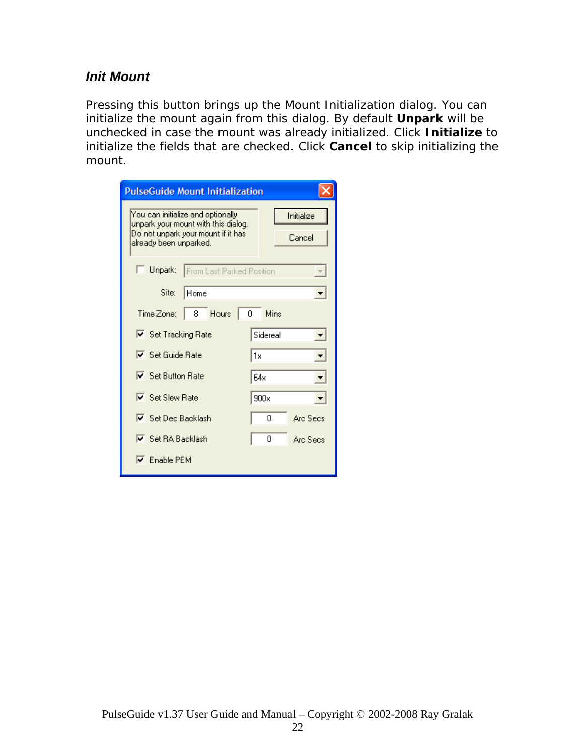### *Init Mount*

Pressing this button brings up the Mount Initialization dialog. You can initialize the mount again from this dialog. By default **Unpark** will be unchecked in case the mount was already initialized. Click **Initialize** to initialize the fields that are checked. Click **Cancel** to skip initializing the mount.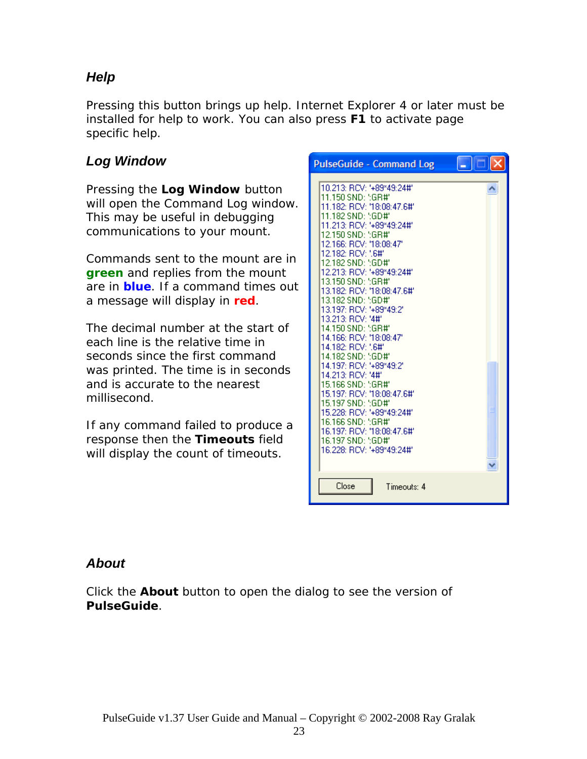### *Help*

Pressing this button brings up help. Internet Explorer 4 or later must be installed for help to work. You can also press **F1** to activate page specific help.

### *Log Window*

Pressing the **Log Window** button will open the Command Log window. This may be useful in debugging communications to your mount.

Commands sent to the mount are in **green** and replies from the mount are in **blue**. If a command times out a message will display in **red**.

The decimal number at the start of each line is the relative time in seconds since the first command was printed. The time is in seconds and is accurate to the nearest millisecond.

If any command failed to produce a response then the **Timeouts** field will display the count of timeouts.

### *About*

Click the **About** button to open the dialog to see the version of **PulseGuide**.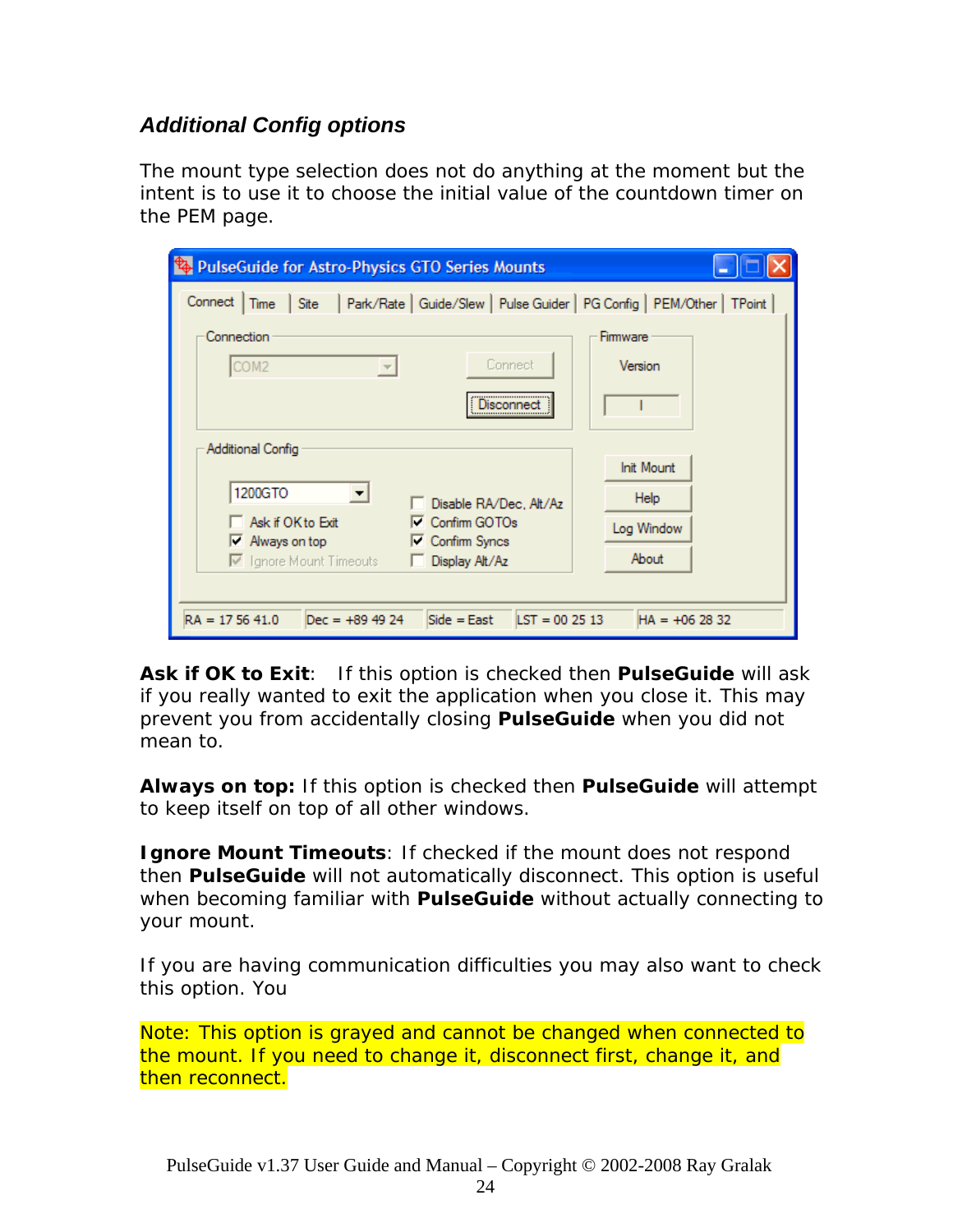### *Additional Config options*

The mount type selection does not do anything at the moment but the intent is to use it to choose the initial value of the countdown timer on the PEM page.

**Ask if OK to Exit**: If this option is checked then **PulseGuide** will ask if you really wanted to exit the application when you close it. This may prevent you from accidentally closing **PulseGuide** when you did not mean to.

**Always on top:** If this option is checked then **PulseGuide** will attempt to keep itself on top of all other windows.

**Ignore Mount Timeouts**: If checked if the mount does not respond then **PulseGuide** will not automatically disconnect. This option is useful when becoming familiar with **PulseGuide** without actually connecting to your mount.

If you are having communication difficulties you may also want to check this option. You

Note: This option is grayed and cannot be changed when connected to the mount. If you need to change it, disconnect first, change it, and then reconnect.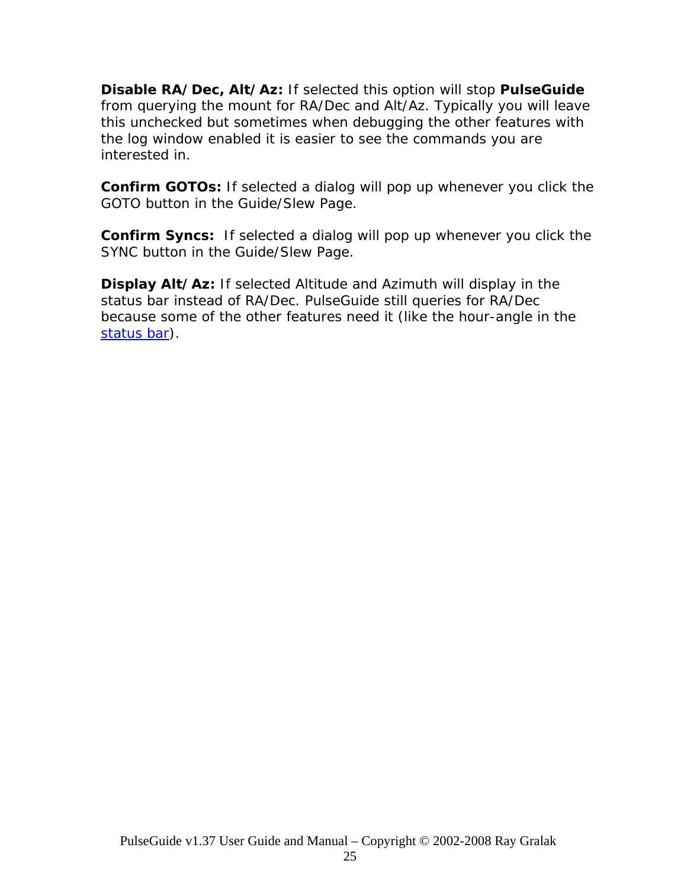**Disable RA/Dec, Alt/Az:** If selected this option will stop **PulseGuide** from querying the mount for RA/Dec and Alt/Az. Typically you will leave this unchecked but sometimes when debugging the other features with the log window enabled it is easier to see the commands you are interested in.

**Confirm GOTOs:** If selected a dialog will pop up whenever you click the GOTO button in the Guide/Slew Page.

**Confirm Syncs:** If selected a dialog will pop up whenever you click the SYNC button in the Guide/Slew Page.

**Display Alt/Az:** If selected Altitude and Azimuth will display in the status bar instead of RA/Dec. PulseGuide still queries for RA/Dec because some of the other features need it (like the hour-angle in the status bar).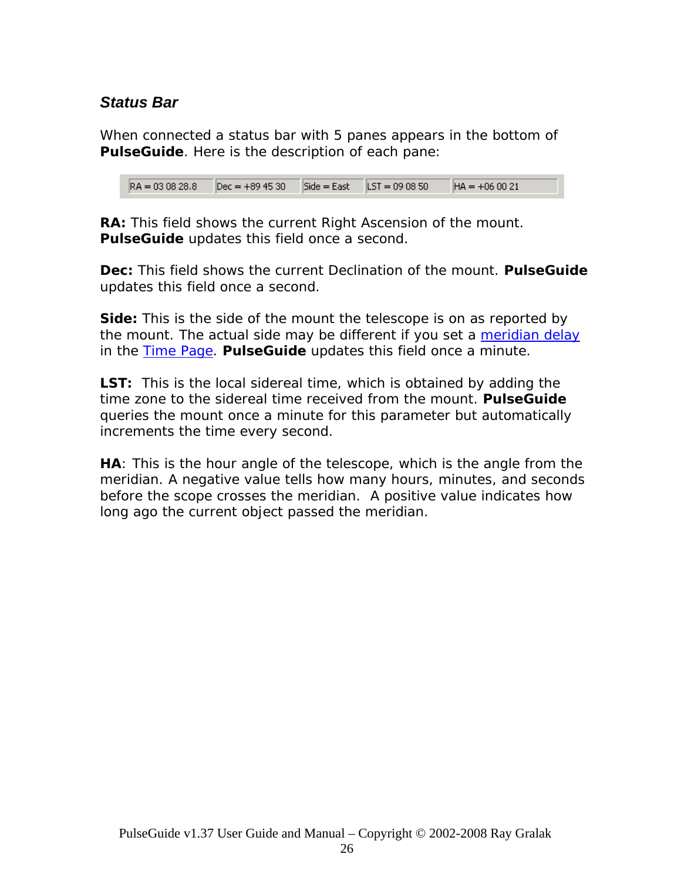### *Status Bar*

When connected a status bar with 5 panes appears in the bottom of **PulseGuide**. Here is the description of each pane:

| RA = 03 08 28.8 | Dec = +89 45 30 | Side = East | LST = 09 08 50 | HA = +06 00 21 |
|---|---|---|---|---|

**RA:** This field shows the current Right Ascension of the mount. **PulseGuide** updates this field once a second.

**Dec:** This field shows the current Declination of the mount. **PulseGuide** updates this field once a second.

**Side:** This is the side of the mount the telescope is on as reported by the mount. The actual side may be different if you set a meridian delay in the Time Page. **PulseGuide** updates this field once a minute.

**LST:** This is the local sidereal time, which is obtained by adding the time zone to the sidereal time received from the mount. **PulseGuide** queries the mount once a minute for this parameter but automatically increments the time every second.

**HA**: This is the hour angle of the telescope, which is the angle from the meridian. A negative value tells how many hours, minutes, and seconds before the scope crosses the meridian. A positive value indicates how long ago the current object passed the meridian.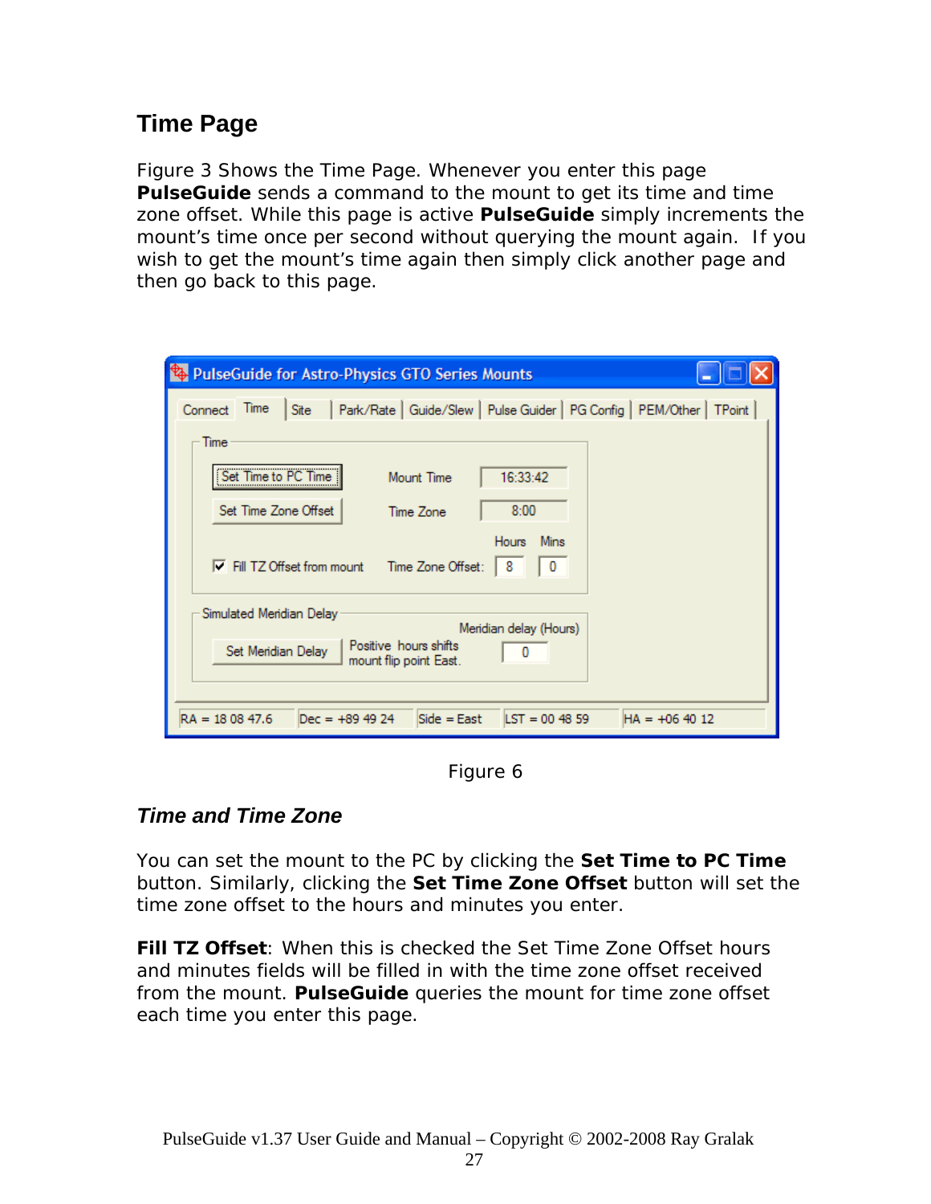## Time Page

Figure 3 Shows the Time Page. Whenever you enter this page **PulseGuide** sends a command to the mount to get its time and time zone offset. While this page is active **PulseGuide** simply increments the mount's time once per second without querying the mount again. If you wish to get the mount's time again then simply click another page and then go back to this page.

Figure 6

### *Time and Time Zone*

You can set the mount to the PC by clicking the **Set Time to PC Time** button. Similarly, clicking the **Set Time Zone Offset** button will set the time zone offset to the hours and minutes you enter.

**Fill TZ Offset**: When this is checked the Set Time Zone Offset hours and minutes fields will be filled in with the time zone offset received from the mount. **PulseGuide** queries the mount for time zone offset each time you enter this page.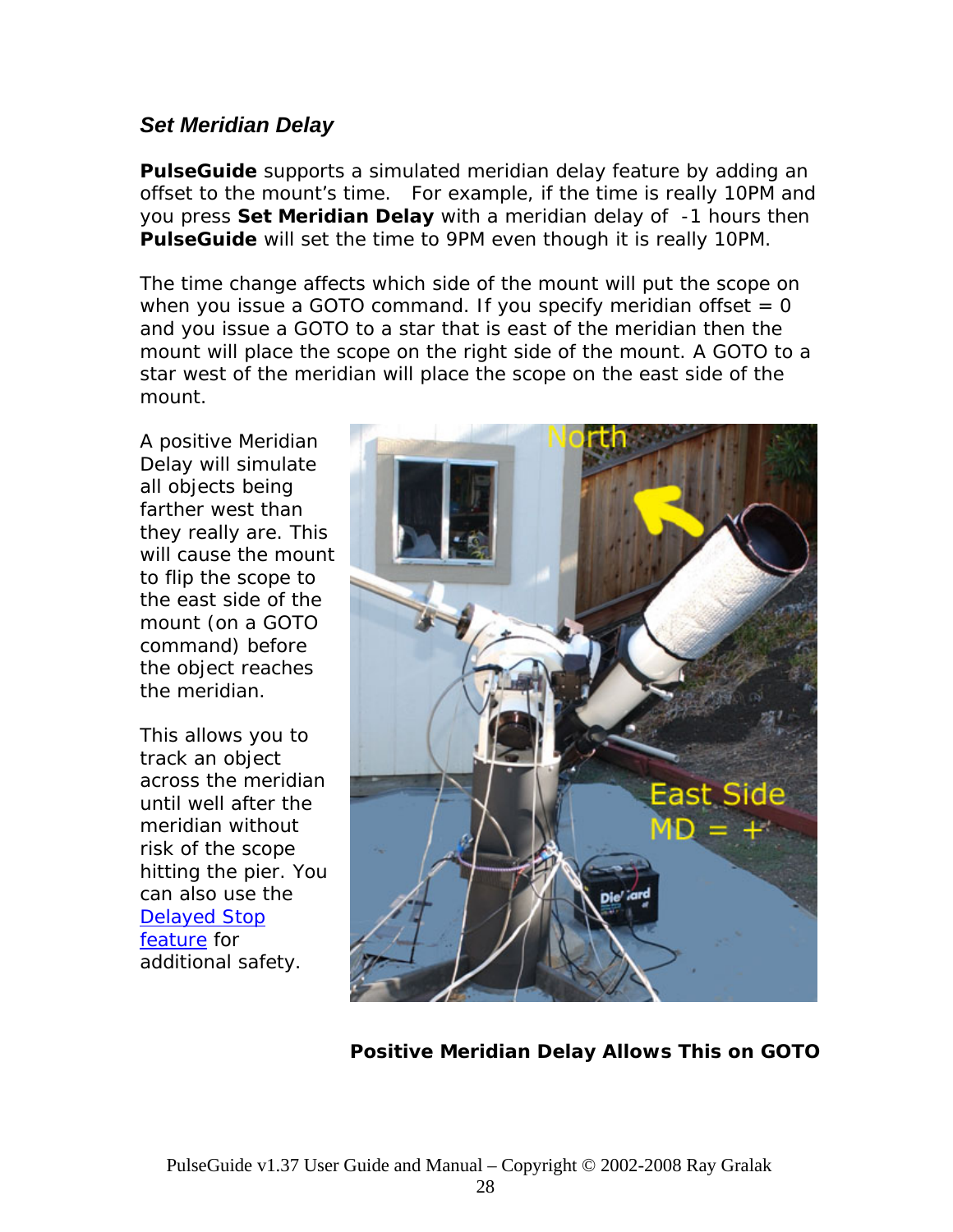### *Set Meridian Delay*

**PulseGuide** supports a simulated meridian delay feature by adding an offset to the mount's time. For example, if the time is really 10PM and you press **Set Meridian Delay** with a meridian delay of -1 hours then **PulseGuide** will set the time to 9PM even though it is really 10PM.

The time change affects which side of the mount will put the scope on when you issue a GOTO command. If you specify meridian offset = 0 and you issue a GOTO to a star that is east of the meridian then the mount will place the scope on the right side of the mount. A GOTO to a star west of the meridian will place the scope on the east side of the mount.

A positive Meridian Delay will simulate all objects being farther west than they really are. This will cause the mount to flip the scope to the east side of the mount (on a GOTO command) before the object reaches the meridian.

This allows you to track an object across the meridian until well after the meridian without risk of the scope hitting the pier. You can also use the [Delayed Stop feature]() for additional safety.

**Positive Meridian Delay Allows This on GOTO**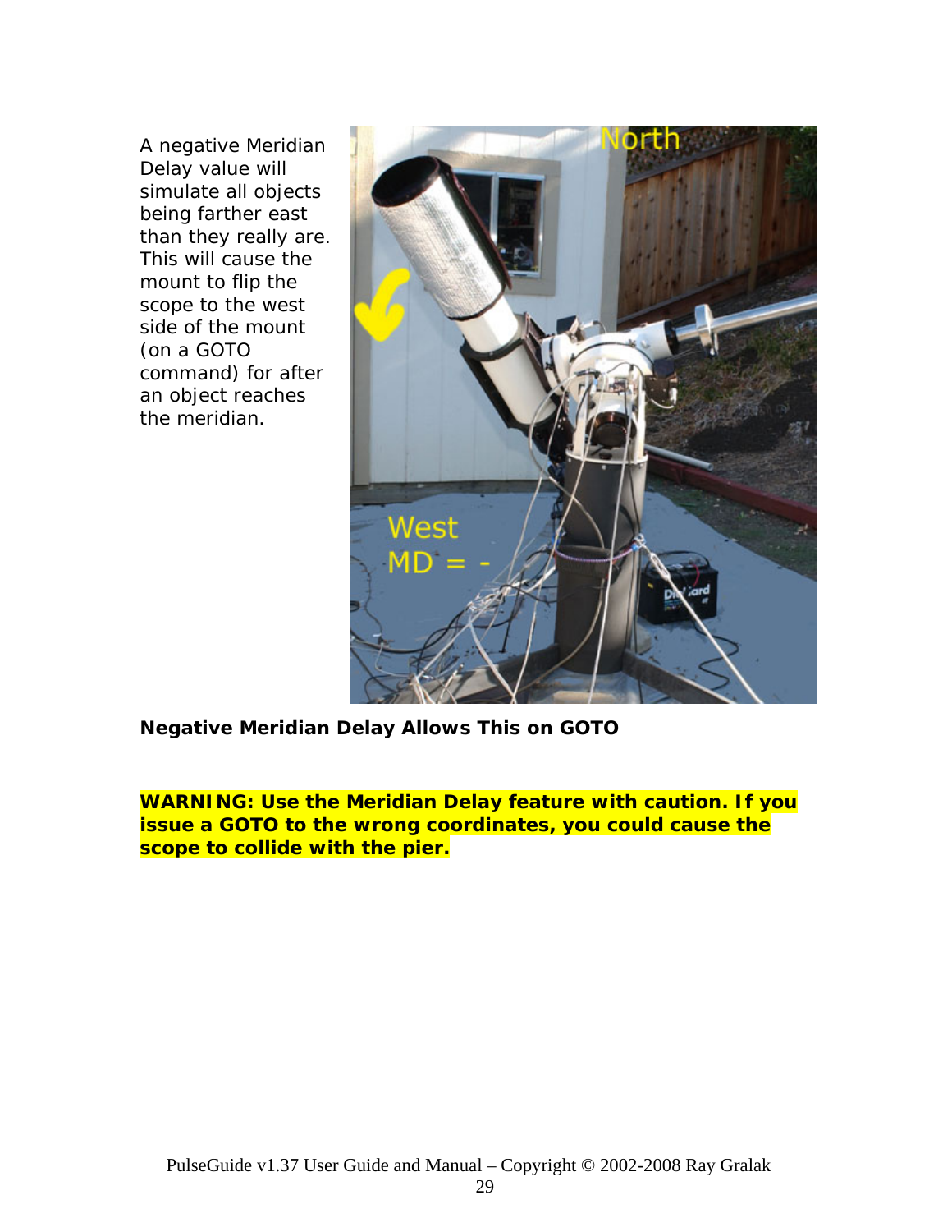A negative Meridian Delay value will simulate all objects being farther east than they really are. This will cause the mount to flip the scope to the west side of the mount (on a GOTO command) for after an object reaches the meridian.

**Negative Meridian Delay Allows This on GOTO**

**WARNING: Use the Meridian Delay feature with caution. If you issue a GOTO to the wrong coordinates, you could cause the scope to collide with the pier.**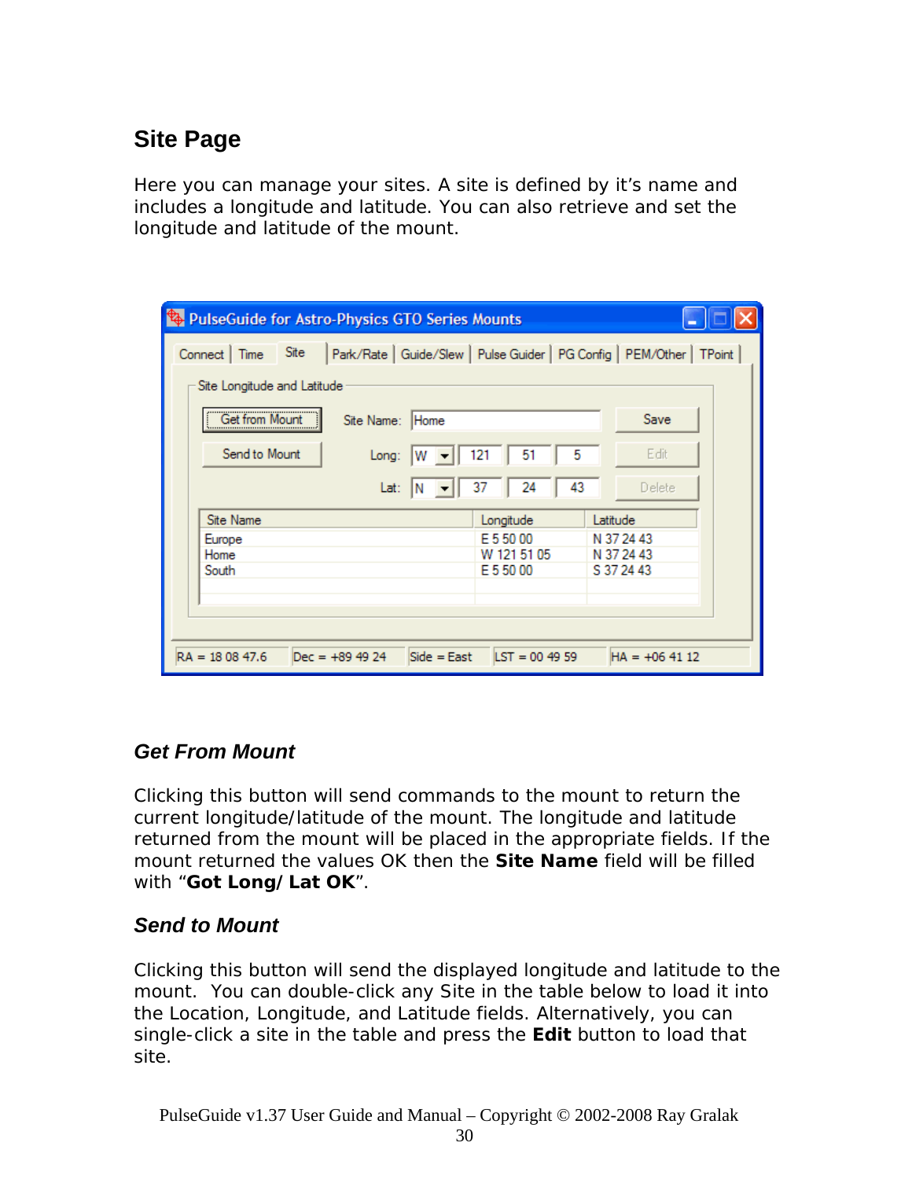## Site Page

Here you can manage your sites. A site is defined by it's name and includes a longitude and latitude. You can also retrieve and set the longitude and latitude of the mount.

### *Get From Mount*

Clicking this button will send commands to the mount to return the current longitude/latitude of the mount. The longitude and latitude returned from the mount will be placed in the appropriate fields. If the mount returned the values OK then the **Site Name** field will be filled with "**Got Long/Lat OK**".

### *Send to Mount*

Clicking this button will send the displayed longitude and latitude to the mount. You can double-click any Site in the table below to load it into the Location, Longitude, and Latitude fields. Alternatively, you can single-click a site in the table and press the **Edit** button to load that site.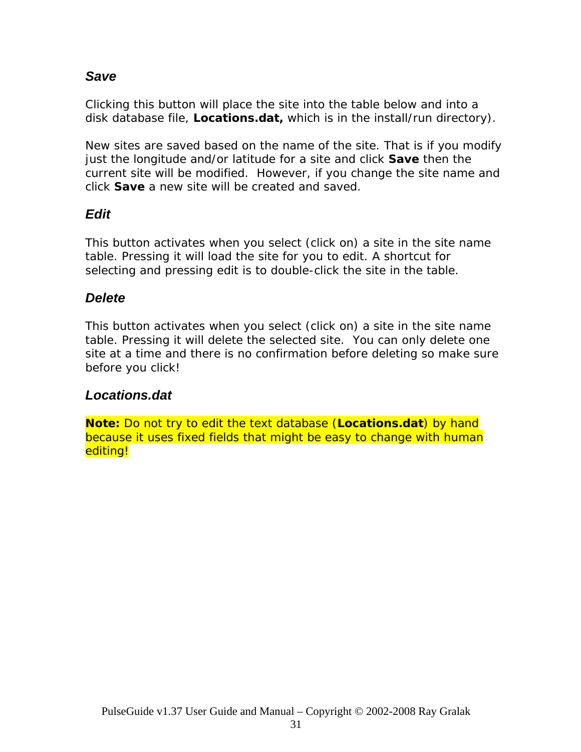### *Save*

Clicking this button will place the site into the table below and into a disk database file, **Locations.dat,** which is in the install/run directory).

New sites are saved based on the name of the site. That is if you modify just the longitude and/or latitude for a site and click **Save** then the current site will be modified. However, if you change the site name and click **Save** a new site will be created and saved.

### *Edit*

This button activates when you select (click on) a site in the site name table. Pressing it will load the site for you to edit. A shortcut for selecting and pressing edit is to double-click the site in the table.

### *Delete*

This button activates when you select (click on) a site in the site name table. Pressing it will delete the selected site. You can only delete one site at a time and there is no confirmation before deleting so make sure before you click!

### *Locations.dat*

**Note:** Do not try to edit the text database (**Locations.dat**) by hand because it uses fixed fields that might be easy to change with human editing!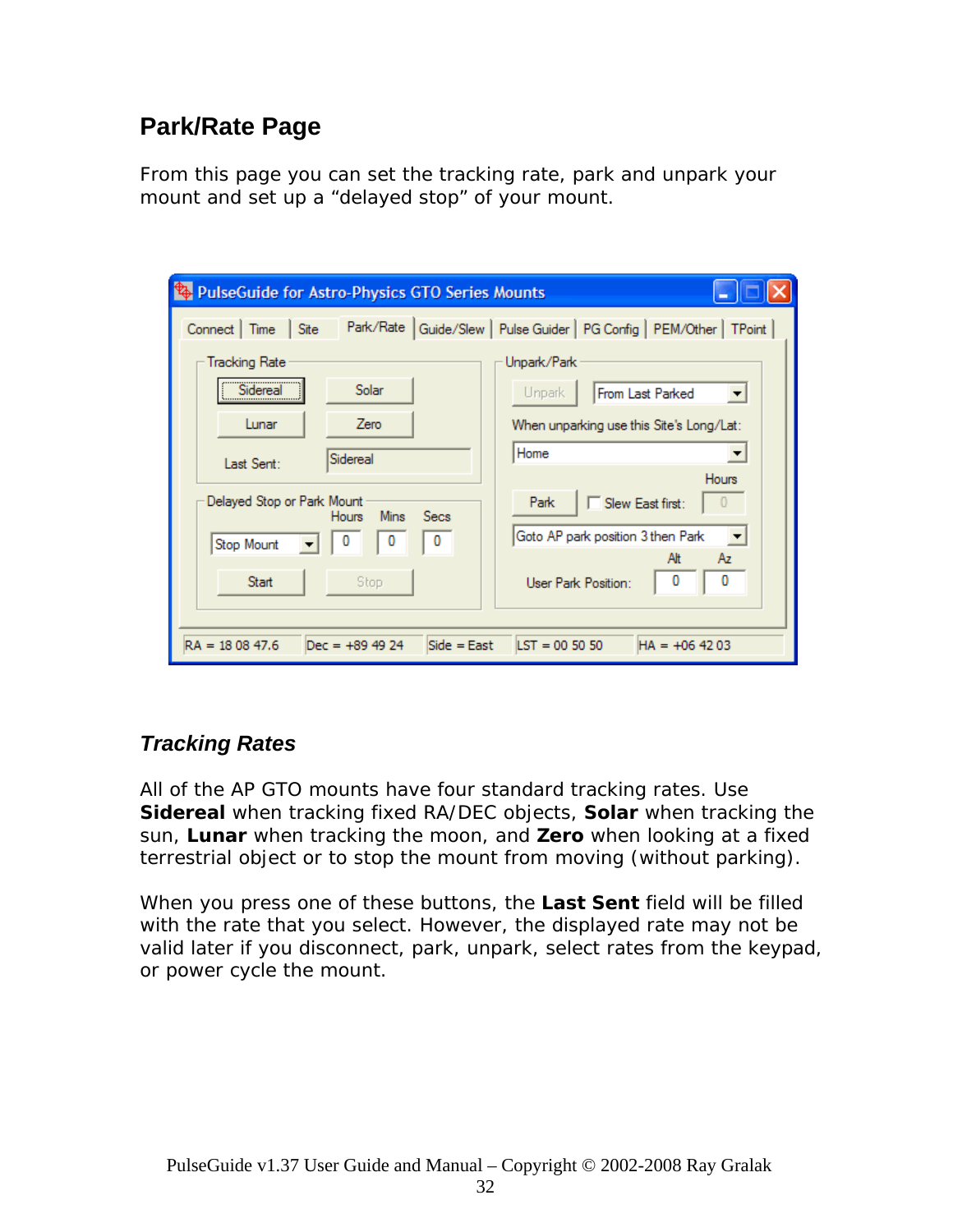## Park/Rate Page

From this page you can set the tracking rate, park and unpark your mount and set up a “delayed stop” of your mount.

### *Tracking Rates*

All of the AP GTO mounts have four standard tracking rates. Use **Sidereal** when tracking fixed RA/DEC objects, **Solar** when tracking the sun, **Lunar** when tracking the moon, and **Zero** when looking at a fixed terrestrial object or to stop the mount from moving (without parking).

When you press one of these buttons, the **Last Sent** field will be filled with the rate that you select. However, the displayed rate may not be valid later if you disconnect, park, unpark, select rates from the keypad, or power cycle the mount.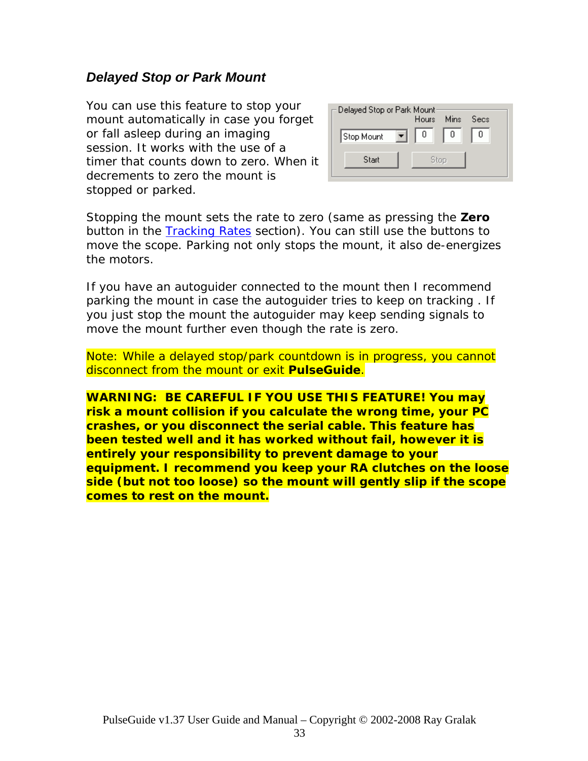### *Delayed Stop or Park Mount*

You can use this feature to stop your mount automatically in case you forget or fall asleep during an imaging session. It works with the use of a timer that counts down to zero. When it decrements to zero the mount is stopped or parked.

Stopping the mount sets the rate to zero (same as pressing the **Zero** button in the Tracking Rates section). You can still use the buttons to move the scope. Parking not only stops the mount, it also de-energizes the motors.

If you have an autoguider connected to the mount then I recommend parking the mount in case the autoguider tries to keep on tracking . If you just stop the mount the autoguider may keep sending signals to move the mount further even though the rate is zero.

Note: While a delayed stop/park countdown is in progress, you cannot disconnect from the mount or exit **PulseGuide**.

**WARNING: BE CAREFUL IF YOU USE THIS FEATURE! You may risk a mount collision if you calculate the wrong time, your PC crashes, or you disconnect the serial cable. This feature has been tested well and it has worked without fail, however it is entirely your responsibility to prevent damage to your equipment. I recommend you keep your RA clutches on the loose side (but not too loose) so the mount will gently slip if the scope comes to rest on the mount.**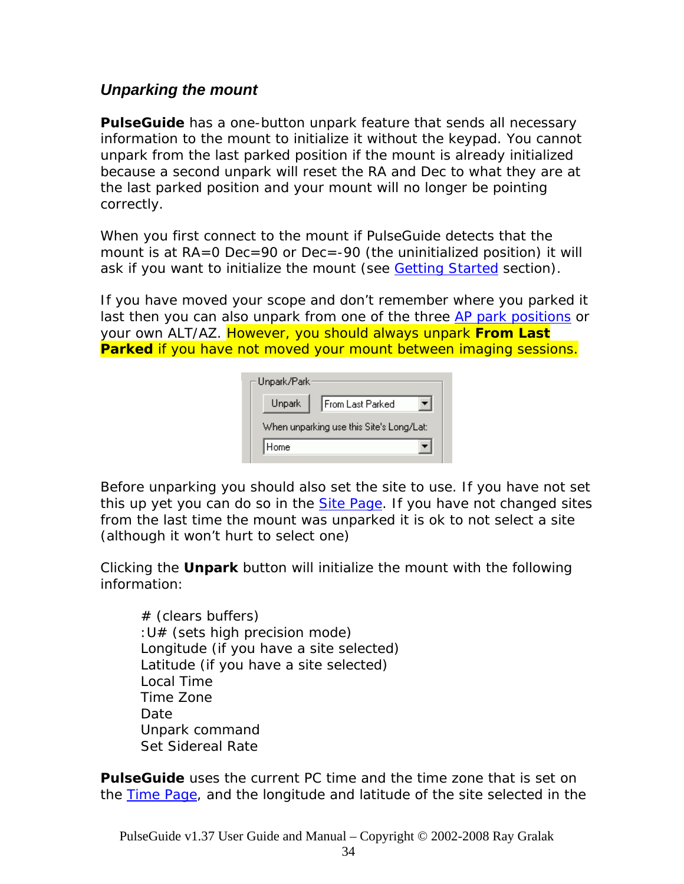### *Unparking the mount*

**PulseGuide** has a one-button unpark feature that sends all necessary information to the mount to initialize it without the keypad. You cannot unpark from the last parked position if the mount is already initialized because a second unpark will reset the RA and Dec to what they are at the last parked position and your mount will no longer be pointing correctly.

When you first connect to the mount if PulseGuide detects that the mount is at RA=0 Dec=90 or Dec=-90 (the uninitialized position) it will ask if you want to initialize the mount (see Getting Started section).

If you have moved your scope and don't remember where you parked it last then you can also unpark from one of the three AP park positions or your own ALT/AZ. However, you should always unpark **From Last Parked** if you have not moved your mount between imaging sessions.

Before unparking you should also set the site to use. If you have not set this up yet you can do so in the Site Page. If you have not changed sites from the last time the mount was unparked it is ok to not select a site (although it won't hurt to select one)

Clicking the **Unpark** button will initialize the mount with the following information:

# (clears buffers)
:U# (sets high precision mode)
Longitude (if you have a site selected)
Latitude (if you have a site selected)
Local Time
Time Zone
Date
Unpark command
Set Sidereal Rate

**PulseGuide** uses the current PC time and the time zone that is set on the Time Page, and the longitude and latitude of the site selected in the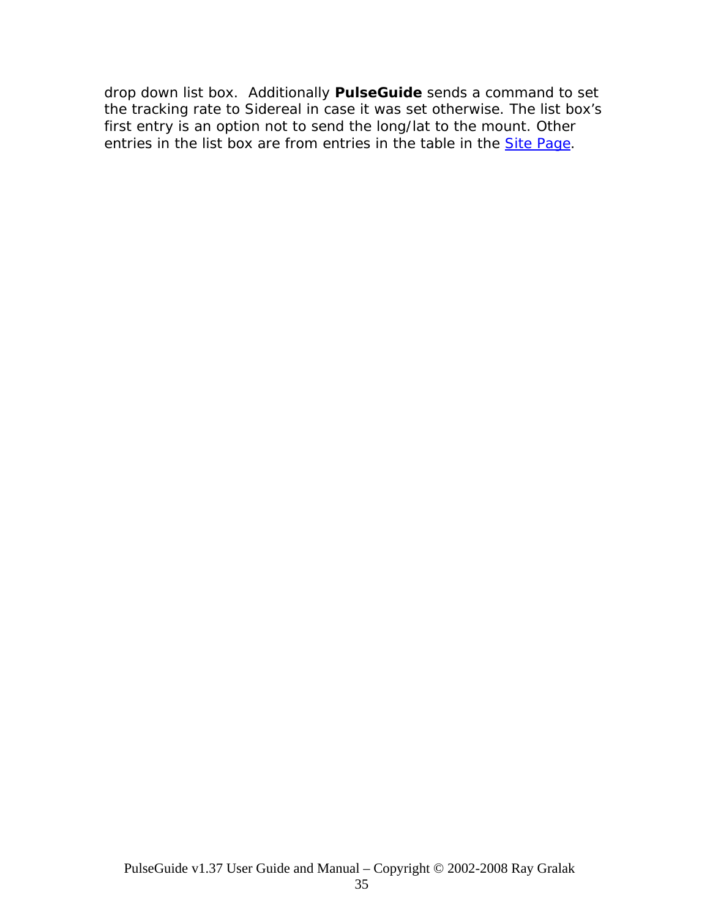drop down list box.  Additionally **PulseGuide** sends a command to set the tracking rate to Sidereal in case it was set otherwise. The list box's first entry is an option not to send the long/lat to the mount. Other entries in the list box are from entries in the table in the Site Page.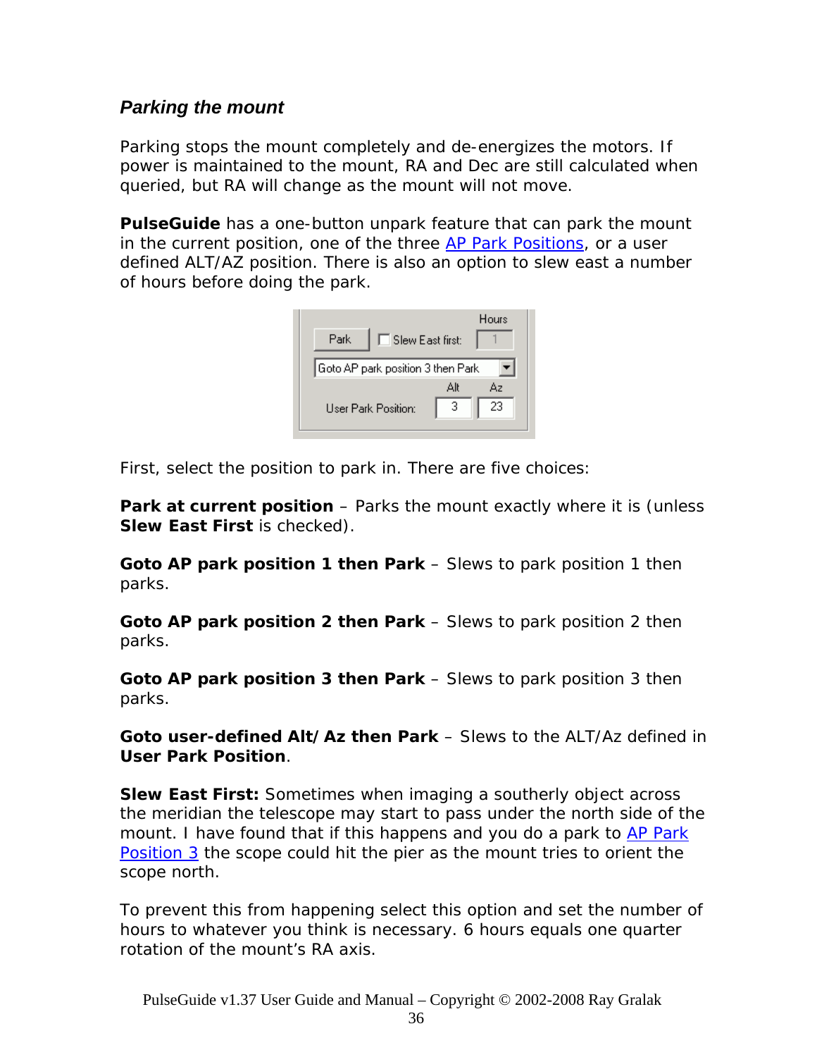### *Parking the mount*

Parking stops the mount completely and de-energizes the motors. If power is maintained to the mount, RA and Dec are still calculated when queried, but RA will change as the mount will not move.

**PulseGuide** has a one-button unpark feature that can park the mount in the current position, one of the three AP Park Positions, or a user defined ALT/AZ position. There is also an option to slew east a number of hours before doing the park.

First, select the position to park in. There are five choices:

**Park at current position** – Parks the mount exactly where it is (unless **Slew East First** is checked).

**Goto AP park position 1 then Park** – Slews to park position 1 then parks.

**Goto AP park position 2 then Park** – Slews to park position 2 then parks.

**Goto AP park position 3 then Park** – Slews to park position 3 then parks.

**Goto user-defined Alt/Az then Park** – Slews to the ALT/Az defined in **User Park Position**.

**Slew East First:** Sometimes when imaging a southerly object across the meridian the telescope may start to pass under the north side of the mount. I have found that if this happens and you do a park to AP Park Position 3 the scope could hit the pier as the mount tries to orient the scope north.

To prevent this from happening select this option and set the number of hours to whatever you think is necessary. 6 hours equals one quarter rotation of the mount's RA axis.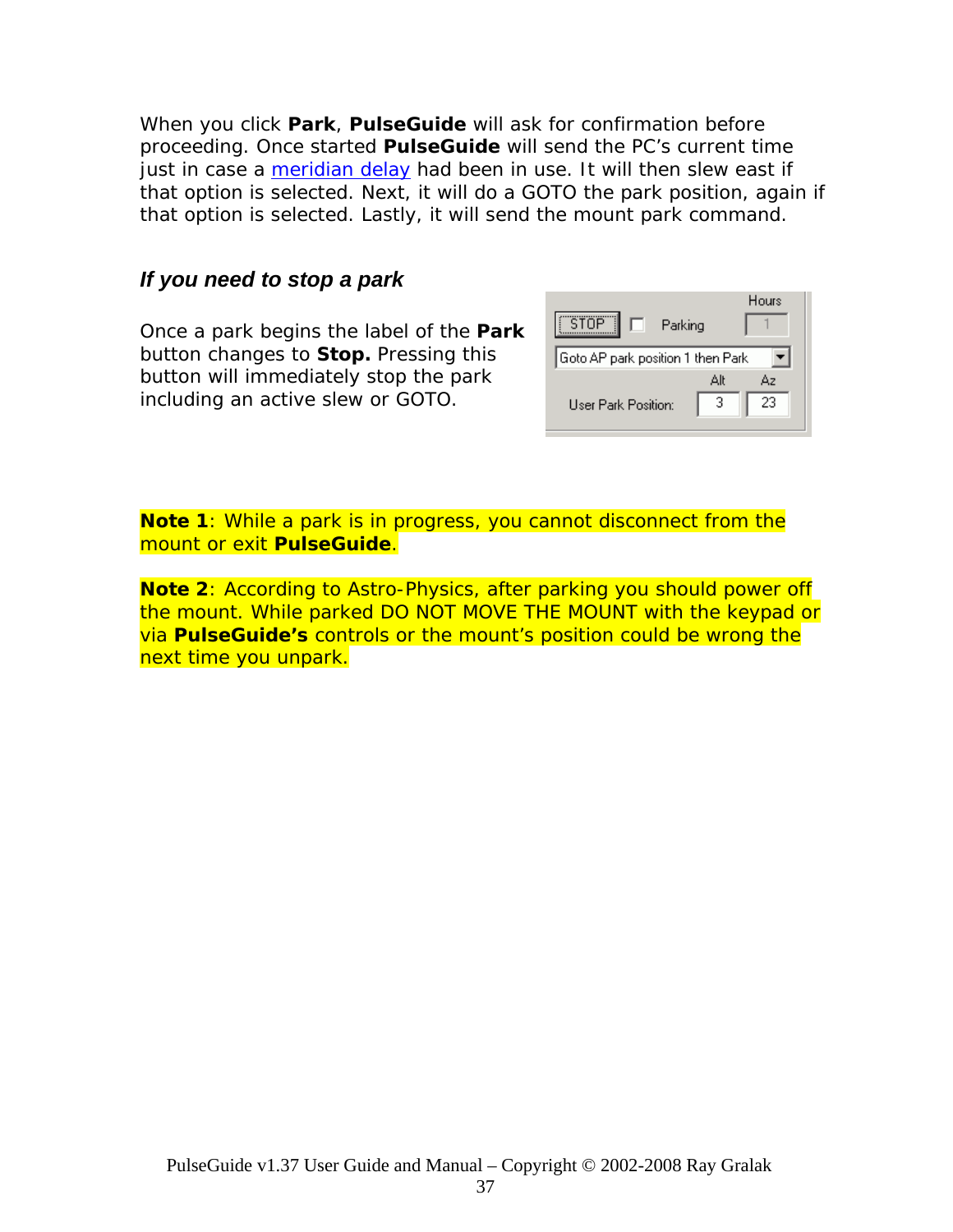When you click **Park**, **PulseGuide** will ask for confirmation before proceeding. Once started **PulseGuide** will send the PC's current time just in case a meridian delay had been in use. It will then slew east if that option is selected. Next, it will do a GOTO the park position, again if that option is selected. Lastly, it will send the mount park command.

### *If you need to stop a park*

Once a park begins the label of the **Park** button changes to **Stop.** Pressing this button will immediately stop the park including an active slew or GOTO.

**Note 1**: While a park is in progress, you cannot disconnect from the mount or exit **PulseGuide**.

**Note 2**: According to Astro-Physics, after parking you should power off the mount. While parked DO NOT MOVE THE MOUNT with the keypad or via **PulseGuide's** controls or the mount's position could be wrong the next time you unpark.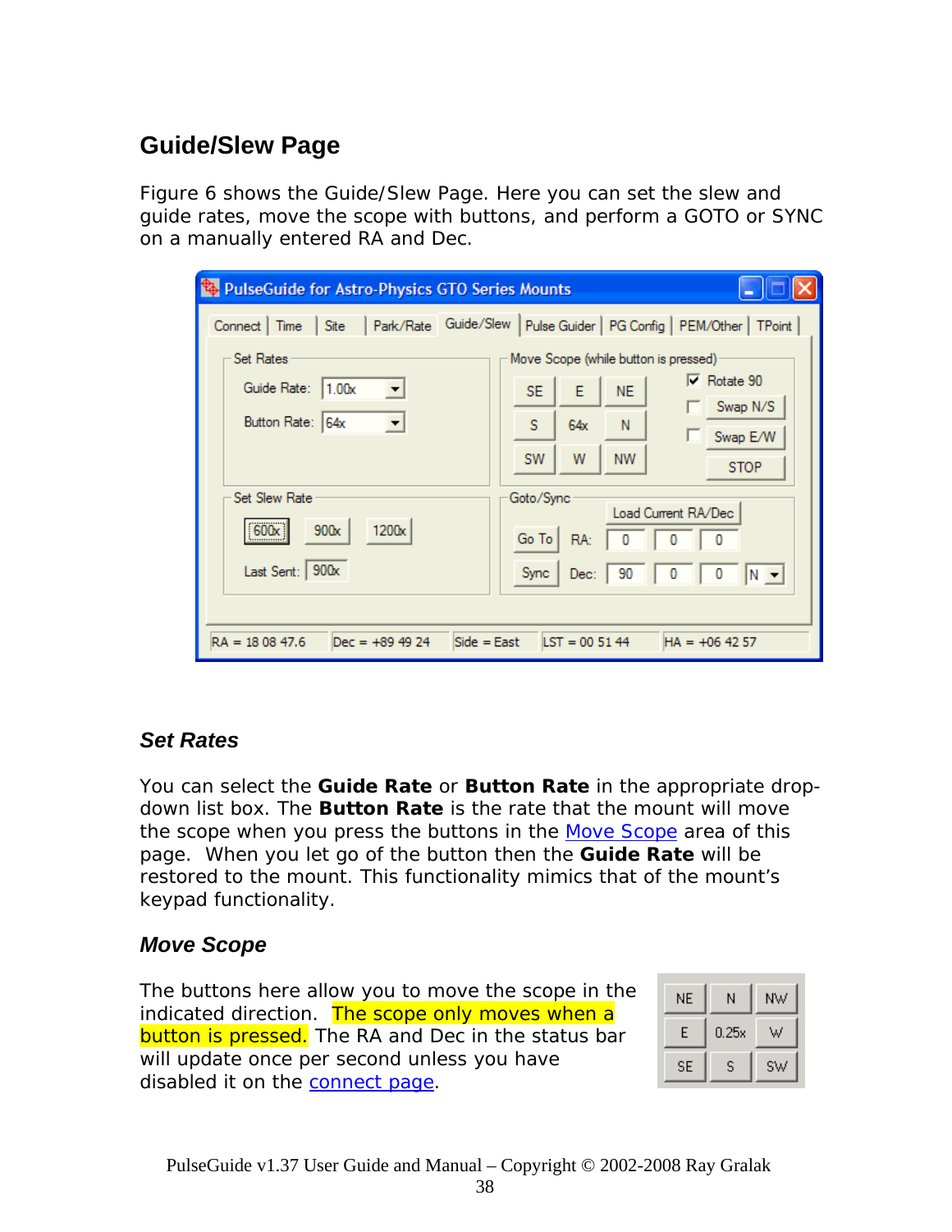## Guide/Slew Page

Figure 6 shows the Guide/Slew Page. Here you can set the slew and guide rates, move the scope with buttons, and perform a GOTO or SYNC on a manually entered RA and Dec.

### *Set Rates*

You can select the **Guide Rate** or **Button Rate** in the appropriate drop-down list box. The **Button Rate** is the rate that the mount will move the scope when you press the buttons in the Move Scope area of this page. When you let go of the button then the **Guide Rate** will be restored to the mount. This functionality mimics that of the mount's keypad functionality.

### *Move Scope*

The buttons here allow you to move the scope in the indicated direction. The scope only moves when a button is pressed. The RA and Dec in the status bar will update once per second unless you have disabled it on the connect page.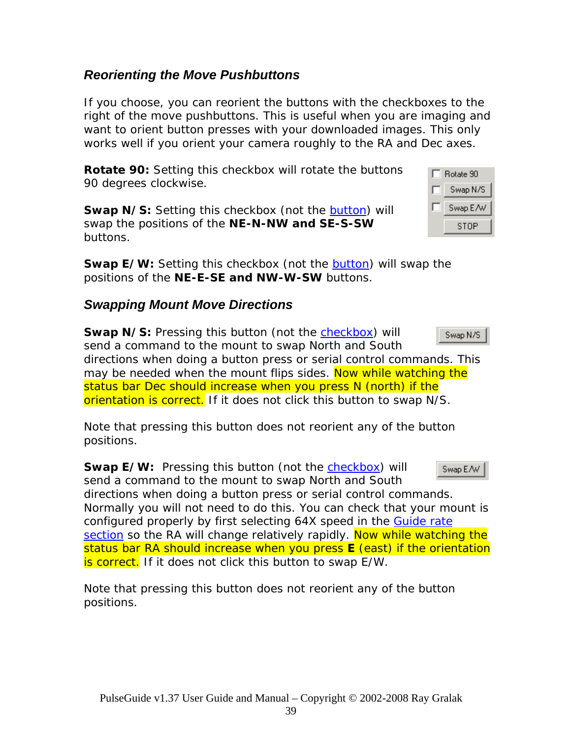### *Reorienting the Move Pushbuttons*

If you choose, you can reorient the buttons with the checkboxes to the right of the move pushbuttons. This is useful when you are imaging and want to orient button presses with your downloaded images. This only works well if you orient your camera roughly to the RA and Dec axes.

**Rotate 90:** Setting this checkbox will rotate the buttons 90 degrees clockwise.

**Swap N/S:** Setting this checkbox (not the button) will swap the positions of the **NE-N-NW and SE-S-SW** buttons.

**Swap E/W:** Setting this checkbox (not the button) will swap the positions of the **NE-E-SE and NW-W-SW** buttons.

### *Swapping Mount Move Directions*

**Swap N/S:** Pressing this button (not the checkbox) will send a command to the mount to swap North and South directions when doing a button press or serial control commands. This may be needed when the mount flips sides. Now while watching the status bar Dec should increase when you press N (north) if the orientation is correct. If it does not click this button to swap N/S.

Note that pressing this button does not reorient any of the button positions.

**Swap E/W:** Pressing this button (not the checkbox) will send a command to the mount to swap North and South directions when doing a button press or serial control commands. Normally you will not need to do this. You can check that your mount is configured properly by first selecting 64X speed in the Guide rate section so the RA will change relatively rapidly. Now while watching the status bar RA should increase when you press **E** (east) if the orientation is correct. If it does not click this button to swap E/W.

Note that pressing this button does not reorient any of the button positions.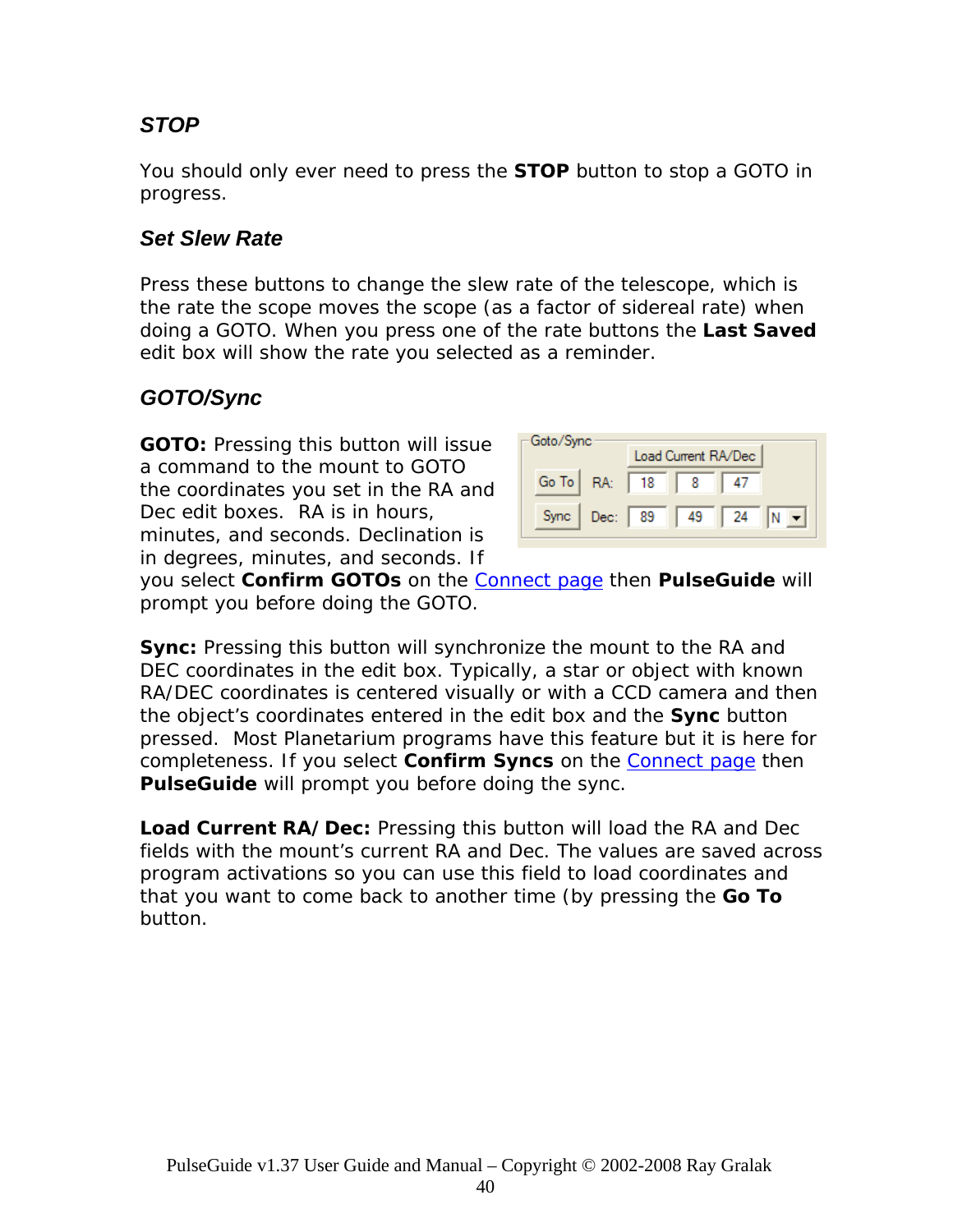### STOP

You should only ever need to press the **STOP** button to stop a GOTO in progress.

### Set Slew Rate

Press these buttons to change the slew rate of the telescope, which is the rate the scope moves the scope (as a factor of sidereal rate) when doing a GOTO. When you press one of the rate buttons the **Last Saved** edit box will show the rate you selected as a reminder.

### GOTO/Sync

**GOTO:** Pressing this button will issue a command to the mount to GOTO the coordinates you set in the RA and Dec edit boxes. RA is in hours, minutes, and seconds. Declination is in degrees, minutes, and seconds. If you select **Confirm GOTOs** on the Connect page then **PulseGuide** will prompt you before doing the GOTO.

**Sync:** Pressing this button will synchronize the mount to the RA and DEC coordinates in the edit box. Typically, a star or object with known RA/DEC coordinates is centered visually or with a CCD camera and then the object's coordinates entered in the edit box and the **Sync** button pressed. Most Planetarium programs have this feature but it is here for completeness. If you select **Confirm Syncs** on the Connect page then **PulseGuide** will prompt you before doing the sync.

**Load Current RA/Dec:** Pressing this button will load the RA and Dec fields with the mount's current RA and Dec. The values are saved across program activations so you can use this field to load coordinates and that you want to come back to another time (by pressing the **Go To** button.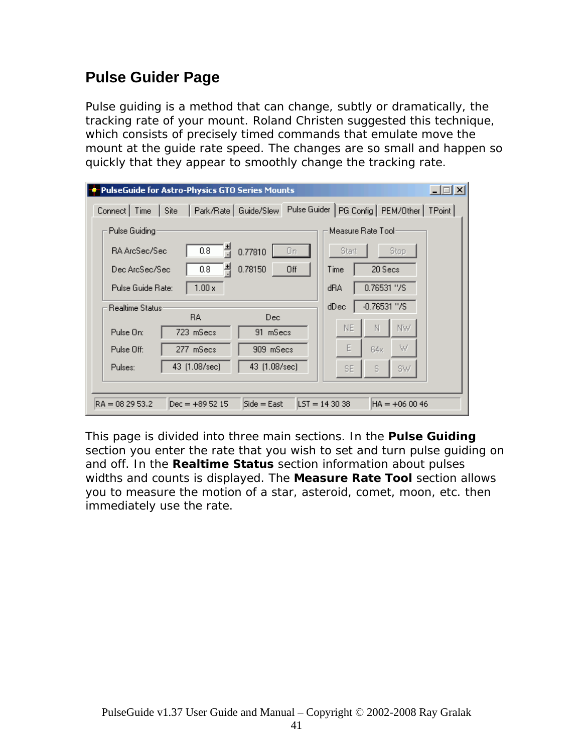## Pulse Guider Page

Pulse guiding is a method that can change, subtly or dramatically, the tracking rate of your mount. Roland Christen suggested this technique, which consists of precisely timed commands that emulate move the mount at the guide rate speed. The changes are so small and happen so quickly that they appear to smoothly change the tracking rate.

This page is divided into three main sections. In the **Pulse Guiding** section you enter the rate that you wish to set and turn pulse guiding on and off. In the **Realtime Status** section information about pulses widths and counts is displayed. The **Measure Rate Tool** section allows you to measure the motion of a star, asteroid, comet, moon, etc. then immediately use the rate.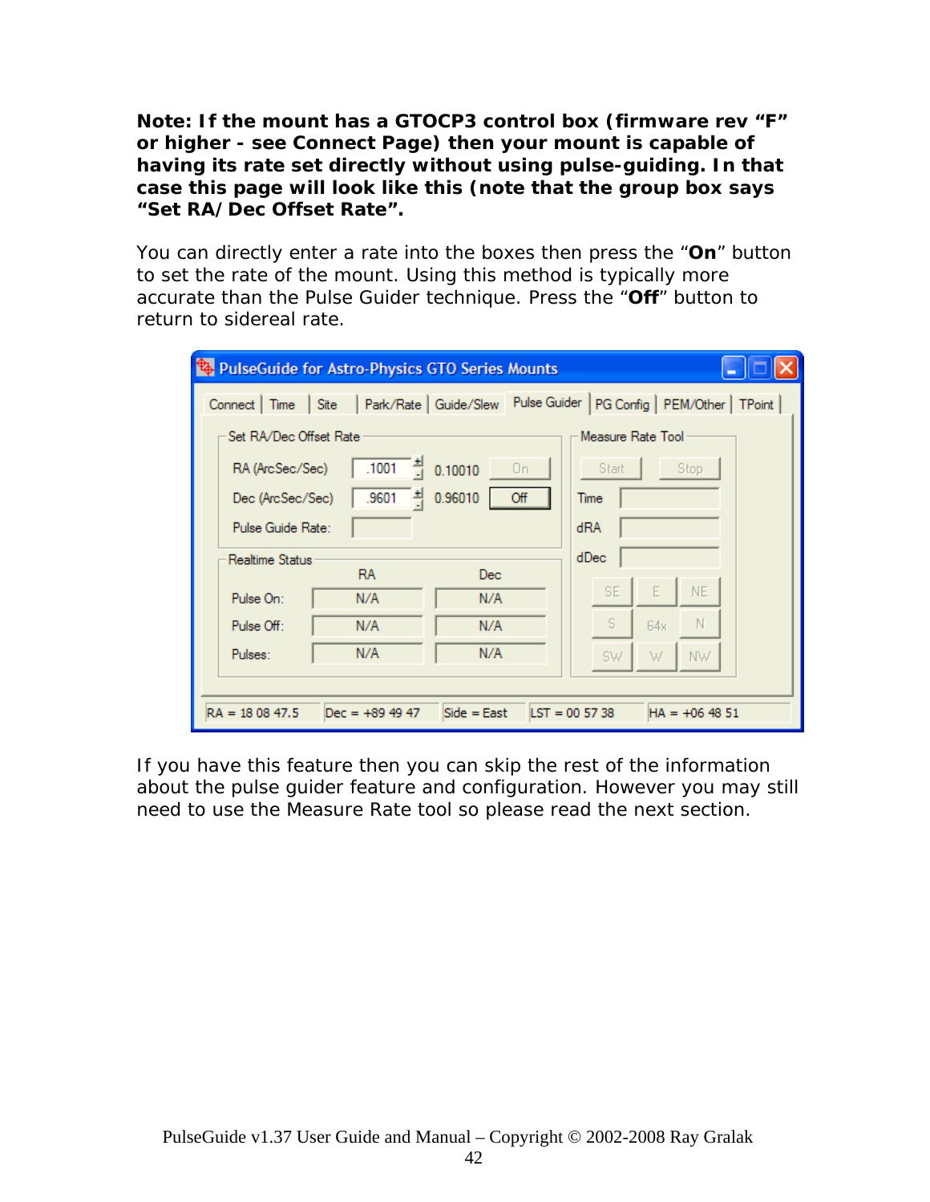**Note: If the mount has a GTOCP3 control box (firmware rev "F" or higher - see Connect Page) then your mount is capable of having its rate set directly without using pulse-guiding. In that case this page will look like this (note that the group box says "Set RA/Dec Offset Rate".**

You can directly enter a rate into the boxes then press the "**On**" button to set the rate of the mount. Using this method is typically more accurate than the Pulse Guider technique. Press the "**Off**" button to return to sidereal rate.

If you have this feature then you can skip the rest of the information about the pulse guider feature and configuration. However you may still need to use the Measure Rate tool so please read the next section.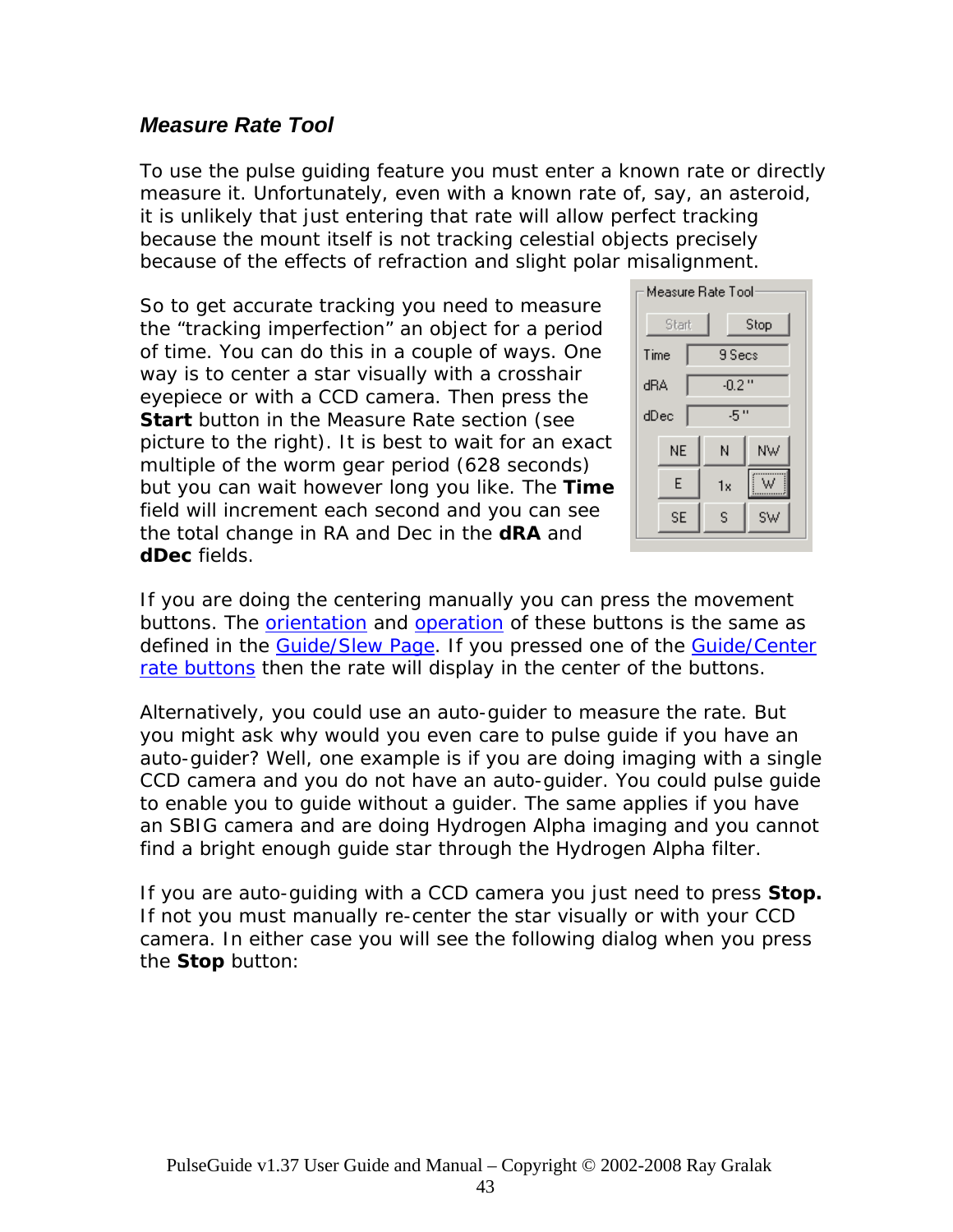### *Measure Rate Tool*

To use the pulse guiding feature you must enter a known rate or directly measure it. Unfortunately, even with a known rate of, say, an asteroid, it is unlikely that just entering that rate will allow perfect tracking because the mount itself is not tracking celestial objects precisely because of the effects of refraction and slight polar misalignment.

So to get accurate tracking you need to measure the "tracking imperfection" an object for a period of time. You can do this in a couple of ways. One way is to center a star visually with a crosshair eyepiece or with a CCD camera. Then press the **Start** button in the Measure Rate section (see picture to the right). It is best to wait for an exact multiple of the worm gear period (628 seconds) but you can wait however long you like. The **Time** field will increment each second and you can see the total change in RA and Dec in the **dRA** and **dDec** fields.

If you are doing the centering manually you can press the movement buttons. The orientation and operation of these buttons is the same as defined in the Guide/Slew Page. If you pressed one of the Guide/Center rate buttons then the rate will display in the center of the buttons.

Alternatively, you could use an auto-guider to measure the rate. But you might ask why would you even care to pulse guide if you have an auto-guider? Well, one example is if you are doing imaging with a single CCD camera and you do not have an auto-guider. You could pulse guide to enable you to guide without a guider. The same applies if you have an SBIG camera and are doing Hydrogen Alpha imaging and you cannot find a bright enough guide star through the Hydrogen Alpha filter.

If you are auto-guiding with a CCD camera you just need to press **Stop.** If not you must manually re-center the star visually or with your CCD camera. In either case you will see the following dialog when you press the **Stop** button: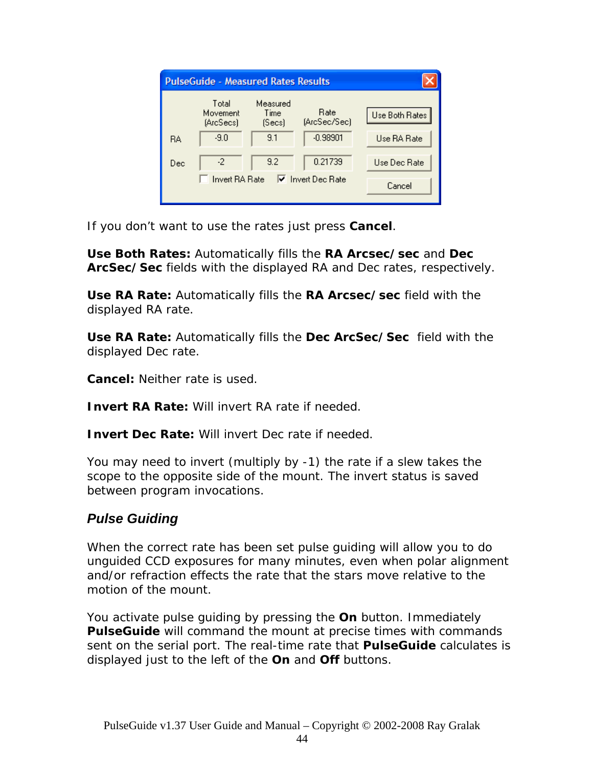| | Total Movement (ArcSecs) | Measured Time (Secs) | Rate (ArcSec/Sec) | |
|---|---|---|---|---|
| | | | | Use Both Rates |
| RA | -9.0 | 9.1 | -0.98901 | Use RA Rate |
| Dec | -2 | 9.2 | 0.21739 | Use Dec Rate |
| | ☐ Invert RA Rate | ☑ Invert Dec Rate | | Cancel |

If you don't want to use the rates just press **Cancel**.

**Use Both Rates:** Automatically fills the **RA Arcsec/sec** and **Dec ArcSec/Sec** fields with the displayed RA and Dec rates, respectively.

**Use RA Rate:** Automatically fills the **RA Arcsec/sec** field with the displayed RA rate.

**Use RA Rate:** Automatically fills the **Dec ArcSec/Sec** field with the displayed Dec rate.

**Cancel:** Neither rate is used.

**Invert RA Rate:** Will invert RA rate if needed.

**Invert Dec Rate:** Will invert Dec rate if needed.

You may need to invert (multiply by -1) the rate if a slew takes the scope to the opposite side of the mount. The invert status is saved between program invocations.

### *Pulse Guiding*

When the correct rate has been set pulse guiding will allow you to do unguided CCD exposures for many minutes, even when polar alignment and/or refraction effects the rate that the stars move relative to the motion of the mount.

You activate pulse guiding by pressing the **On** button. Immediately **PulseGuide** will command the mount at precise times with commands sent on the serial port. The real-time rate that **PulseGuide** calculates is displayed just to the left of the **On** and **Off** buttons.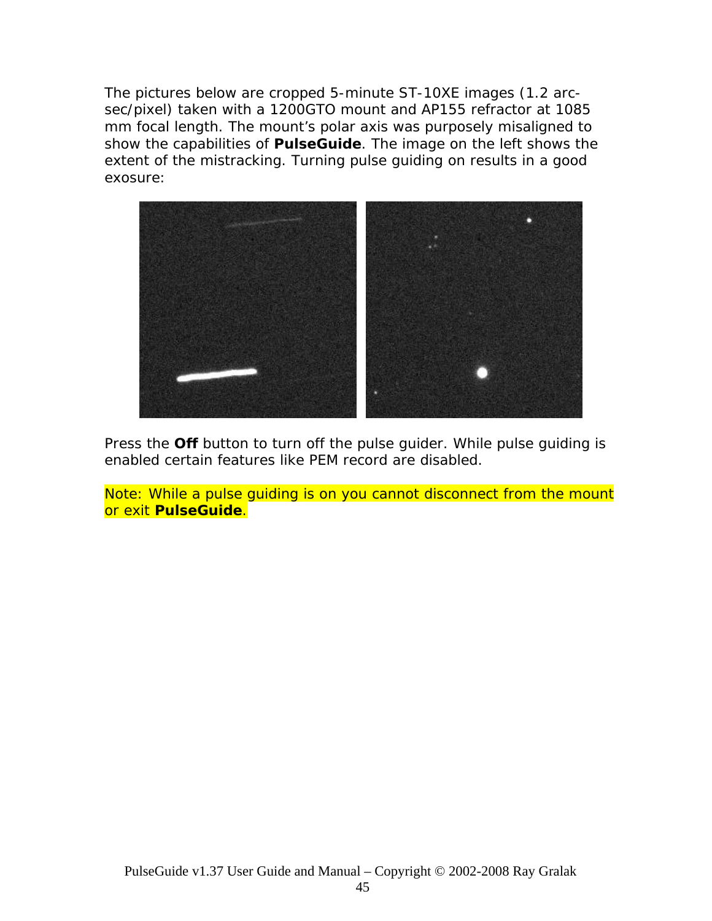The pictures below are cropped 5-minute ST-10XE images (1.2 arc-sec/pixel) taken with a 1200GTO mount and AP155 refractor at 1085 mm focal length. The mount's polar axis was purposely misaligned to show the capabilities of **PulseGuide**. The image on the left shows the extent of the mistracking. Turning pulse guiding on results in a good exosure:

Press the **Off** button to turn off the pulse guider. While pulse guiding is enabled certain features like PEM record are disabled.

Note: While a pulse guiding is on you cannot disconnect from the mount or exit **PulseGuide**.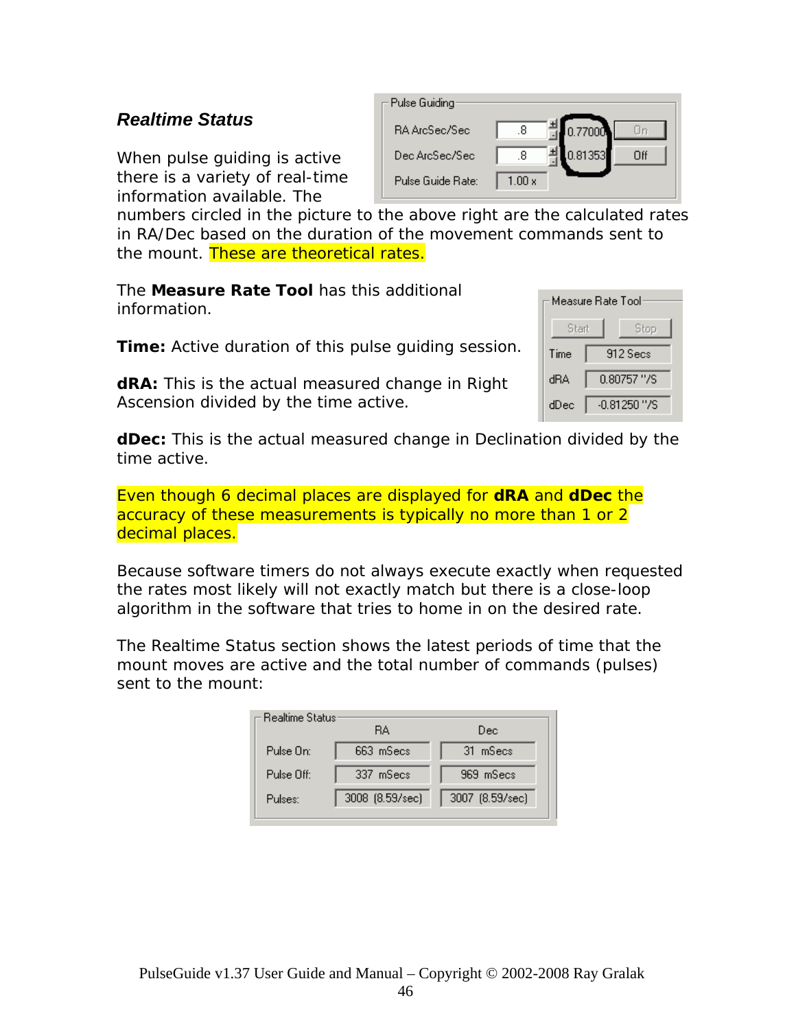### *Realtime Status*

When pulse guiding is active there is a variety of real-time information available. The numbers circled in the picture to the above right are the calculated rates in RA/Dec based on the duration of the movement commands sent to the mount. These are theoretical rates.

The **Measure Rate Tool** has this additional information.

**Time:** Active duration of this pulse guiding session.

**dRA:** This is the actual measured change in Right Ascension divided by the time active.

**dDec:** This is the actual measured change in Declination divided by the time active.

Even though 6 decimal places are displayed for **dRA** and **dDec** the accuracy of these measurements is typically no more than 1 or 2 decimal places.

Because software timers do not always execute exactly when requested the rates most likely will not exactly match but there is a close-loop algorithm in the software that tries to home in on the desired rate.

The Realtime Status section shows the latest periods of time that the mount moves are active and the total number of commands (pulses) sent to the mount: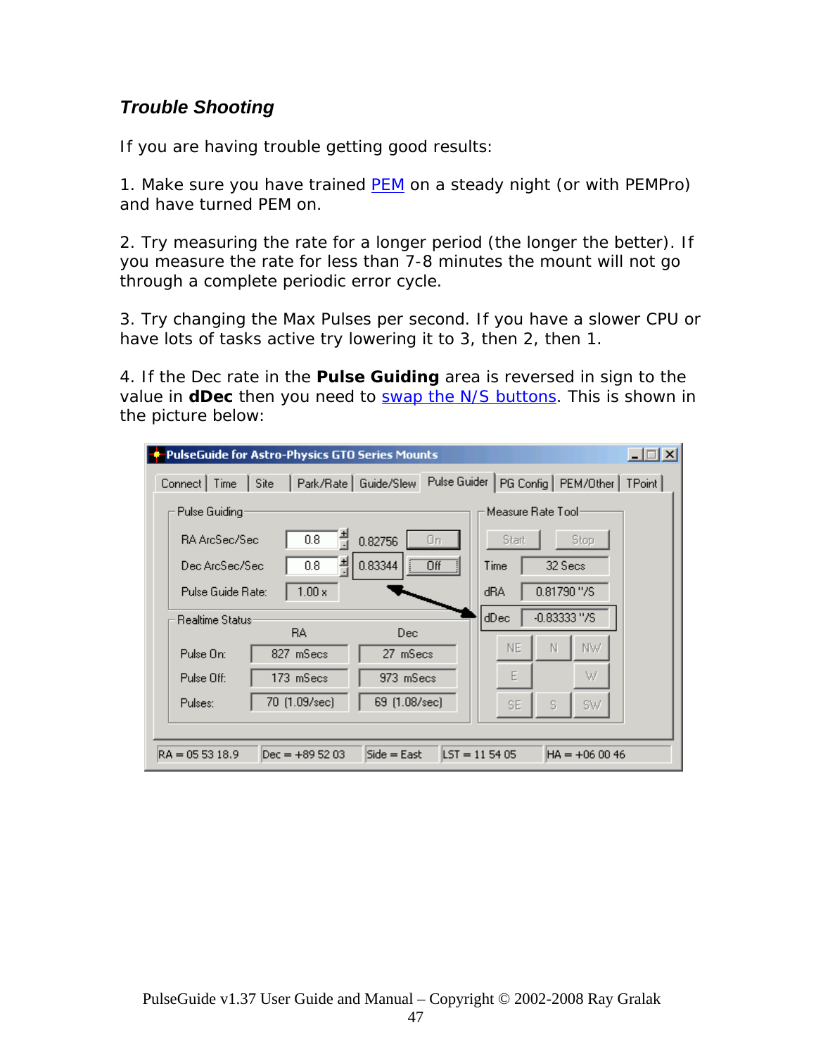### *Trouble Shooting*

If you are having trouble getting good results:

1. Make sure you have trained PEM on a steady night (or with PEMPro) and have turned PEM on.

2. Try measuring the rate for a longer period (the longer the better). If you measure the rate for less than 7-8 minutes the mount will not go through a complete periodic error cycle.

3. Try changing the Max Pulses per second. If you have a slower CPU or have lots of tasks active try lowering it to 3, then 2, then 1.

4. If the Dec rate in the **Pulse Guiding** area is reversed in sign to the value in **dDec** then you need to swap the N/S buttons. This is shown in the picture below: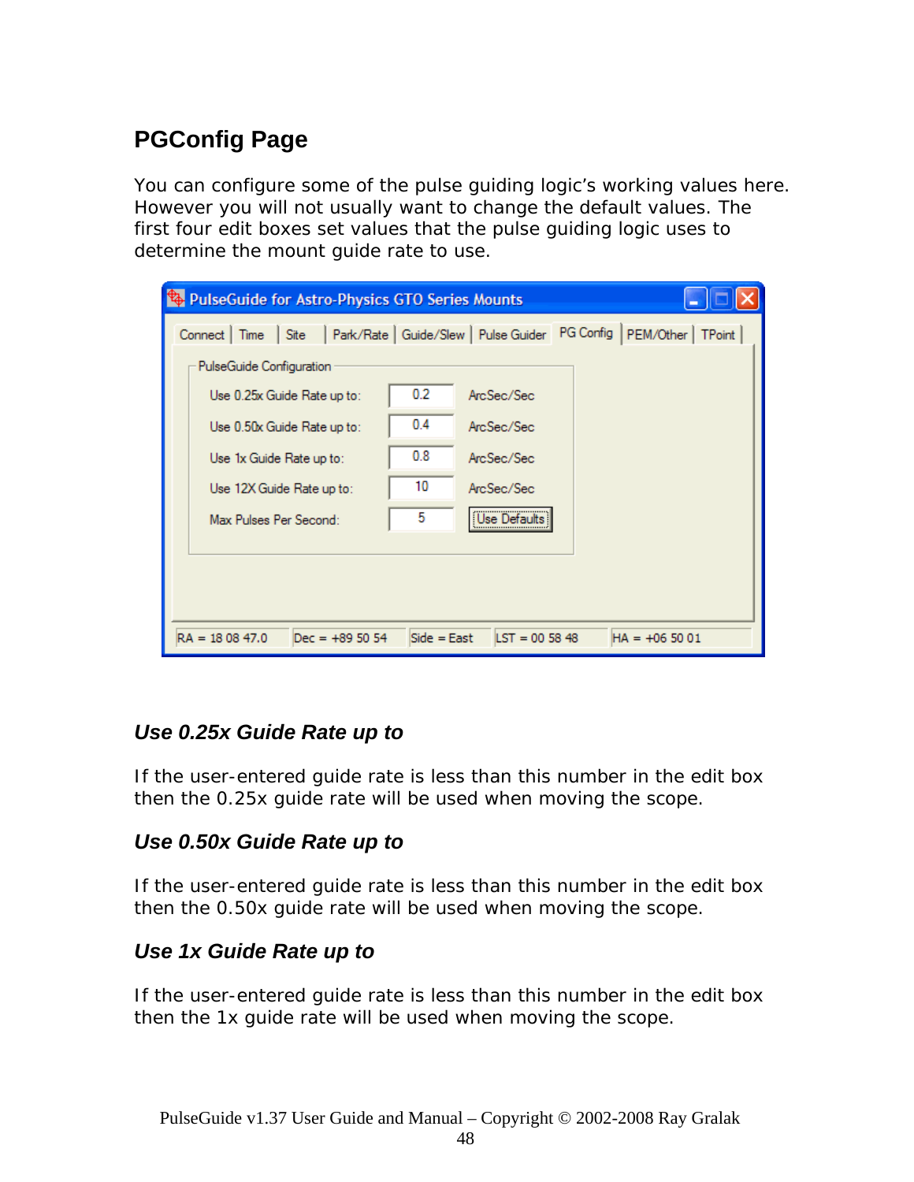## PGConfig Page

You can configure some of the pulse guiding logic's working values here. However you will not usually want to change the default values. The first four edit boxes set values that the pulse guiding logic uses to determine the mount guide rate to use.

### *Use 0.25x Guide Rate up to*

If the user-entered guide rate is less than this number in the edit box then the 0.25x guide rate will be used when moving the scope.

### *Use 0.50x Guide Rate up to*

If the user-entered guide rate is less than this number in the edit box then the 0.50x guide rate will be used when moving the scope.

### *Use 1x Guide Rate up to*

If the user-entered guide rate is less than this number in the edit box then the 1x guide rate will be used when moving the scope.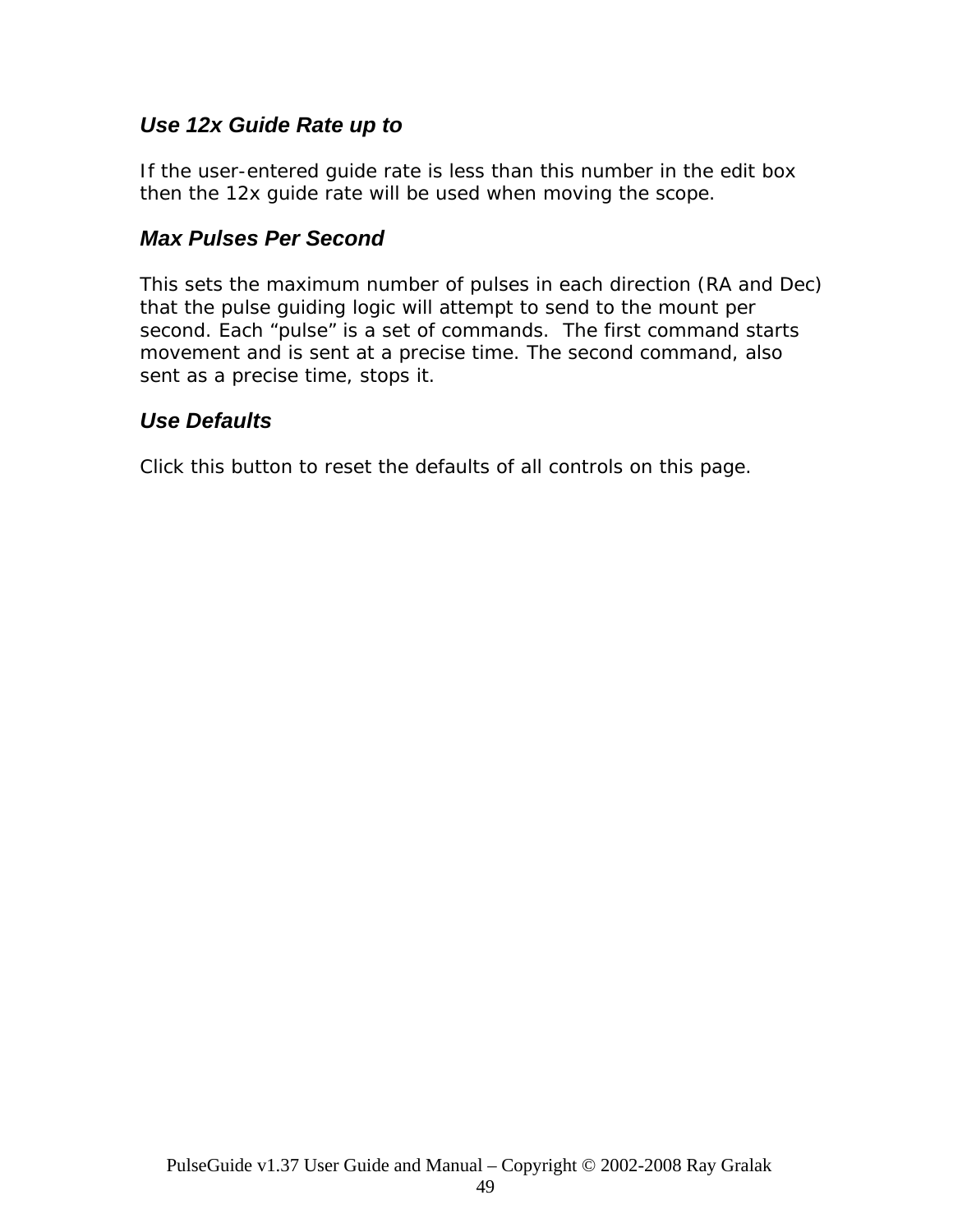### *Use 12x Guide Rate up to*

If the user-entered guide rate is less than this number in the edit box then the 12x guide rate will be used when moving the scope.

### *Max Pulses Per Second*

This sets the maximum number of pulses in each direction (RA and Dec) that the pulse guiding logic will attempt to send to the mount per second. Each "pulse" is a set of commands. The first command starts movement and is sent at a precise time. The second command, also sent as a precise time, stops it.

### *Use Defaults*

Click this button to reset the defaults of all controls on this page.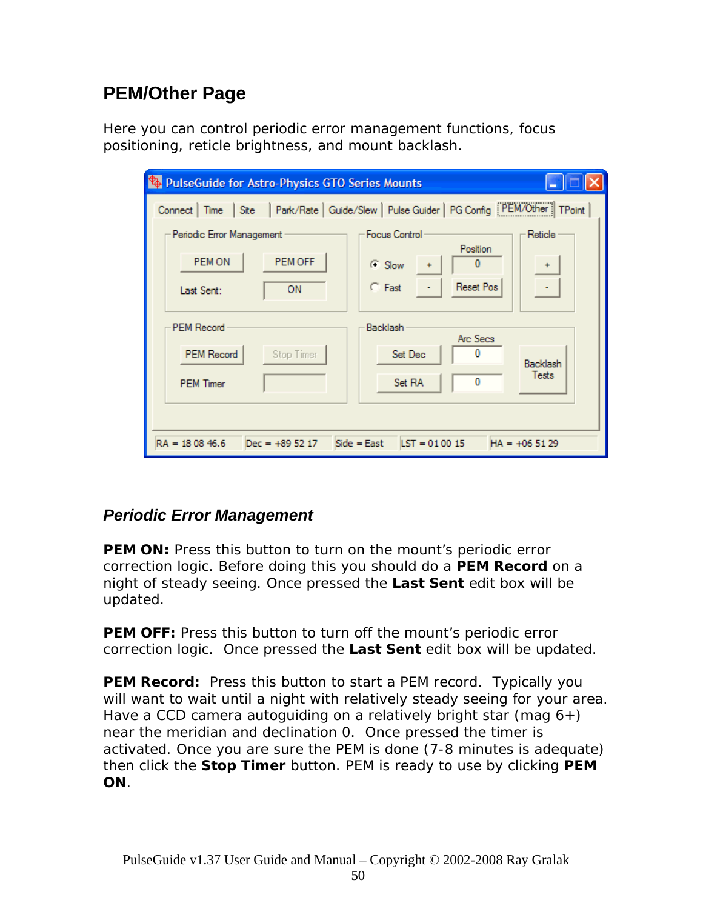## PEM/Other Page

Here you can control periodic error management functions, focus positioning, reticle brightness, and mount backlash.

### *Periodic Error Management*

**PEM ON:** Press this button to turn on the mount's periodic error correction logic. Before doing this you should do a **PEM Record** on a night of steady seeing. Once pressed the **Last Sent** edit box will be updated.

**PEM OFF:** Press this button to turn off the mount's periodic error correction logic. Once pressed the **Last Sent** edit box will be updated.

**PEM Record:** Press this button to start a PEM record. Typically you will want to wait until a night with relatively steady seeing for your area. Have a CCD camera autoguiding on a relatively bright star (mag 6+) near the meridian and declination 0. Once pressed the timer is activated. Once you are sure the PEM is done (7-8 minutes is adequate) then click the **Stop Timer** button. PEM is ready to use by clicking **PEM ON**.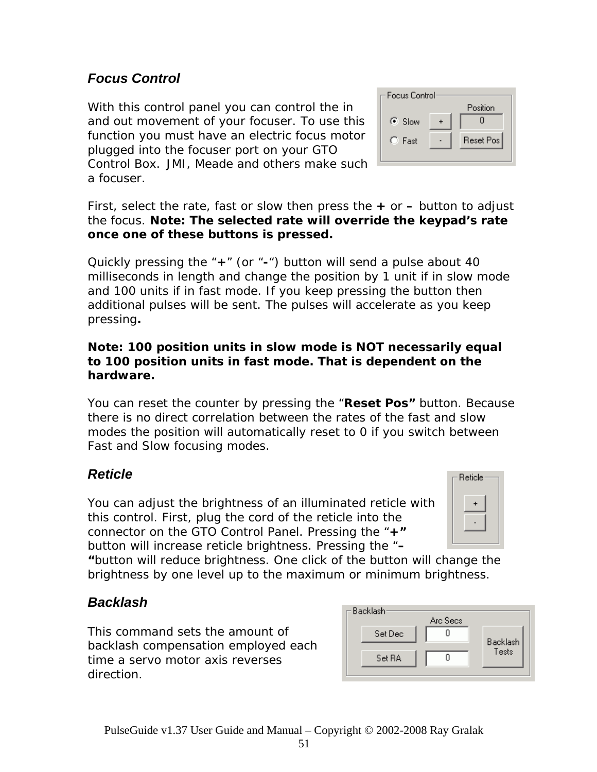### *Focus Control*

With this control panel you can control the in and out movement of your focuser. To use this function you must have an electric focus motor plugged into the focuser port on your GTO Control Box. JMI, Meade and others make such a focuser.

First, select the rate, fast or slow then press the **+** or **–** button to adjust the focus. **Note: The selected rate will override the keypad's rate once one of these buttons is pressed.**

Quickly pressing the "**+**" (or "**-**") button will send a pulse about 40 milliseconds in length and change the position by 1 unit if in slow mode and 100 units if in fast mode. If you keep pressing the button then additional pulses will be sent. The pulses will accelerate as you keep pressing**.**

**Note: 100 position units in slow mode is NOT necessarily equal to 100 position units in fast mode. That is dependent on the hardware.**

You can reset the counter by pressing the "**Reset Pos"** button. Because there is no direct correlation between the rates of the fast and slow modes the position will automatically reset to 0 if you switch between Fast and Slow focusing modes.

### *Reticle*

You can adjust the brightness of an illuminated reticle with this control. First, plug the cord of the reticle into the connector on the GTO Control Panel. Pressing the "**+"** button will increase reticle brightness. Pressing the "**–"**button will reduce brightness. One click of the button will change the brightness by one level up to the maximum or minimum brightness.

### *Backlash*

This command sets the amount of backlash compensation employed each time a servo motor axis reverses direction.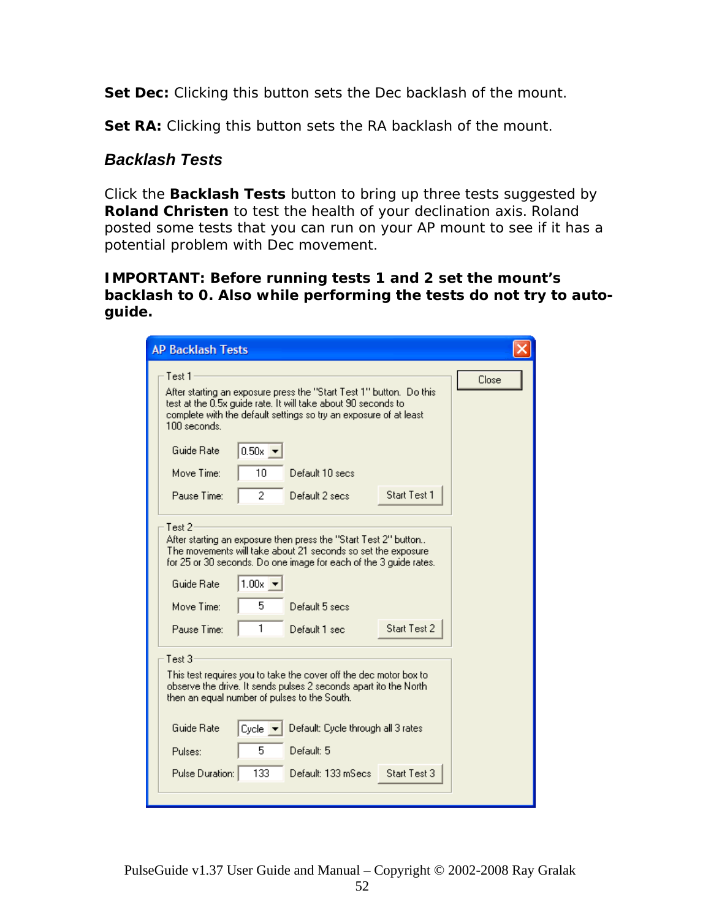**Set Dec:** Clicking this button sets the Dec backlash of the mount.

**Set RA:** Clicking this button sets the RA backlash of the mount.

### *Backlash Tests*

Click the **Backlash Tests** button to bring up three tests suggested by **Roland Christen** to test the health of your declination axis. Roland posted some tests that you can run on your AP mount to see if it has a potential problem with Dec movement.

**IMPORTANT: Before running tests 1 and 2 set the mount's backlash to 0. Also while performing the tests do not try to auto-guide.**

**AP Backlash Tests**

Close

**Test 1**

After starting an exposure press the "Start Test 1" button. Do this test at the 0.5x guide rate. It will take about 90 seconds to complete with the default settings so try an exposure of at least 100 seconds.

| | | |
|---|---|---|
| Guide Rate | 0.50x | |
| Move Time: | 10 | Default 10 secs |
| Pause Time: | 2 | Default 2 secs |

Start Test 1

**Test 2**

After starting an exposure then press the "Start Test 2" button.. The movements will take about 21 seconds so set the exposure for 25 or 30 seconds. Do one image for each of the 3 guide rates.

| | | |
|---|---|---|
| Guide Rate | 1.00x | |
| Move Time: | 5 | Default 5 secs |
| Pause Time: | 1 | Default 1 sec |

Start Test 2

**Test 3**

This test requires you to take the cover off the dec motor box to observe the drive. It sends pulses 2 seconds apart ito the North then an equal number of pulses to the South.

| | | |
|---|---|---|
| Guide Rate | Cycle | Default: Cycle through all 3 rates |
| Pulses: | 5 | Default: 5 |
| Pulse Duration: | 133 | Default: 133 mSecs |

Start Test 3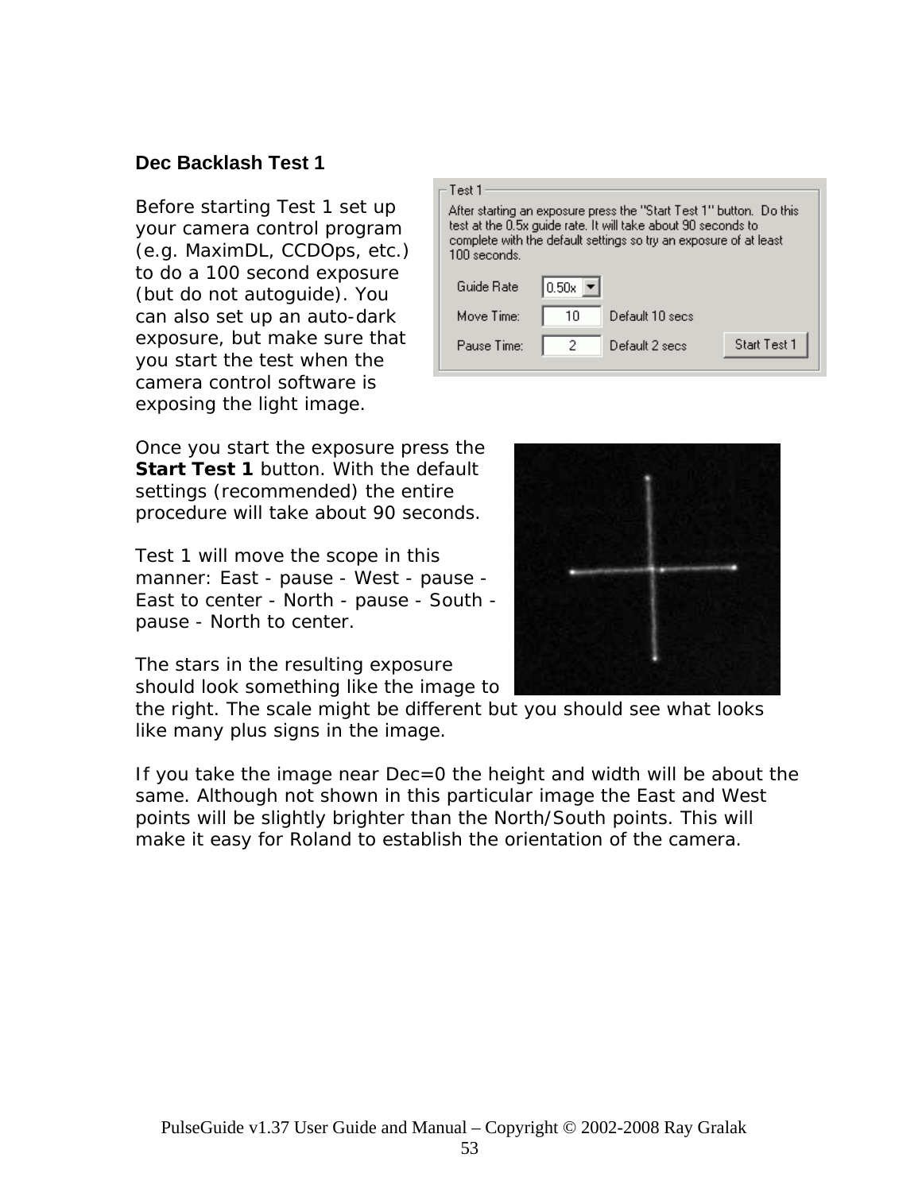### Dec Backlash Test 1

Before starting Test 1 set up your camera control program (e.g. MaximDL, CCDOps, etc.) to do a 100 second exposure (but do not autoguide). You can also set up an auto-dark exposure, but make sure that you start the test when the camera control software is exposing the light image.

Once you start the exposure press the **Start Test 1** button. With the default settings (recommended) the entire procedure will take about 90 seconds.

Test 1 will move the scope in this manner: East - pause - West - pause - East to center - North - pause - South - pause - North to center.

The stars in the resulting exposure should look something like the image to the right. The scale might be different but you should see what looks like many plus signs in the image.

If you take the image near Dec=0 the height and width will be about the same. Although not shown in this particular image the East and West points will be slightly brighter than the North/South points. This will make it easy for Roland to establish the orientation of the camera.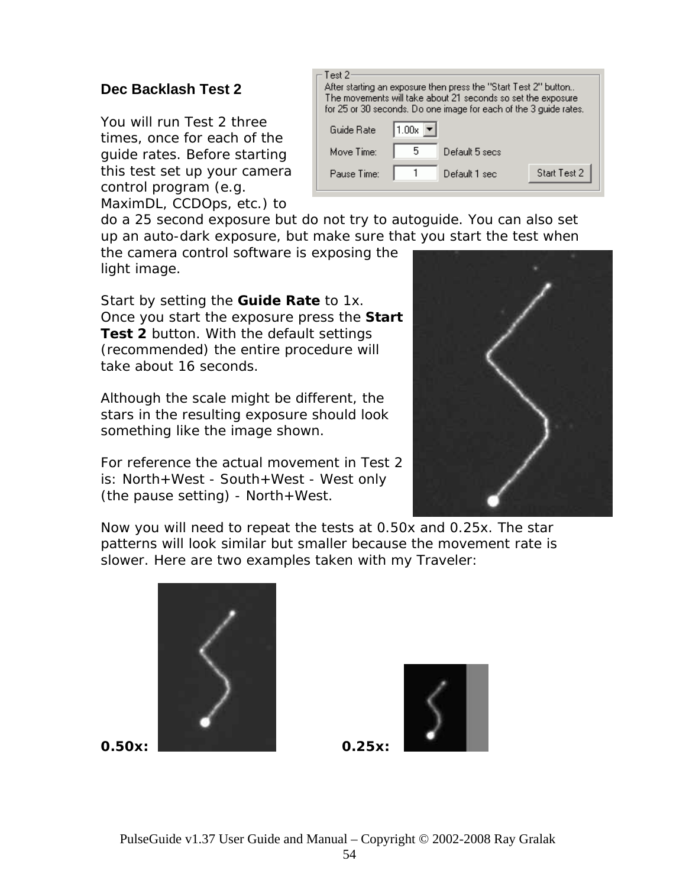### Dec Backlash Test 2

You will run Test 2 three times, once for each of the guide rates. Before starting this test set up your camera control program (e.g. MaximDL, CCDOps, etc.) to do a 25 second exposure but do not try to autoguide. You can also set up an auto-dark exposure, but make sure that you start the test when the camera control software is exposing the light image.

Start by setting the **Guide Rate** to 1x. Once you start the exposure press the **Start Test 2** button. With the default settings (recommended) the entire procedure will take about 16 seconds.

Although the scale might be different, the stars in the resulting exposure should look something like the image shown.

For reference the actual movement in Test 2 is: North+West - South+West - West only (the pause setting) - North+West.

Now you will need to repeat the tests at 0.50x and 0.25x. The star patterns will look similar but smaller because the movement rate is slower. Here are two examples taken with my Traveler:

**0.50x:** **0.25x:**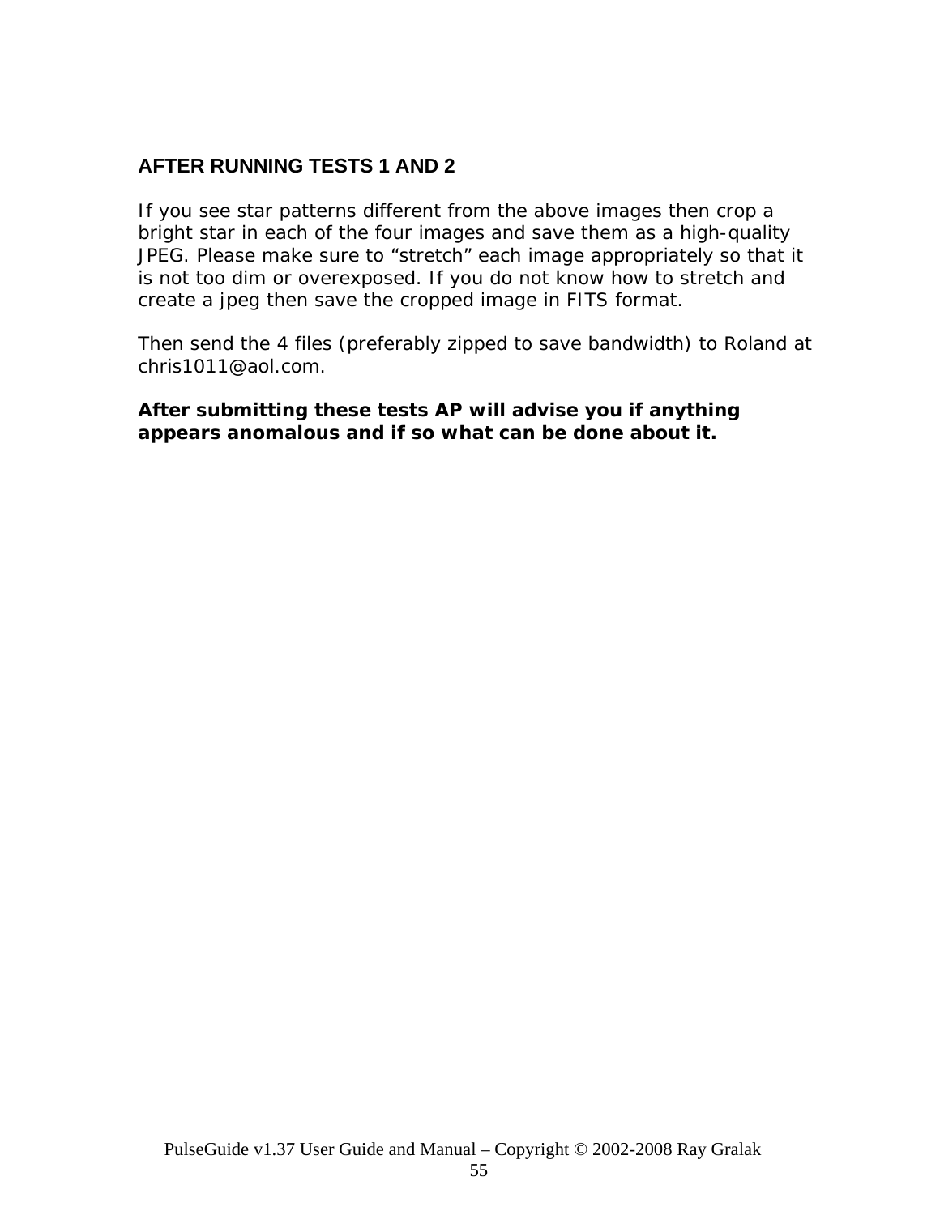## AFTER RUNNING TESTS 1 AND 2

If you see star patterns different from the above images then crop a bright star in each of the four images and save them as a high-quality JPEG. Please make sure to “stretch” each image appropriately so that it is not too dim or overexposed. If you do not know how to stretch and create a jpeg then save the cropped image in FITS format.

Then send the 4 files (preferably zipped to save bandwidth) to Roland at chris1011@aol.com.

**After submitting these tests AP will advise you if anything appears anomalous and if so what can be done about it.**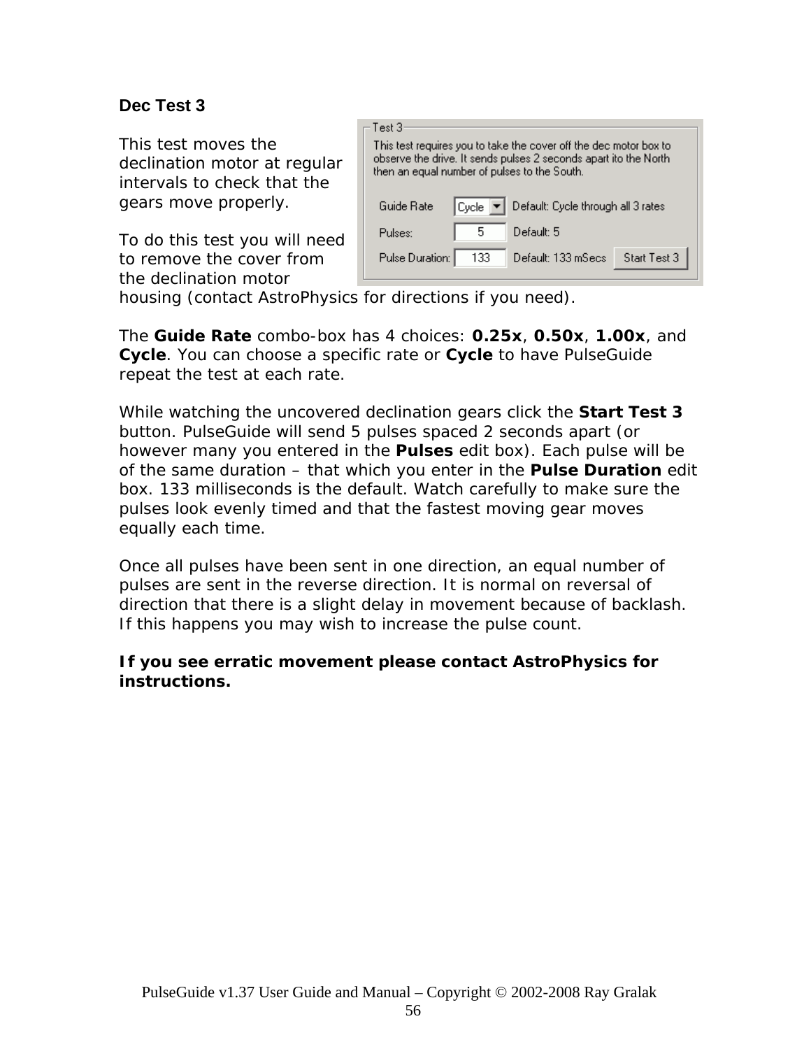### Dec Test 3

This test moves the declination motor at regular intervals to check that the gears move properly.

To do this test you will need to remove the cover from the declination motor housing (contact AstroPhysics for directions if you need).

The **Guide Rate** combo-box has 4 choices: **0.25x**, **0.50x**, **1.00x**, and **Cycle**. You can choose a specific rate or **Cycle** to have PulseGuide repeat the test at each rate.

While watching the uncovered declination gears click the **Start Test 3** button. PulseGuide will send 5 pulses spaced 2 seconds apart (or however many you entered in the **Pulses** edit box). Each pulse will be of the same duration – that which you enter in the **Pulse Duration** edit box. 133 milliseconds is the default. Watch carefully to make sure the pulses look evenly timed and that the fastest moving gear moves equally each time.

Once all pulses have been sent in one direction, an equal number of pulses are sent in the reverse direction. It is normal on reversal of direction that there is a slight delay in movement because of backlash. If this happens you may wish to increase the pulse count.

**If you see erratic movement please contact AstroPhysics for instructions.**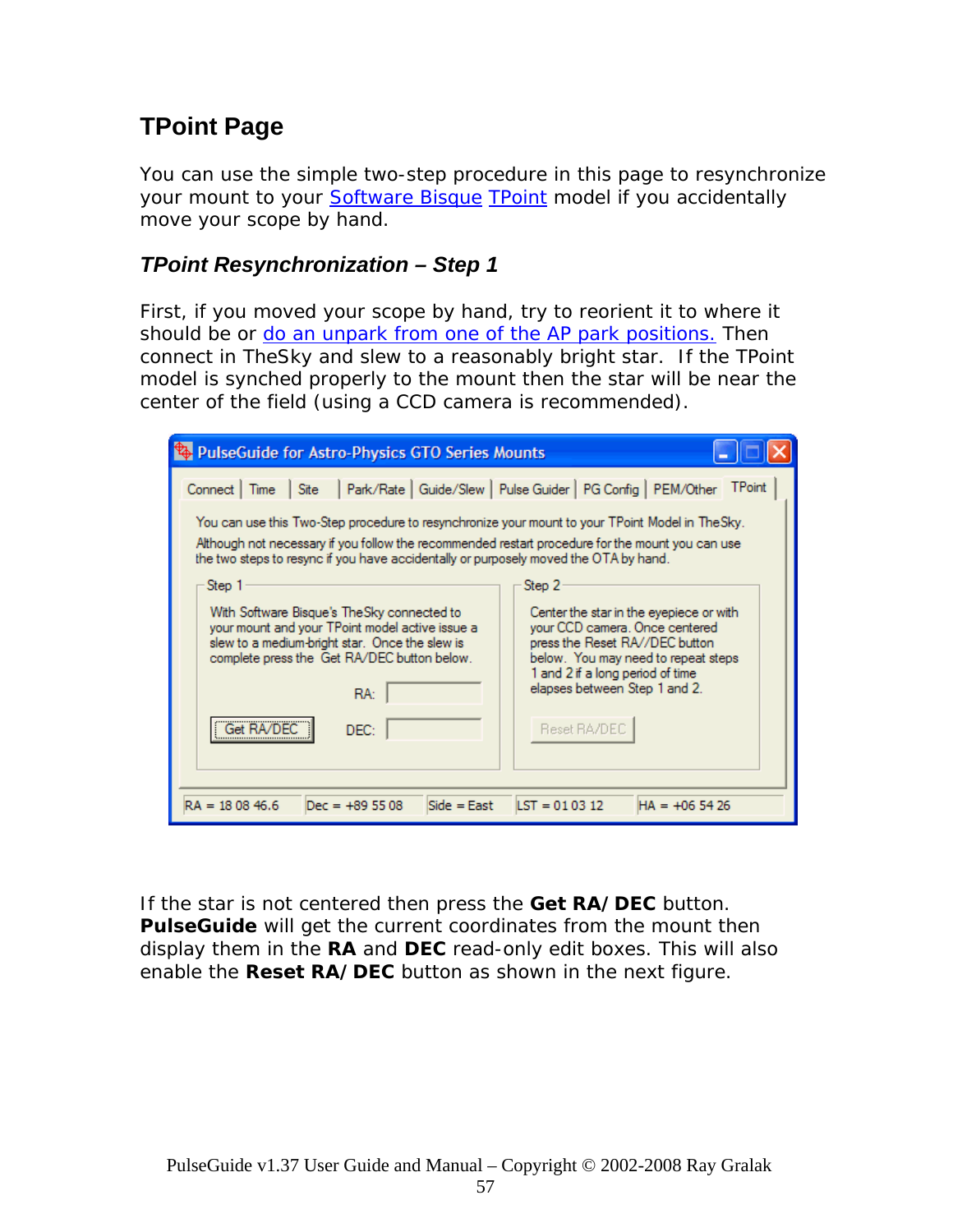## TPoint Page

You can use the simple two-step procedure in this page to resynchronize your mount to your Software Bisque TPoint model if you accidentally move your scope by hand.

### *TPoint Resynchronization – Step 1*

First, if you moved your scope by hand, try to reorient it to where it should be or do an unpark from one of the AP park positions. Then connect in TheSky and slew to a reasonably bright star. If the TPoint model is synched properly to the mount then the star will be near the center of the field (using a CCD camera is recommended).

If the star is not centered then press the **Get RA/DEC** button. **PulseGuide** will get the current coordinates from the mount then display them in the **RA** and **DEC** read-only edit boxes. This will also enable the **Reset RA/DEC** button as shown in the next figure.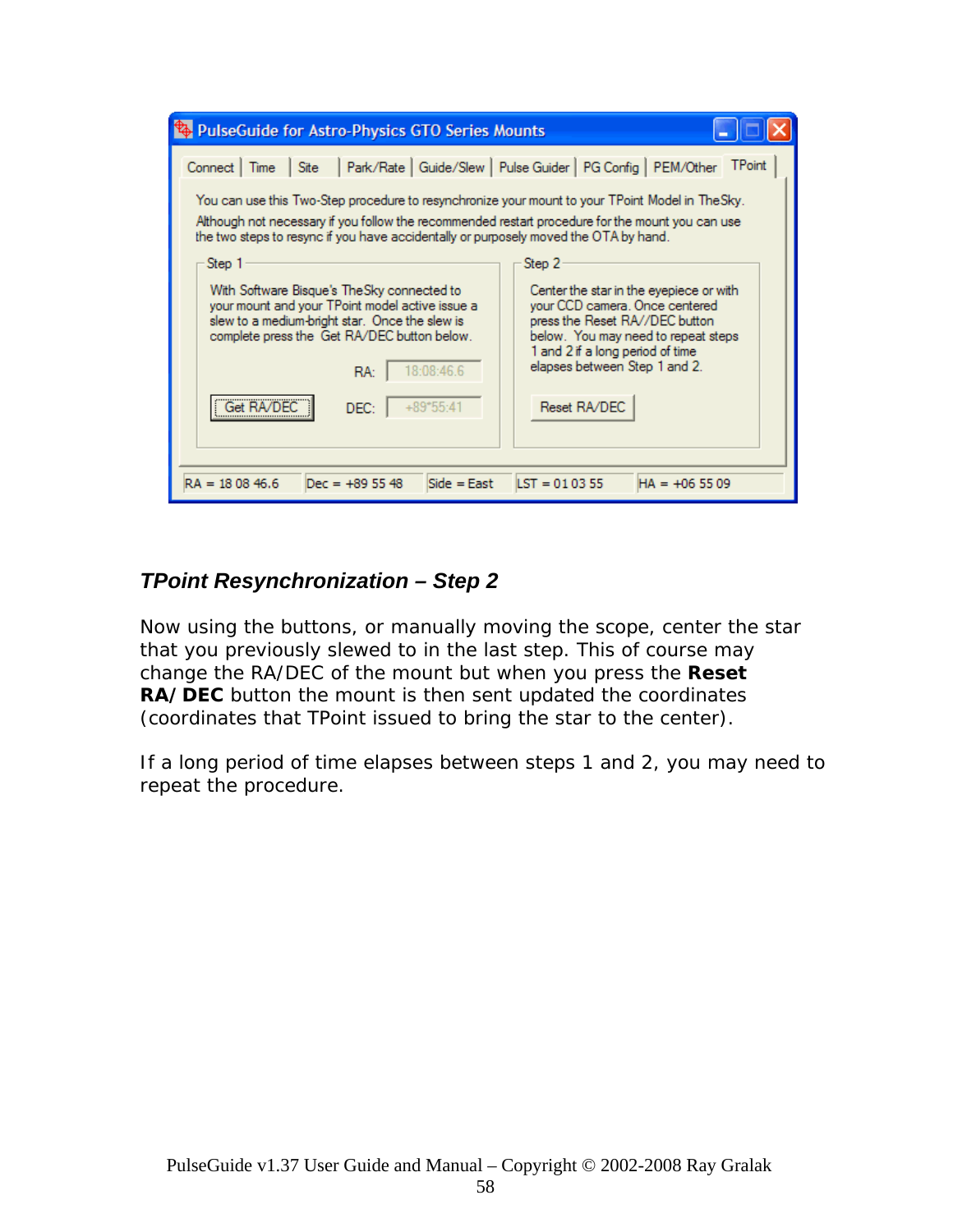### *TPoint Resynchronization – Step 2*

Now using the buttons, or manually moving the scope, center the star that you previously slewed to in the last step. This of course may change the RA/DEC of the mount but when you press the **Reset RA/DEC** button the mount is then sent updated the coordinates (coordinates that TPoint issued to bring the star to the center).

If a long period of time elapses between steps 1 and 2, you may need to repeat the procedure.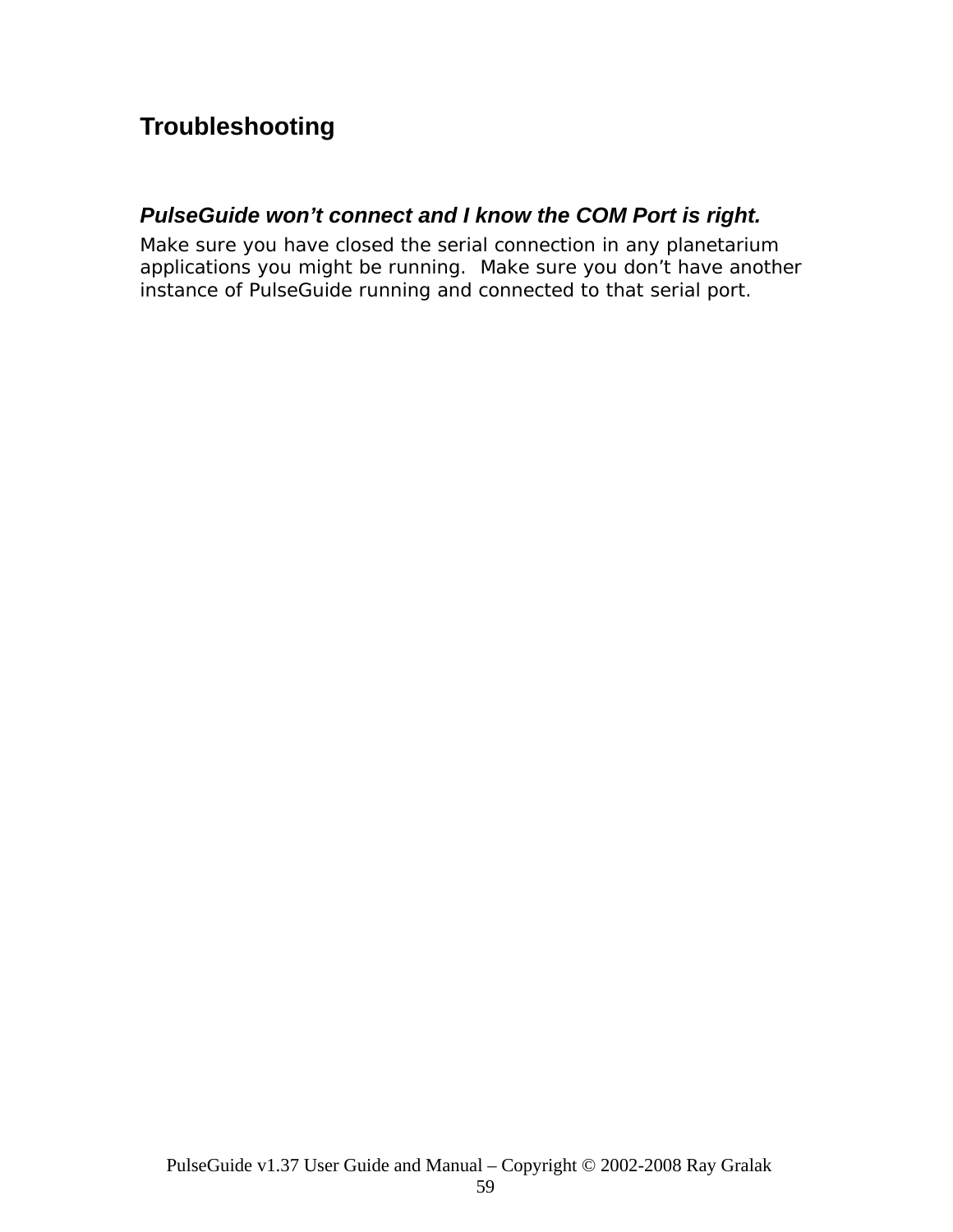# Troubleshooting

### *PulseGuide won't connect and I know the COM Port is right.*

Make sure you have closed the serial connection in any planetarium applications you might be running. Make sure you don't have another instance of PulseGuide running and connected to that serial port.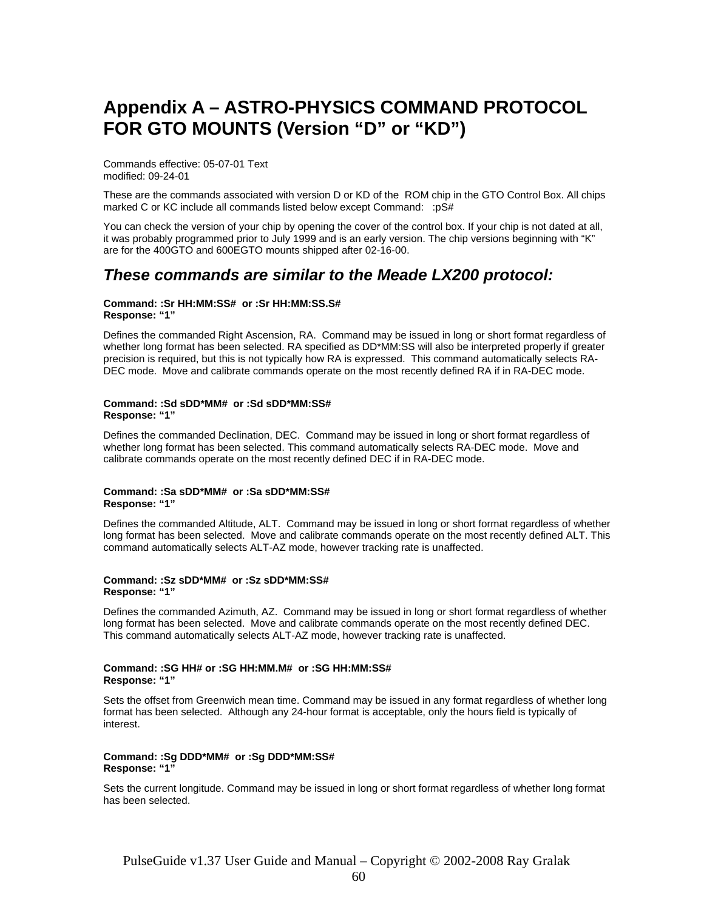# Appendix A – ASTRO-PHYSICS COMMAND PROTOCOL FOR GTO MOUNTS (Version “D” or “KD”)

Commands effective: 05-07-01 Text
modified: 09-24-01

These are the commands associated with version D or KD of the ROM chip in the GTO Control Box. All chips marked C or KC include all commands listed below except Command: :pS#

You can check the version of your chip by opening the cover of the control box. If your chip is not dated at all, it was probably programmed prior to July 1999 and is an early version. The chip versions beginning with “K” are for the 400GTO and 600EGTO mounts shipped after 02-16-00.

## *These commands are similar to the Meade LX200 protocol:*

**Command: :Sr HH:MM:SS# or :Sr HH:MM:SS.S#**
**Response: “1”**

Defines the commanded Right Ascension, RA. Command may be issued in long or short format regardless of whether long format has been selected. RA specified as DD*MM:SS will also be interpreted properly if greater precision is required, but this is not typically how RA is expressed. This command automatically selects RA-DEC mode. Move and calibrate commands operate on the most recently defined RA if in RA-DEC mode.

**Command: :Sd sDD*MM# or :Sd sDD*MM:SS#**
**Response: “1”**

Defines the commanded Declination, DEC. Command may be issued in long or short format regardless of whether long format has been selected. This command automatically selects RA-DEC mode. Move and calibrate commands operate on the most recently defined DEC if in RA-DEC mode.

**Command: :Sa sDD*MM# or :Sa sDD*MM:SS#**
**Response: “1”**

Defines the commanded Altitude, ALT. Command may be issued in long or short format regardless of whether long format has been selected. Move and calibrate commands operate on the most recently defined ALT. This command automatically selects ALT-AZ mode, however tracking rate is unaffected.

**Command: :Sz sDD*MM# or :Sz sDD*MM:SS#**
**Response: “1”**

Defines the commanded Azimuth, AZ. Command may be issued in long or short format regardless of whether long format has been selected. Move and calibrate commands operate on the most recently defined DEC. This command automatically selects ALT-AZ mode, however tracking rate is unaffected.

**Command: :SG HH# or :SG HH:MM.M# or :SG HH:MM:SS#**
**Response: “1”**

Sets the offset from Greenwich mean time. Command may be issued in any format regardless of whether long format has been selected. Although any 24-hour format is acceptable, only the hours field is typically of interest.

**Command: :Sg DDD*MM# or :Sg DDD*MM:SS#**
**Response: “1”**

Sets the current longitude. Command may be issued in long or short format regardless of whether long format has been selected.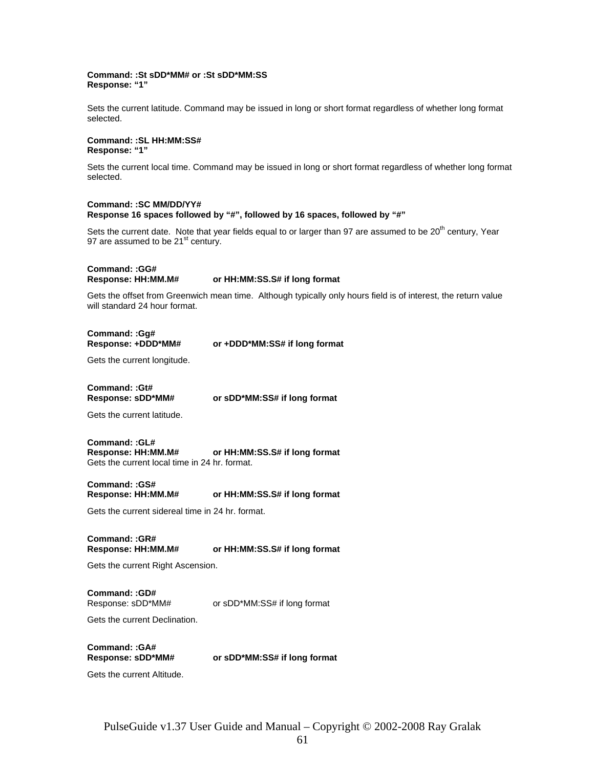**Command: :St sDD*MM# or :St sDD*MM:SS**
**Response: "1"**

Sets the current latitude. Command may be issued in long or short format regardless of whether long format selected.

**Command: :SL HH:MM:SS#**
**Response: "1"**

Sets the current local time. Command may be issued in long or short format regardless of whether long format selected.

**Command: :SC MM/DD/YY#**
**Response 16 spaces followed by "#", followed by 16 spaces, followed by "#"**

Sets the current date. Note that year fields equal to or larger than 97 are assumed to be 20th century, Year 97 are assumed to be 21st century.

**Command: :GG#**
**Response: HH:MM.M#            or HH:MM:SS.S# if long format**

Gets the offset from Greenwich mean time. Although typically only hours field is of interest, the return value will standard 24 hour format.

**Command: :Gg#**
**Response: +DDD*MM#            or +DDD*MM:SS# if long format**

Gets the current longitude.

**Command: :Gt#**
**Response: sDD*MM#            or sDD*MM:SS# if long format**

Gets the current latitude.

**Command: :GL#**
**Response: HH:MM.M#            or HH:MM:SS.S# if long format**
Gets the current local time in 24 hr. format.

**Command: :GS#**
**Response: HH:MM.M#            or HH:MM:SS.S# if long format**

Gets the current sidereal time in 24 hr. format.

**Command: :GR#**
**Response: HH:MM.M#            or HH:MM:SS.S# if long format**

Gets the current Right Ascension.

**Command: :GD#**
Response: sDD*MM#            or sDD*MM:SS# if long format

Gets the current Declination.

**Command: :GA#**
**Response: sDD*MM#            or sDD*MM:SS# if long format**

Gets the current Altitude.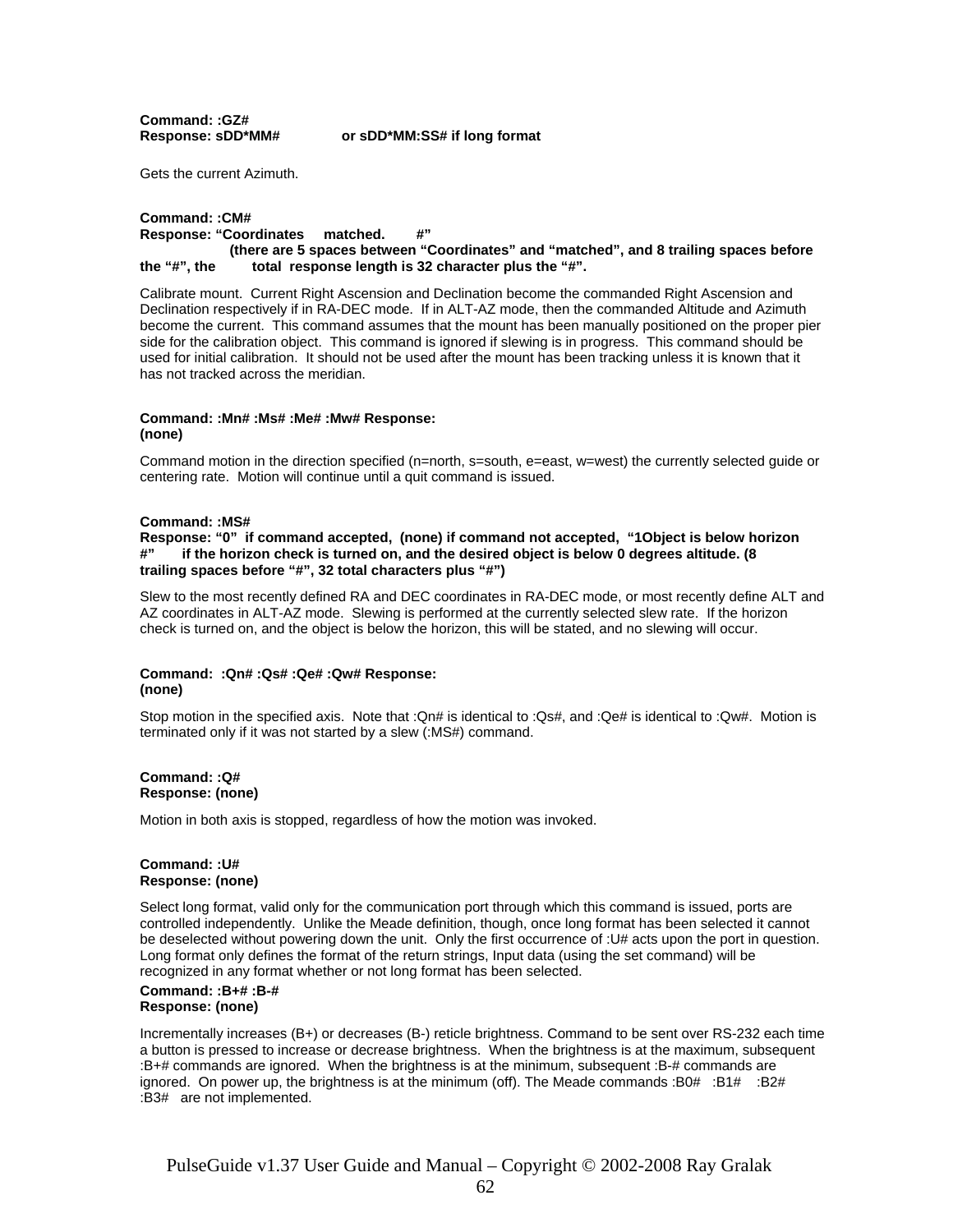**Command: :GZ#**
**Response: sDD*MM#     or sDD*MM:SS# if long format**

Gets the current Azimuth.

**Command: :CM#**
**Response: "Coordinates     matched.        #"**
**(there are 5 spaces between "Coordinates" and "matched", and 8 trailing spaces before the "#", the total response length is 32 character plus the "#".**

Calibrate mount. Current Right Ascension and Declination become the commanded Right Ascension and Declination respectively if in RA-DEC mode. If in ALT-AZ mode, then the commanded Altitude and Azimuth become the current. This command assumes that the mount has been manually positioned on the proper pier side for the calibration object. This command is ignored if slewing is in progress. This command should be used for initial calibration. It should not be used after the mount has been tracking unless it is known that it has not tracked across the meridian.

**Command: :Mn# :Ms# :Me# :Mw# Response:**
**(none)**

Command motion in the direction specified (n=north, s=south, e=east, w=west) the currently selected guide or centering rate. Motion will continue until a quit command is issued.

**Command: :MS#**
**Response: "0" if command accepted, (none) if command not accepted, "1Object is below horizon        #" if the horizon check is turned on, and the desired object is below 0 degrees altitude. (8 trailing spaces before "#", 32 total characters plus "#")**

Slew to the most recently defined RA and DEC coordinates in RA-DEC mode, or most recently define ALT and AZ coordinates in ALT-AZ mode. Slewing is performed at the currently selected slew rate. If the horizon check is turned on, and the object is below the horizon, this will be stated, and no slewing will occur.

**Command: :Qn# :Qs# :Qe# :Qw# Response:**
**(none)**

Stop motion in the specified axis. Note that :Qn# is identical to :Qs#, and :Qe# is identical to :Qw#. Motion is terminated only if it was not started by a slew (:MS#) command.

**Command: :Q#**
**Response: (none)**

Motion in both axis is stopped, regardless of how the motion was invoked.

**Command: :U#**
**Response: (none)**

Select long format, valid only for the communication port through which this command is issued, ports are controlled independently. Unlike the Meade definition, though, once long format has been selected it cannot be deselected without powering down the unit. Only the first occurrence of :U# acts upon the port in question. Long format only defines the format of the return strings, Input data (using the set command) will be recognized in any format whether or not long format has been selected.

**Command: :B+# :B-#**
**Response: (none)**

Incrementally increases (B+) or decreases (B-) reticle brightness. Command to be sent over RS-232 each time a button is pressed to increase or decrease brightness. When the brightness is at the maximum, subsequent :B+# commands are ignored. When the brightness is at the minimum, subsequent :B-# commands are ignored. On power up, the brightness is at the minimum (off). The Meade commands :B0# :B1# :B2# :B3# are not implemented.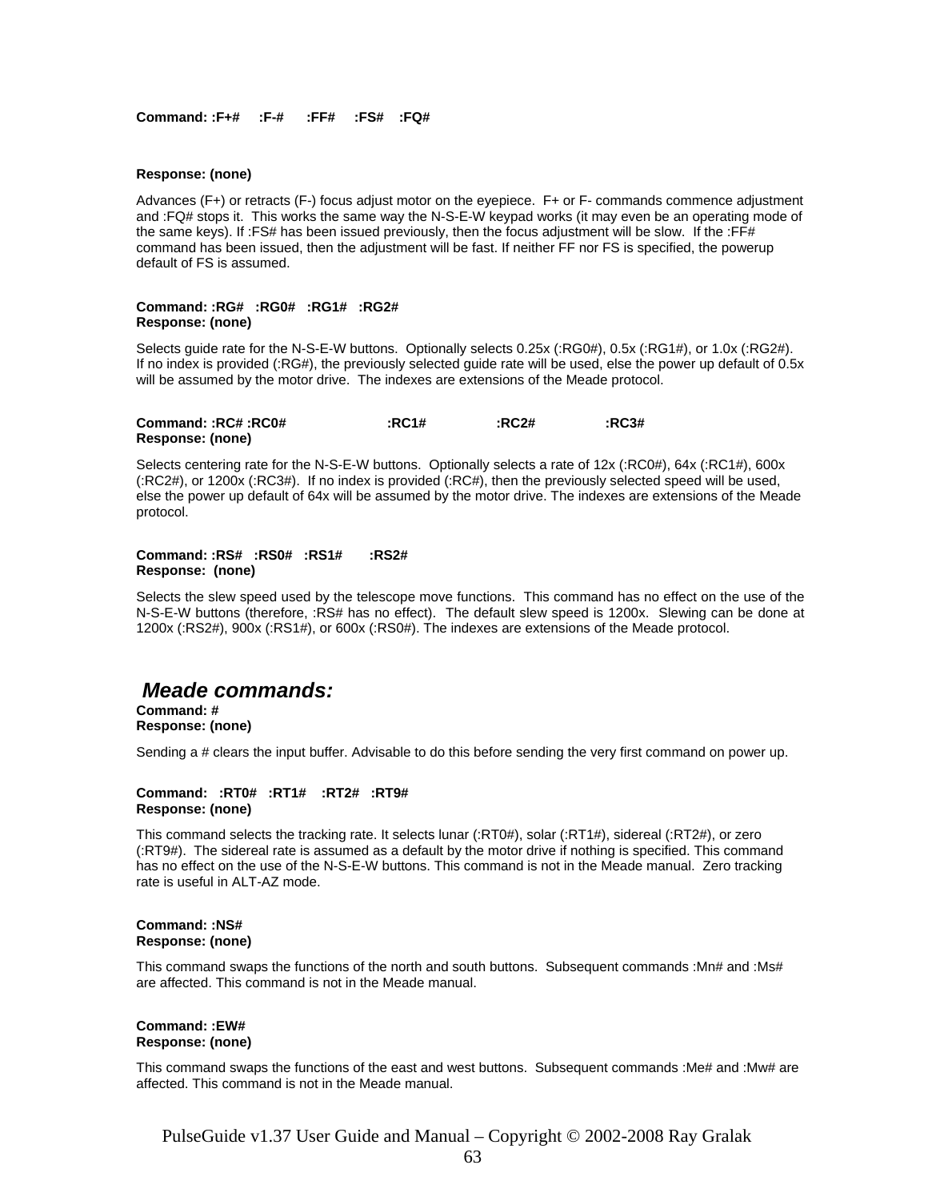**Command: :F+#     :F-#     :FF#     :FS#    :FQ#**

**Response: (none)**

Advances (F+) or retracts (F-) focus adjust motor on the eyepiece. F+ or F- commands commence adjustment and :FQ# stops it. This works the same way the N-S-E-W keypad works (it may even be an operating mode of the same keys). If :FS# has been issued previously, then the focus adjustment will be slow. If the :FF# command has been issued, then the adjustment will be fast. If neither FF nor FS is specified, the powerup default of FS is assumed.

**Command: :RG#   :RG0#   :RG1#   :RG2#**
**Response: (none)**

Selects guide rate for the N-S-E-W buttons. Optionally selects 0.25x (:RG0#), 0.5x (:RG1#), or 1.0x (:RG2#). If no index is provided (:RG#), the previously selected guide rate will be used, else the power up default of 0.5x will be assumed by the motor drive. The indexes are extensions of the Meade protocol.

**Command: :RC# :RC0#     :RC1#     :RC2#     :RC3#**
**Response: (none)**

Selects centering rate for the N-S-E-W buttons. Optionally selects a rate of 12x (:RC0#), 64x (:RC1#), 600x (:RC2#), or 1200x (:RC3#). If no index is provided (:RC#), then the previously selected speed will be used, else the power up default of 64x will be assumed by the motor drive. The indexes are extensions of the Meade protocol.

**Command: :RS#   :RS0#   :RS1#      :RS2#**
**Response: (none)**

Selects the slew speed used by the telescope move functions. This command has no effect on the use of the N-S-E-W buttons (therefore, :RS# has no effect). The default slew speed is 1200x. Slewing can be done at 1200x (:RS2#), 900x (:RS1#), or 600x (:RS0#). The indexes are extensions of the Meade protocol.

## ***Meade commands:***

**Command: #**
**Response: (none)**

Sending a # clears the input buffer. Advisable to do this before sending the very first command on power up.

**Command:   :RT0#   :RT1#   :RT2#   :RT9#**
**Response: (none)**

This command selects the tracking rate. It selects lunar (:RT0#), solar (:RT1#), sidereal (:RT2#), or zero (:RT9#). The sidereal rate is assumed as a default by the motor drive if nothing is specified. This command has no effect on the use of the N-S-E-W buttons. This command is not in the Meade manual. Zero tracking rate is useful in ALT-AZ mode.

**Command: :NS#**
**Response: (none)**

This command swaps the functions of the north and south buttons. Subsequent commands :Mn# and :Ms# are affected. This command is not in the Meade manual.

**Command: :EW#**
**Response: (none)**

This command swaps the functions of the east and west buttons. Subsequent commands :Me# and :Mw# are affected. This command is not in the Meade manual.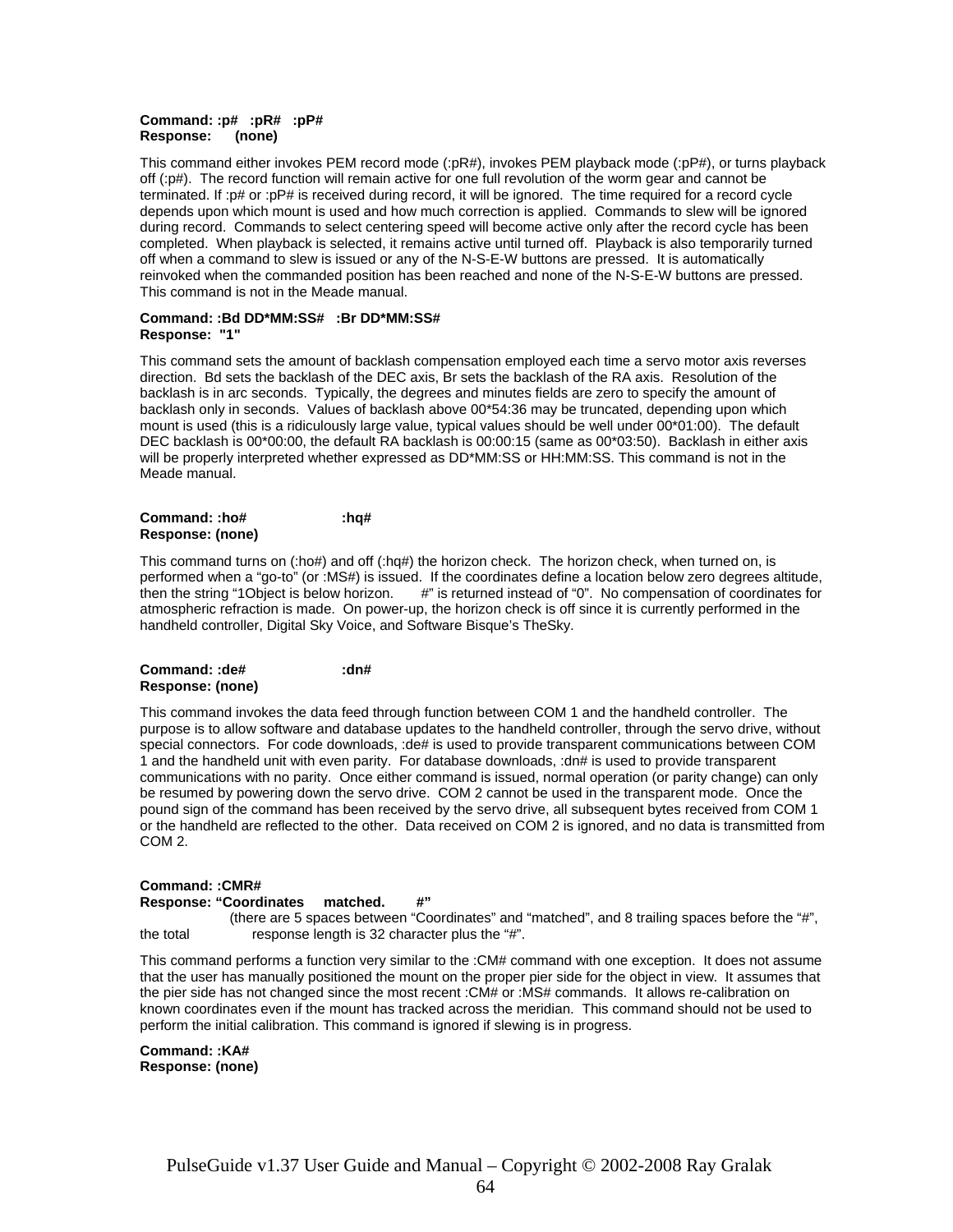**Command: :p#   :pR#   :pP#**
**Response:      (none)**

This command either invokes PEM record mode (:pR#), invokes PEM playback mode (:pP#), or turns playback off (:p#). The record function will remain active for one full revolution of the worm gear and cannot be terminated. If :p# or :pP# is received during record, it will be ignored. The time required for a record cycle depends upon which mount is used and how much correction is applied. Commands to slew will be ignored during record. Commands to select centering speed will become active only after the record cycle has been completed. When playback is selected, it remains active until turned off. Playback is also temporarily turned off when a command to slew is issued or any of the N-S-E-W buttons are pressed. It is automatically reinvoked when the commanded position has been reached and none of the N-S-E-W buttons are pressed. This command is not in the Meade manual.

**Command: :Bd DD*MM:SS#   :Br DD*MM:SS#**
**Response:  "1"**

This command sets the amount of backlash compensation employed each time a servo motor axis reverses direction. Bd sets the backlash of the DEC axis, Br sets the backlash of the RA axis. Resolution of the backlash is in arc seconds. Typically, the degrees and minutes fields are zero to specify the amount of backlash only in seconds. Values of backlash above 00*54:36 may be truncated, depending upon which mount is used (this is a ridiculously large value, typical values should be well under 00*01:00). The default DEC backlash is 00*00:00, the default RA backlash is 00:00:15 (same as 00*03:50). Backlash in either axis will be properly interpreted whether expressed as DD*MM:SS or HH:MM:SS. This command is not in the Meade manual.

**Command: :ho#                    :hq#**
**Response: (none)**

This command turns on (:ho#) and off (:hq#) the horizon check. The horizon check, when turned on, is performed when a "go-to" (or :MS#) is issued. If the coordinates define a location below zero degrees altitude, then the string "1Object is below horizon.       #" is returned instead of "0". No compensation of coordinates for atmospheric refraction is made. On power-up, the horizon check is off since it is currently performed in the handheld controller, Digital Sky Voice, and Software Bisque's TheSky.

**Command: :de#                    :dn#**
**Response: (none)**

This command invokes the data feed through function between COM 1 and the handheld controller. The purpose is to allow software and database updates to the handheld controller, through the servo drive, without special connectors. For code downloads, :de# is used to provide transparent communications between COM 1 and the handheld unit with even parity. For database downloads, :dn# is used to provide transparent communications with no parity. Once either command is issued, normal operation (or parity change) can only be resumed by powering down the servo drive. COM 2 cannot be used in the transparent mode. Once the pound sign of the command has been received by the servo drive, all subsequent bytes received from COM 1 or the handheld are reflected to the other. Data received on COM 2 is ignored, and no data is transmitted from COM 2.

**Command: :CMR#**
**Response: "Coordinates     matched.        #"**

(there are 5 spaces between "Coordinates" and "matched", and 8 trailing spaces before the "#", the total response length is 32 character plus the "#".

This command performs a function very similar to the :CM# command with one exception. It does not assume that the user has manually positioned the mount on the proper pier side for the object in view. It assumes that the pier side has not changed since the most recent :CM# or :MS# commands. It allows re-calibration on known coordinates even if the mount has tracked across the meridian. This command should not be used to perform the initial calibration. This command is ignored if slewing is in progress.

**Command: :KA#**
**Response: (none)**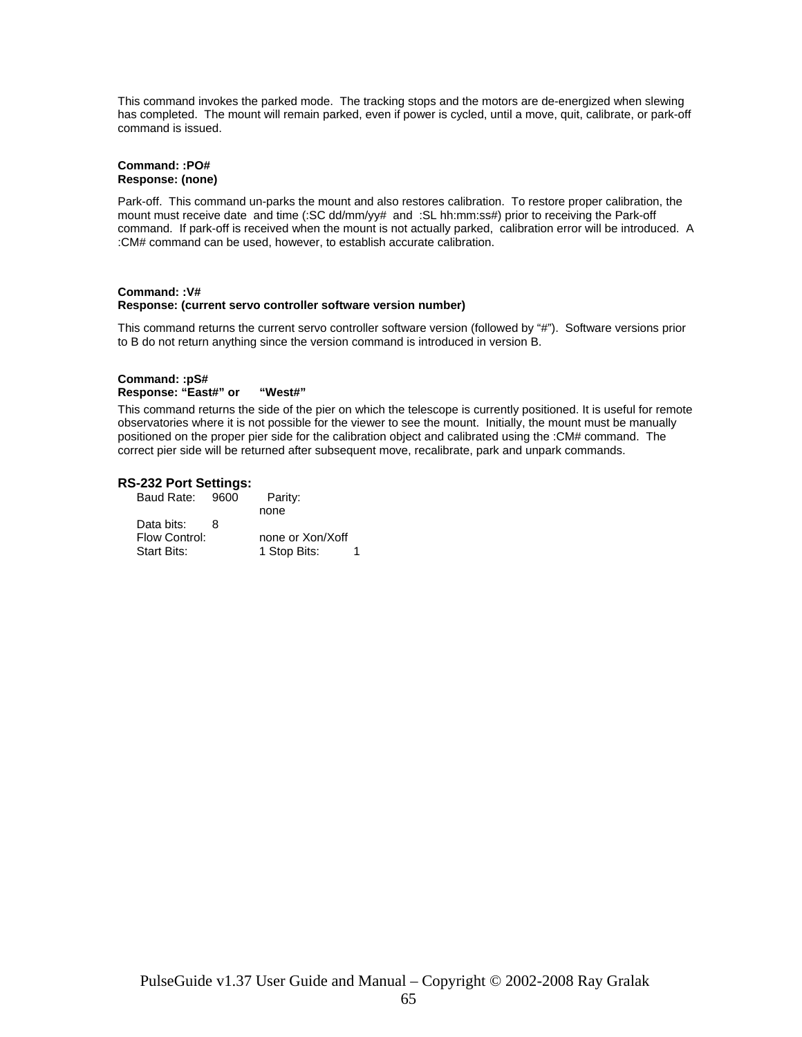This command invokes the parked mode. The tracking stops and the motors are de-energized when slewing has completed. The mount will remain parked, even if power is cycled, until a move, quit, calibrate, or park-off command is issued.

**Command: :PO#**
**Response: (none)**

Park-off. This command un-parks the mount and also restores calibration. To restore proper calibration, the mount must receive date and time (:SC dd/mm/yy# and :SL hh:mm:ss#) prior to receiving the Park-off command. If park-off is received when the mount is not actually parked, calibration error will be introduced. A :CM# command can be used, however, to establish accurate calibration.

**Command: :V#**
**Response: (current servo controller software version number)**

This command returns the current servo controller software version (followed by "#"). Software versions prior to B do not return anything since the version command is introduced in version B.

**Command: :pS#**
**Response: "East#" or "West#"**

This command returns the side of the pier on which the telescope is currently positioned. It is useful for remote observatories where it is not possible for the viewer to see the mount. Initially, the mount must be manually positioned on the proper pier side for the calibration object and calibrated using the :CM# command. The correct pier side will be returned after subsequent move, recalibrate, park and unpark commands.

### RS-232 Port Settings:

- Baud Rate: 9600
- Parity: none
- Data bits: 8
- Flow Control: none or Xon/Xoff
- Start Bits: 1
- Stop Bits: 1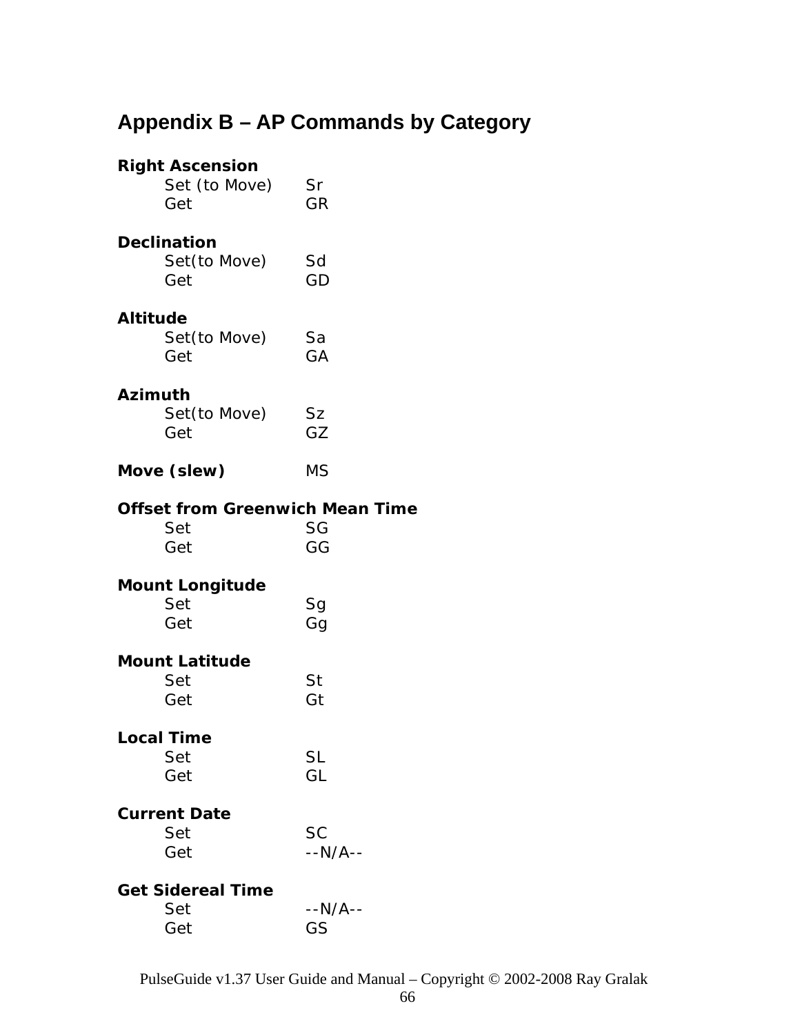## Appendix B – AP Commands by Category

**Right Ascension**

| | |
|---|---|
| Set (to Move) | Sr |
| Get | GR |

**Declination**

| | |
|---|---|
| Set(to Move) | Sd |
| Get | GD |

**Altitude**

| | |
|---|---|
| Set(to Move) | Sa |
| Get | GA |

**Azimuth**

| | |
|---|---|
| Set(to Move) | Sz |
| Get | GZ |

**Move (slew)** MS

**Offset from Greenwich Mean Time**

| | |
|---|---|
| Set | SG |
| Get | GG |

**Mount Longitude**

| | |
|---|---|
| Set | Sg |
| Get | Gg |

**Mount Latitude**

| | |
|---|---|
| Set | St |
| Get | Gt |

**Local Time**

| | |
|---|---|
| Set | SL |
| Get | GL |

**Current Date**

| | |
|---|---|
| Set | SC |
| Get | --N/A-- |

**Get Sidereal Time**

| | |
|---|---|
| Set | --N/A-- |
| Get | GS |

PulseGuide v1.37 User Guide and Manual – Copyright © 2002-2008 Ray Gralak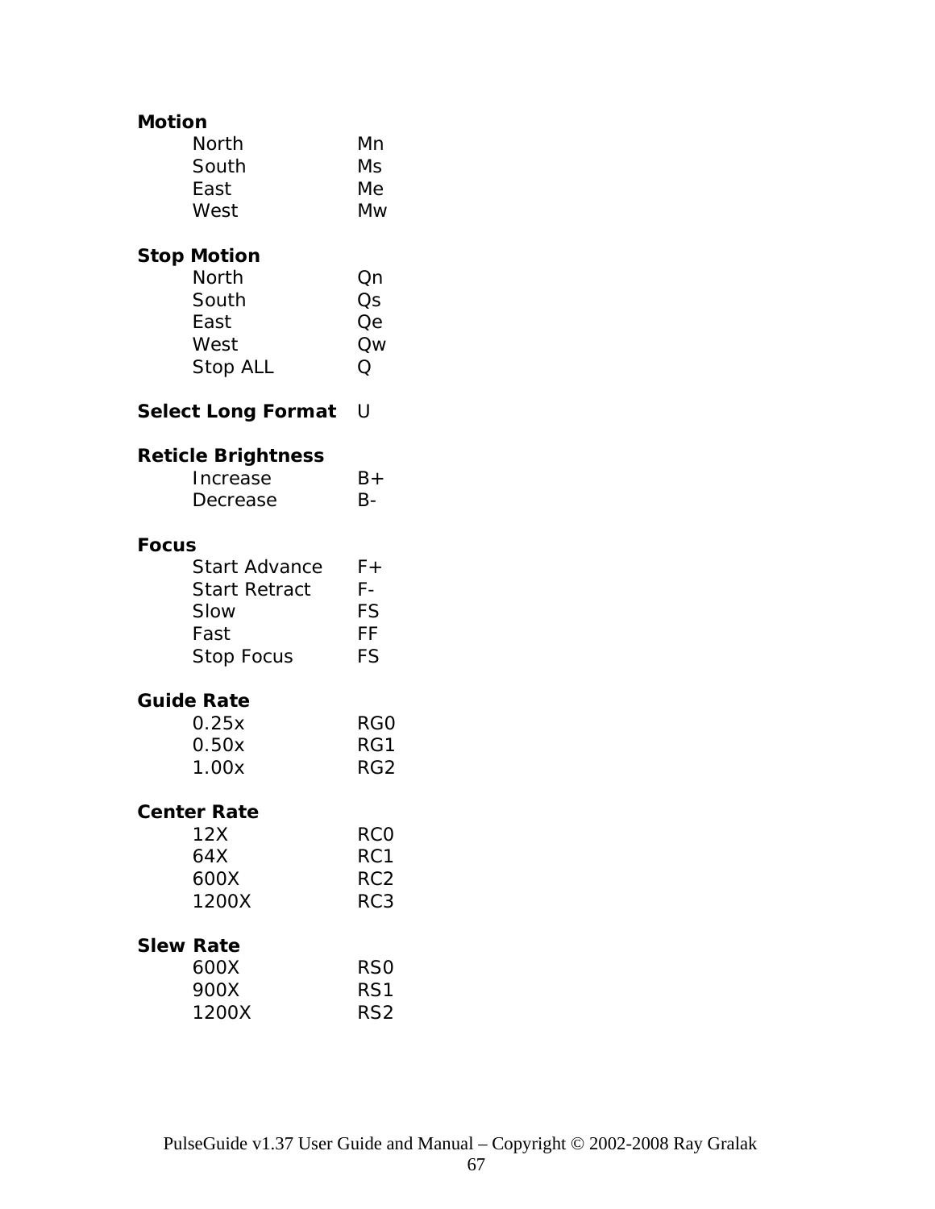**Motion**

| | |
|---|---|
| North | Mn |
| South | Ms |
| East | Me |
| West | Mw |

**Stop Motion**

| | |
|---|---|
| North | Qn |
| South | Qs |
| East | Qe |
| West | Qw |
| Stop ALL | Q |

**Select Long Format** U

**Reticle Brightness**

| | |
|---|---|
| Increase | B+ |
| Decrease | B- |

**Focus**

| | |
|---|---|
| Start Advance | F+ |
| Start Retract | F- |
| Slow | FS |
| Fast | FF |
| Stop Focus | FS |

**Guide Rate**

| | |
|---|---|
| 0.25x | RG0 |
| 0.50x | RG1 |
| 1.00x | RG2 |

**Center Rate**

| | |
|---|---|
| 12X | RC0 |
| 64X | RC1 |
| 600X | RC2 |
| 1200X | RC3 |

**Slew Rate**

| | |
|---|---|
| 600X | RS0 |
| 900X | RS1 |
| 1200X | RS2 |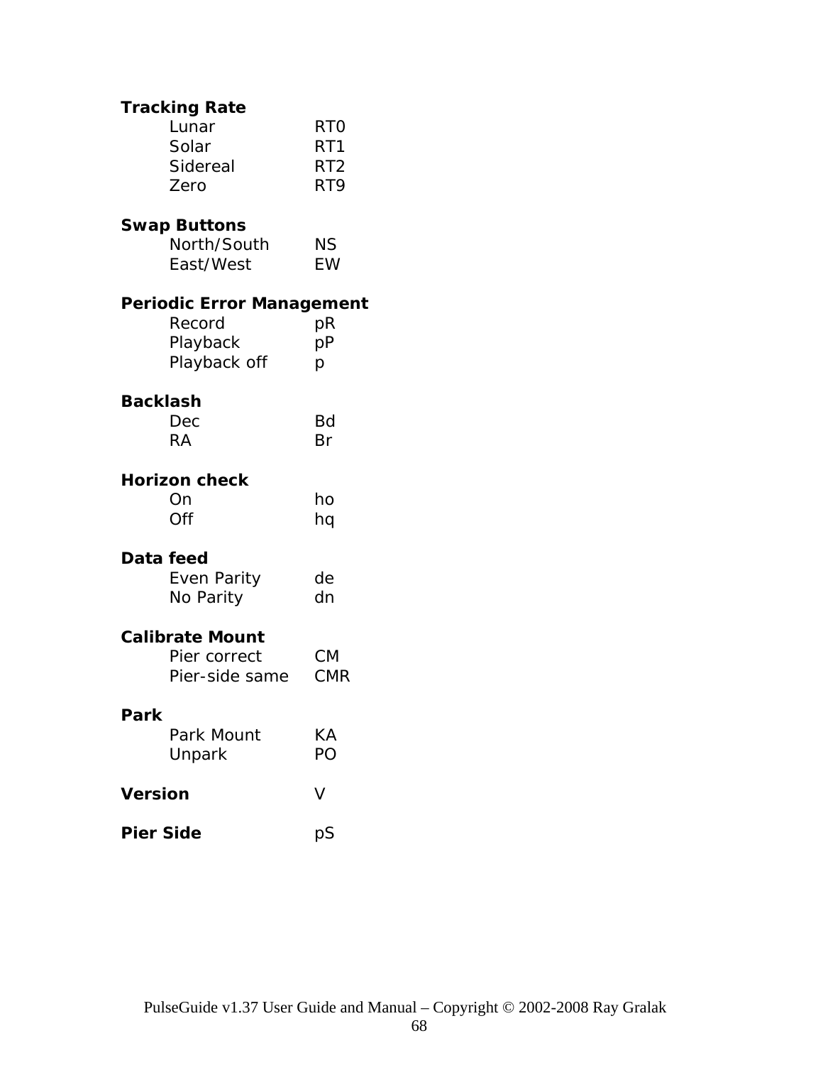**Tracking Rate**

| | |
|---|---|
| Lunar | RT0 |
| Solar | RT1 |
| Sidereal | RT2 |
| Zero | RT9 |

**Swap Buttons**

| | |
|---|---|
| North/South | NS |
| East/West | EW |

**Periodic Error Management**

| | |
|---|---|
| Record | pR |
| Playback | pP |
| Playback off | p |

**Backlash**

| | |
|---|---|
| Dec | Bd |
| RA | Br |

**Horizon check**

| | |
|---|---|
| On | ho |
| Off | hq |

**Data feed**

| | |
|---|---|
| Even Parity | de |
| No Parity | dn |

**Calibrate Mount**

| | |
|---|---|
| Pier correct | CM |
| Pier-side same | CMR |

**Park**

| | |
|---|---|
| Park Mount | KA |
| Unpark | PO |

**Version** V

**Pier Side** pS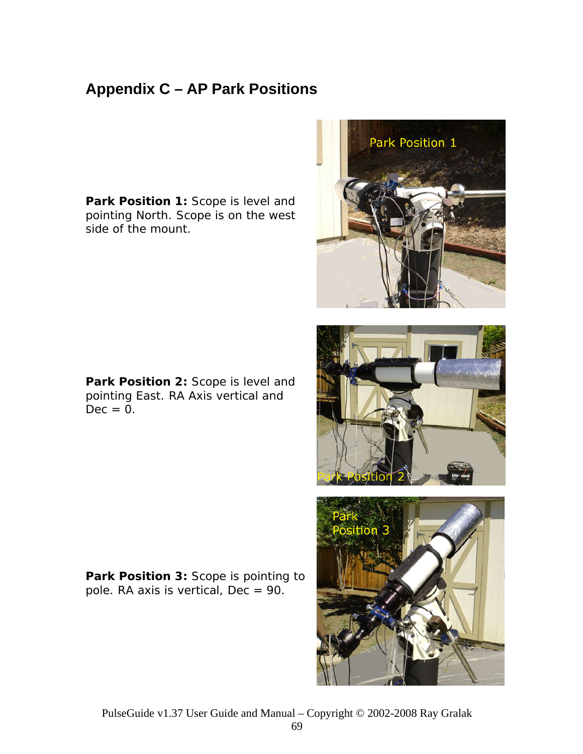## Appendix C – AP Park Positions

**Park Position 1:** Scope is level and pointing North. Scope is on the west side of the mount.

**Park Position 2:** Scope is level and pointing East. RA Axis vertical and Dec = 0.

**Park Position 3:** Scope is pointing to pole. RA axis is vertical, Dec = 90.